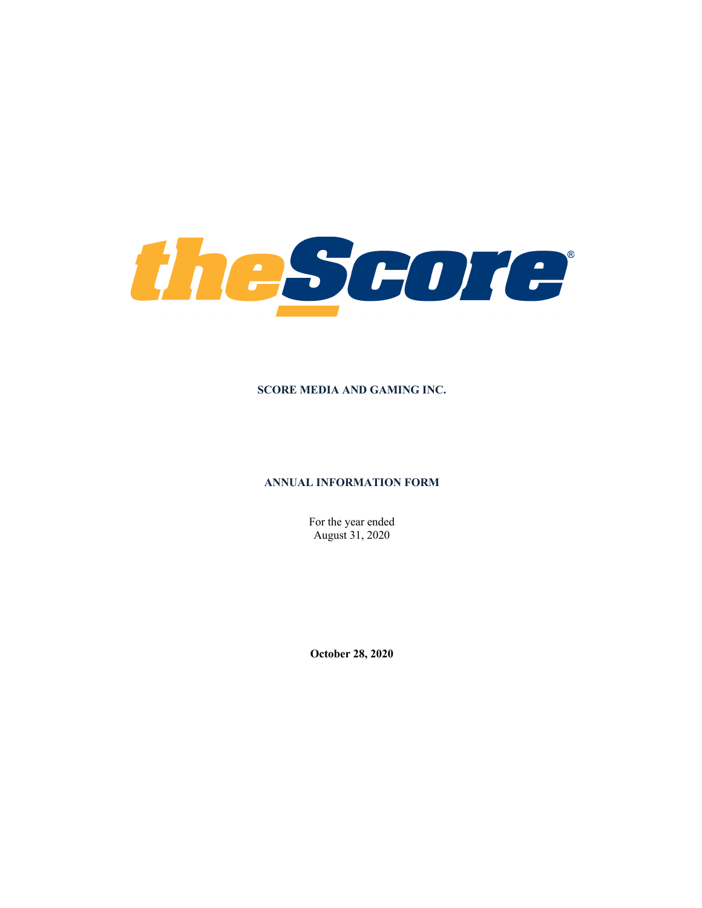theScore®

**SCORE MEDIA AND GAMING INC.**

**ANNUAL INFORMATION FORM**

For the year ended
August 31, 2020

**October 28, 2020**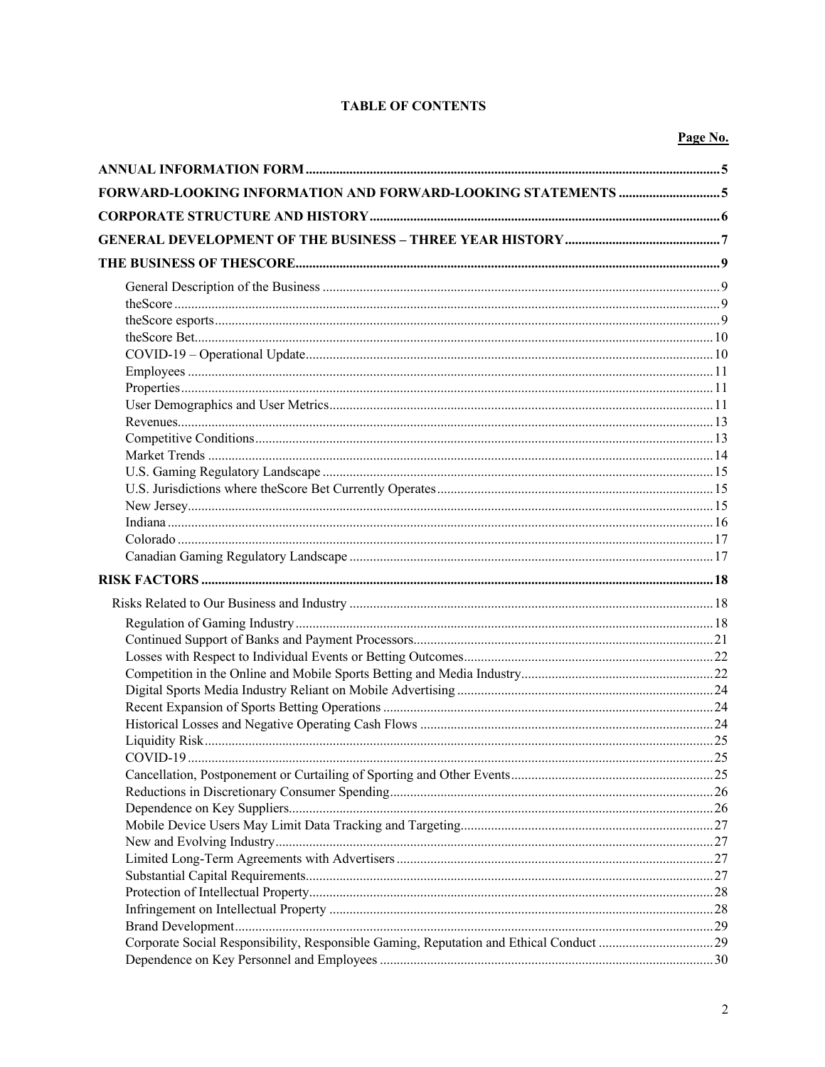**TABLE OF CONTENTS**

| | Page No. |
|---|---|
| **ANNUAL INFORMATION FORM** | **5** |
| **FORWARD-LOOKING INFORMATION AND FORWARD-LOOKING STATEMENTS** | **5** |
| **CORPORATE STRUCTURE AND HISTORY** | **6** |
| **GENERAL DEVELOPMENT OF THE BUSINESS – THREE YEAR HISTORY** | **7** |
| **THE BUSINESS OF THESCORE** | **9** |
| General Description of the Business | 9 |
| theScore | 9 |
| theScore esports | 9 |
| theScore Bet | 10 |
| COVID-19 – Operational Update | 10 |
| Employees | 11 |
| Properties | 11 |
| User Demographics and User Metrics | 11 |
| Revenues | 13 |
| Competitive Conditions | 13 |
| Market Trends | 14 |
| U.S. Gaming Regulatory Landscape | 15 |
| U.S. Jurisdictions where theScore Bet Currently Operates | 15 |
| New Jersey | 15 |
| Indiana | 16 |
| Colorado | 17 |
| Canadian Gaming Regulatory Landscape | 17 |
| **RISK FACTORS** | **18** |
| Risks Related to Our Business and Industry | 18 |
| Regulation of Gaming Industry | 18 |
| Continued Support of Banks and Payment Processors | 21 |
| Losses with Respect to Individual Events or Betting Outcomes | 22 |
| Competition in the Online and Mobile Sports Betting and Media Industry | 22 |
| Digital Sports Media Industry Reliant on Mobile Advertising | 24 |
| Recent Expansion of Sports Betting Operations | 24 |
| Historical Losses and Negative Operating Cash Flows | 24 |
| Liquidity Risk | 25 |
| COVID-19 | 25 |
| Cancellation, Postponement or Curtailing of Sporting and Other Events | 25 |
| Reductions in Discretionary Consumer Spending | 26 |
| Dependence on Key Suppliers | 26 |
| Mobile Device Users May Limit Data Tracking and Targeting | 27 |
| New and Evolving Industry | 27 |
| Limited Long-Term Agreements with Advertisers | 27 |
| Substantial Capital Requirements | 27 |
| Protection of Intellectual Property | 28 |
| Infringement on Intellectual Property | 28 |
| Brand Development | 29 |
| Corporate Social Responsibility, Responsible Gaming, Reputation and Ethical Conduct | 29 |
| Dependence on Key Personnel and Employees | 30 |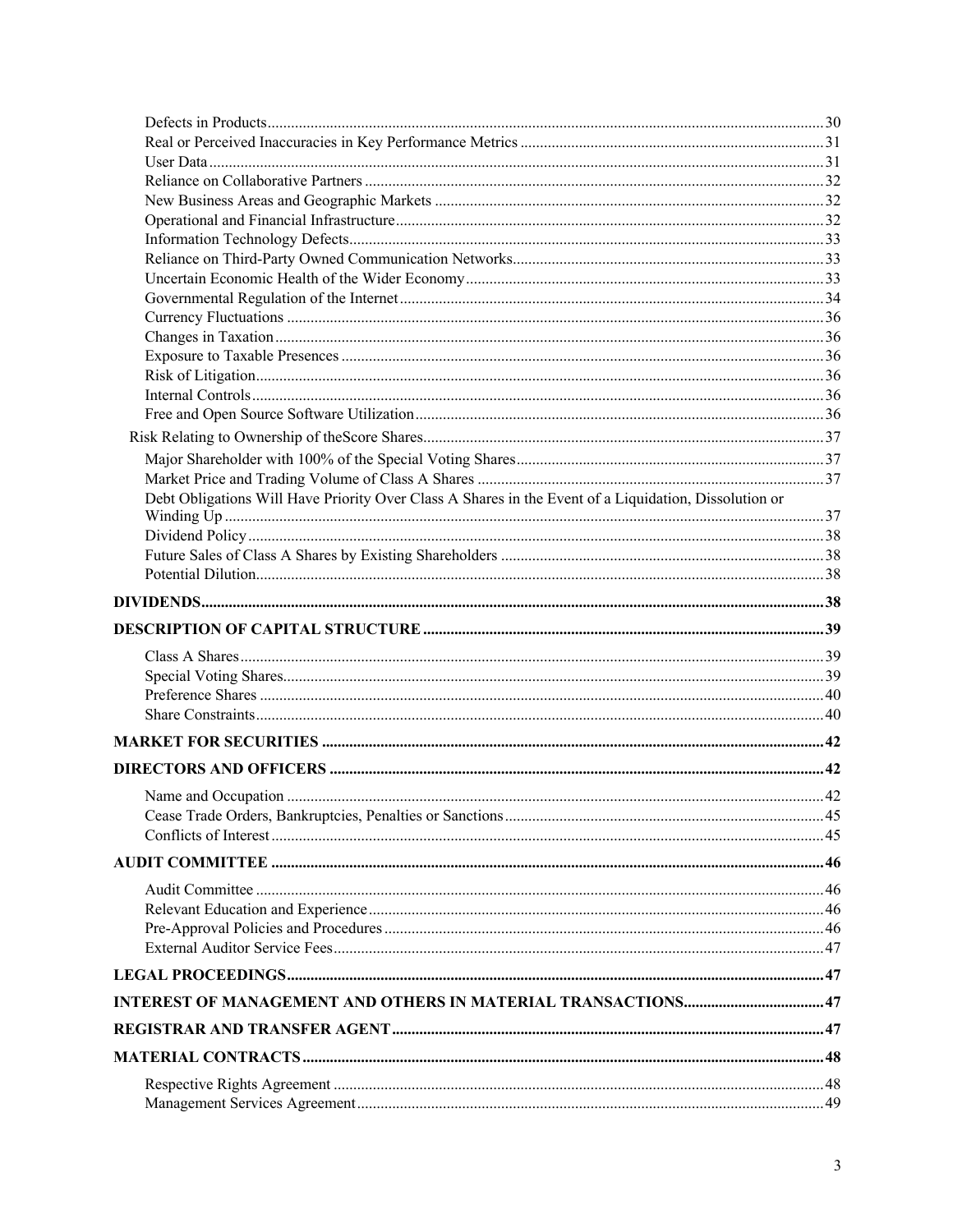Defects in Products ........................................................................................................................................... 30
Real or Perceived Inaccuracies in Key Performance Metrics ............................................................................. 31
User Data ............................................................................................................................................................ 31
Reliance on Collaborative Partners .................................................................................................................... 32
New Business Areas and Geographic Markets .................................................................................................. 32
Operational and Financial Infrastructure ............................................................................................................ 32
Information Technology Defects ........................................................................................................................ 33
Reliance on Third-Party Owned Communication Networks ............................................................................... 33
Uncertain Economic Health of the Wider Economy ........................................................................................... 33
Governmental Regulation of the Internet ........................................................................................................... 34
Currency Fluctuations ........................................................................................................................................ 36
Changes in Taxation ........................................................................................................................................... 36
Exposure to Taxable Presences .......................................................................................................................... 36
Risk of Litigation ................................................................................................................................................ 36
Internal Controls ................................................................................................................................................. 36
Free and Open Source Software Utilization ....................................................................................................... 36

Risk Relating to Ownership of theScore Shares ..................................................................................................... 37

Major Shareholder with 100% of the Special Voting Shares .............................................................................. 37
Market Price and Trading Volume of Class A Shares ........................................................................................ 37
Debt Obligations Will Have Priority Over Class A Shares in the Event of a Liquidation, Dissolution or Winding Up ........................................................................................................................................................ 37
Dividend Policy .................................................................................................................................................. 38
Future Sales of Class A Shares by Existing Shareholders .................................................................................. 38
Potential Dilution ................................................................................................................................................ 38

**DIVIDENDS** .............................................................................................................................................. **38**

**DESCRIPTION OF CAPITAL STRUCTURE** ..................................................................................................... **39**

Class A Shares .................................................................................................................................................... 39
Special Voting Shares ......................................................................................................................................... 39
Preference Shares ............................................................................................................................................... 40
Share Constraints ................................................................................................................................................ 40

**MARKET FOR SECURITIES** .............................................................................................................................. **42**

**DIRECTORS AND OFFICERS** ............................................................................................................................ **42**

Name and Occupation ........................................................................................................................................ 42
Cease Trade Orders, Bankruptcies, Penalties or Sanctions ................................................................................ 45
Conflicts of Interest ............................................................................................................................................ 45

**AUDIT COMMITTEE** .......................................................................................................................................... **46**

Audit Committee ................................................................................................................................................ 46
Relevant Education and Experience ................................................................................................................... 46
Pre-Approval Policies and Procedures ............................................................................................................... 46
External Auditor Service Fees ............................................................................................................................ 47

**LEGAL PROCEEDINGS** ...................................................................................................................................... **47**

**INTEREST OF MANAGEMENT AND OTHERS IN MATERIAL TRANSACTIONS** ................................... **47**

**REGISTRAR AND TRANSFER AGENT** ............................................................................................................ **47**

**MATERIAL CONTRACTS** .................................................................................................................................... **48**

Respective Rights Agreement ............................................................................................................................ 48
Management Services Agreement ...................................................................................................................... 49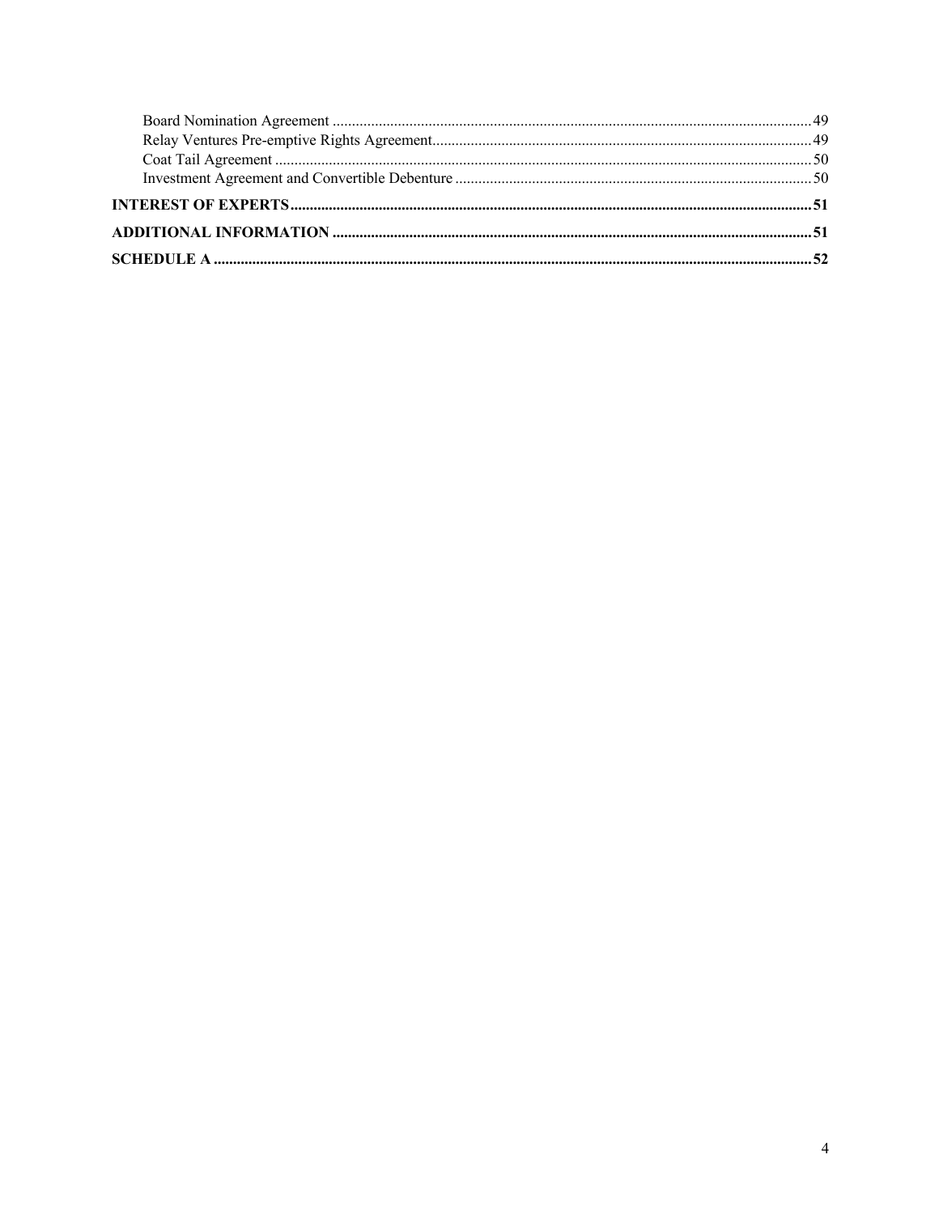- Board Nomination Agreement ... 49
- Relay Ventures Pre-emptive Rights Agreement ... 49
- Coat Tail Agreement ... 50
- Investment Agreement and Convertible Debenture ... 50

**INTEREST OF EXPERTS ... 51**

**ADDITIONAL INFORMATION ... 51**

**SCHEDULE A ... 52**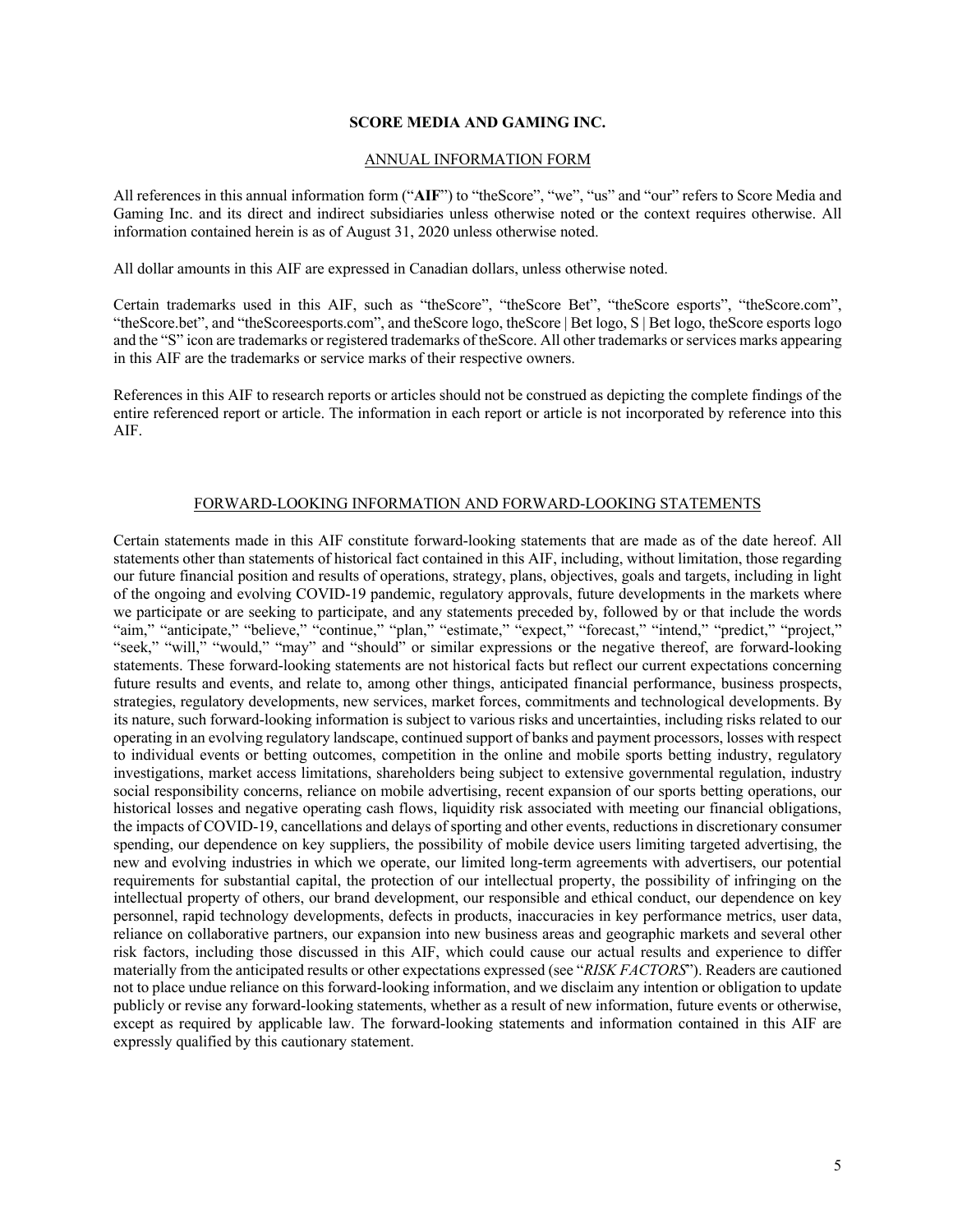# SCORE MEDIA AND GAMING INC.

## ANNUAL INFORMATION FORM

All references in this annual information form ("**AIF**") to "theScore", "we", "us" and "our" refers to Score Media and Gaming Inc. and its direct and indirect subsidiaries unless otherwise noted or the context requires otherwise. All information contained herein is as of August 31, 2020 unless otherwise noted.

All dollar amounts in this AIF are expressed in Canadian dollars, unless otherwise noted.

Certain trademarks used in this AIF, such as "theScore", "theScore Bet", "theScore esports", "theScore.com", "theScore.bet", and "theScoreesports.com", and theScore logo, theScore | Bet logo, S | Bet logo, theScore esports logo and the "S" icon are trademarks or registered trademarks of theScore. All other trademarks or services marks appearing in this AIF are the trademarks or service marks of their respective owners.

References in this AIF to research reports or articles should not be construed as depicting the complete findings of the entire referenced report or article. The information in each report or article is not incorporated by reference into this AIF.

## FORWARD-LOOKING INFORMATION AND FORWARD-LOOKING STATEMENTS

Certain statements made in this AIF constitute forward-looking statements that are made as of the date hereof. All statements other than statements of historical fact contained in this AIF, including, without limitation, those regarding our future financial position and results of operations, strategy, plans, objectives, goals and targets, including in light of the ongoing and evolving COVID-19 pandemic, regulatory approvals, future developments in the markets where we participate or are seeking to participate, and any statements preceded by, followed by or that include the words "aim," "anticipate," "believe," "continue," "plan," "estimate," "expect," "forecast," "intend," "predict," "project," "seek," "will," "would," "may" and "should" or similar expressions or the negative thereof, are forward-looking statements. These forward-looking statements are not historical facts but reflect our current expectations concerning future results and events, and relate to, among other things, anticipated financial performance, business prospects, strategies, regulatory developments, new services, market forces, commitments and technological developments. By its nature, such forward-looking information is subject to various risks and uncertainties, including risks related to our operating in an evolving regulatory landscape, continued support of banks and payment processors, losses with respect to individual events or betting outcomes, competition in the online and mobile sports betting industry, regulatory investigations, market access limitations, shareholders being subject to extensive governmental regulation, industry social responsibility concerns, reliance on mobile advertising, recent expansion of our sports betting operations, our historical losses and negative operating cash flows, liquidity risk associated with meeting our financial obligations, the impacts of COVID-19, cancellations and delays of sporting and other events, reductions in discretionary consumer spending, our dependence on key suppliers, the possibility of mobile device users limiting targeted advertising, the new and evolving industries in which we operate, our limited long-term agreements with advertisers, our potential requirements for substantial capital, the protection of our intellectual property, the possibility of infringing on the intellectual property of others, our brand development, our responsible and ethical conduct, our dependence on key personnel, rapid technology developments, defects in products, inaccuracies in key performance metrics, user data, reliance on collaborative partners, our expansion into new business areas and geographic markets and several other risk factors, including those discussed in this AIF, which could cause our actual results and experience to differ materially from the anticipated results or other expectations expressed (see "*RISK FACTORS*"). Readers are cautioned not to place undue reliance on this forward-looking information, and we disclaim any intention or obligation to update publicly or revise any forward-looking statements, whether as a result of new information, future events or otherwise, except as required by applicable law. The forward-looking statements and information contained in this AIF are expressly qualified by this cautionary statement.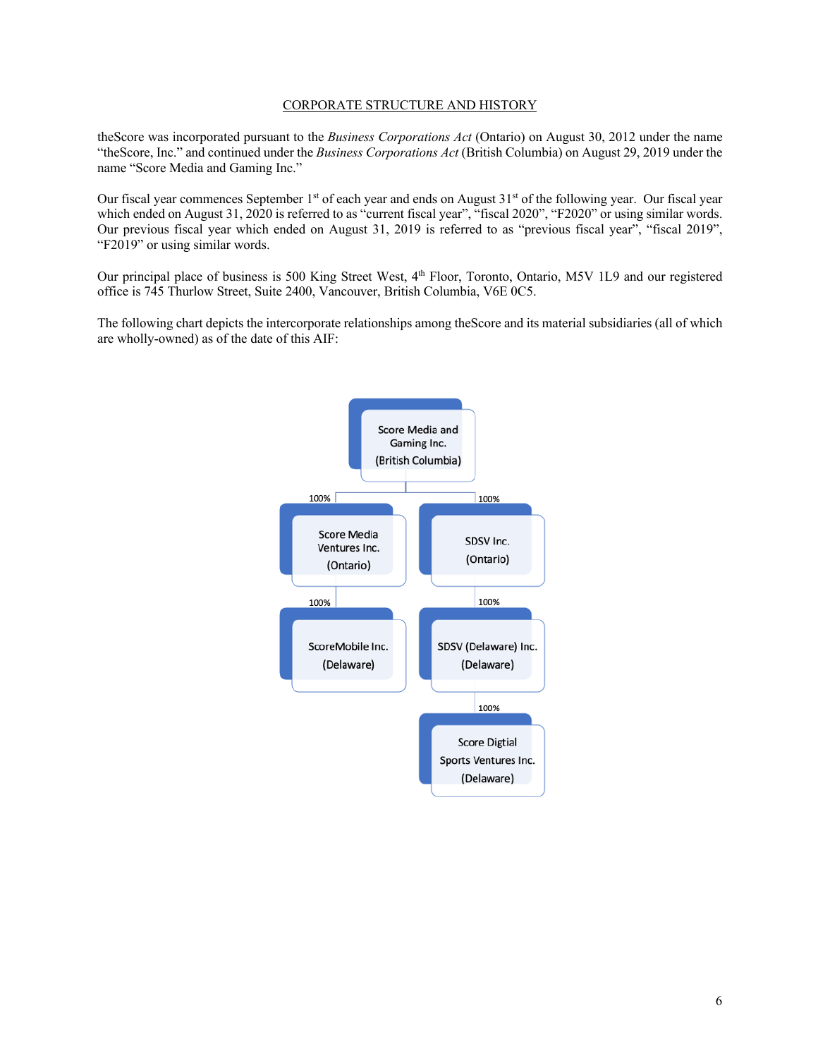## CORPORATE STRUCTURE AND HISTORY

theScore was incorporated pursuant to the *Business Corporations Act* (Ontario) on August 30, 2012 under the name "theScore, Inc." and continued under the *Business Corporations Act* (British Columbia) on August 29, 2019 under the name "Score Media and Gaming Inc."

Our fiscal year commences September 1st of each year and ends on August 31st of the following year. Our fiscal year which ended on August 31, 2020 is referred to as "current fiscal year", "fiscal 2020", "F2020" or using similar words. Our previous fiscal year which ended on August 31, 2019 is referred to as "previous fiscal year", "fiscal 2019", "F2019" or using similar words.

Our principal place of business is 500 King Street West, 4th Floor, Toronto, Ontario, M5V 1L9 and our registered office is 745 Thurlow Street, Suite 2400, Vancouver, British Columbia, V6E 0C5.

The following chart depicts the intercorporate relationships among theScore and its material subsidiaries (all of which are wholly-owned) as of the date of this AIF:

- Score Media and Gaming Inc. (British Columbia)
  - 100% — Score Media Ventures Inc. (Ontario)
    - 100% — ScoreMobile Inc. (Delaware)
  - 100% — SDSV Inc. (Ontario)
    - 100% — SDSV (Delaware) Inc. (Delaware)
      - 100% — Score Digtial Sports Ventures Inc. (Delaware)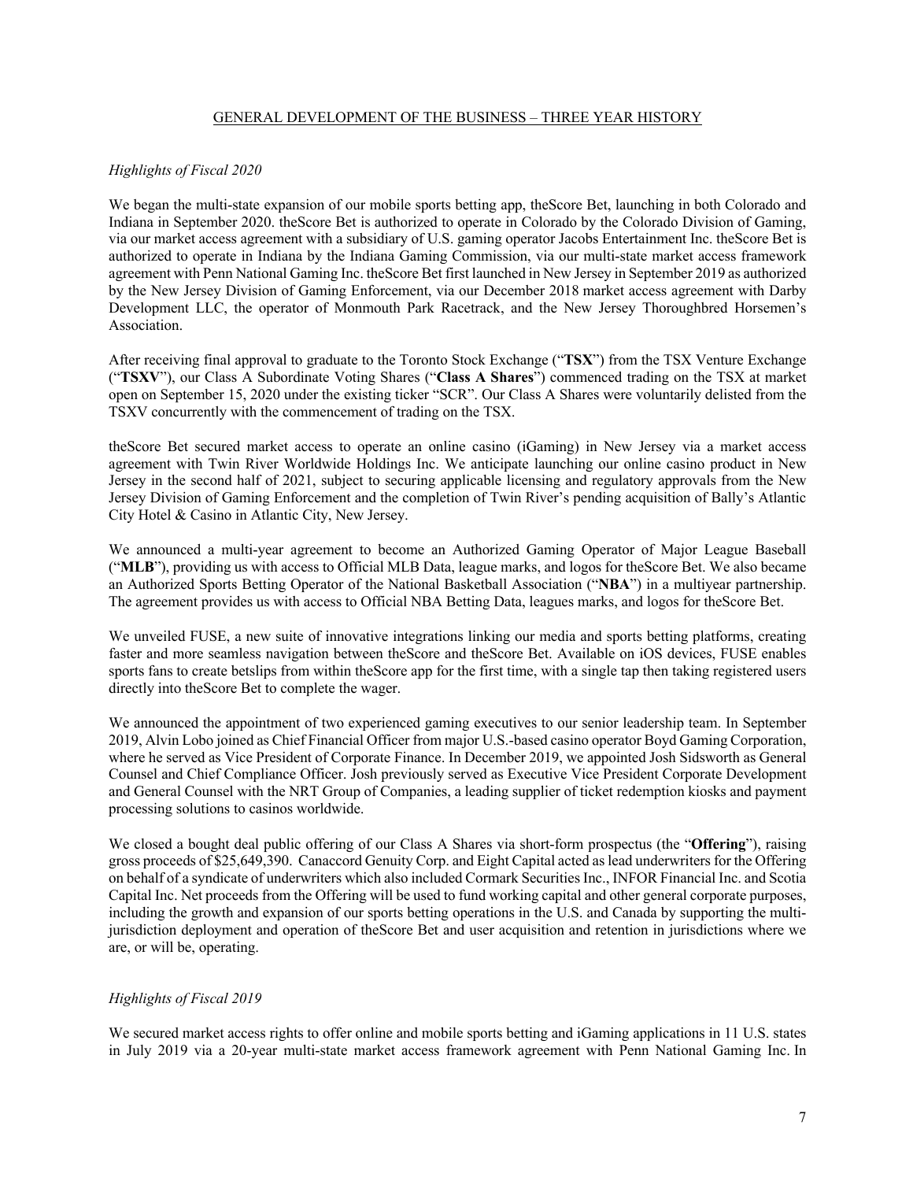## GENERAL DEVELOPMENT OF THE BUSINESS – THREE YEAR HISTORY

*Highlights of Fiscal 2020*

We began the multi-state expansion of our mobile sports betting app, theScore Bet, launching in both Colorado and Indiana in September 2020. theScore Bet is authorized to operate in Colorado by the Colorado Division of Gaming, via our market access agreement with a subsidiary of U.S. gaming operator Jacobs Entertainment Inc. theScore Bet is authorized to operate in Indiana by the Indiana Gaming Commission, via our multi-state market access framework agreement with Penn National Gaming Inc. theScore Bet first launched in New Jersey in September 2019 as authorized by the New Jersey Division of Gaming Enforcement, via our December 2018 market access agreement with Darby Development LLC, the operator of Monmouth Park Racetrack, and the New Jersey Thoroughbred Horsemen's Association.

After receiving final approval to graduate to the Toronto Stock Exchange ("**TSX**") from the TSX Venture Exchange ("**TSXV**"), our Class A Subordinate Voting Shares ("**Class A Shares**") commenced trading on the TSX at market open on September 15, 2020 under the existing ticker "SCR". Our Class A Shares were voluntarily delisted from the TSXV concurrently with the commencement of trading on the TSX.

theScore Bet secured market access to operate an online casino (iGaming) in New Jersey via a market access agreement with Twin River Worldwide Holdings Inc. We anticipate launching our online casino product in New Jersey in the second half of 2021, subject to securing applicable licensing and regulatory approvals from the New Jersey Division of Gaming Enforcement and the completion of Twin River's pending acquisition of Bally's Atlantic City Hotel & Casino in Atlantic City, New Jersey.

We announced a multi-year agreement to become an Authorized Gaming Operator of Major League Baseball ("**MLB**"), providing us with access to Official MLB Data, league marks, and logos for theScore Bet. We also became an Authorized Sports Betting Operator of the National Basketball Association ("**NBA**") in a multiyear partnership. The agreement provides us with access to Official NBA Betting Data, leagues marks, and logos for theScore Bet.

We unveiled FUSE, a new suite of innovative integrations linking our media and sports betting platforms, creating faster and more seamless navigation between theScore and theScore Bet. Available on iOS devices, FUSE enables sports fans to create betslips from within theScore app for the first time, with a single tap then taking registered users directly into theScore Bet to complete the wager.

We announced the appointment of two experienced gaming executives to our senior leadership team. In September 2019, Alvin Lobo joined as Chief Financial Officer from major U.S.-based casino operator Boyd Gaming Corporation, where he served as Vice President of Corporate Finance. In December 2019, we appointed Josh Sidsworth as General Counsel and Chief Compliance Officer. Josh previously served as Executive Vice President Corporate Development and General Counsel with the NRT Group of Companies, a leading supplier of ticket redemption kiosks and payment processing solutions to casinos worldwide.

We closed a bought deal public offering of our Class A Shares via short-form prospectus (the "**Offering**"), raising gross proceeds of $25,649,390. Canaccord Genuity Corp. and Eight Capital acted as lead underwriters for the Offering on behalf of a syndicate of underwriters which also included Cormark Securities Inc., INFOR Financial Inc. and Scotia Capital Inc. Net proceeds from the Offering will be used to fund working capital and other general corporate purposes, including the growth and expansion of our sports betting operations in the U.S. and Canada by supporting the multi-jurisdiction deployment and operation of theScore Bet and user acquisition and retention in jurisdictions where we are, or will be, operating.

*Highlights of Fiscal 2019*

We secured market access rights to offer online and mobile sports betting and iGaming applications in 11 U.S. states in July 2019 via a 20-year multi-state market access framework agreement with Penn National Gaming Inc. In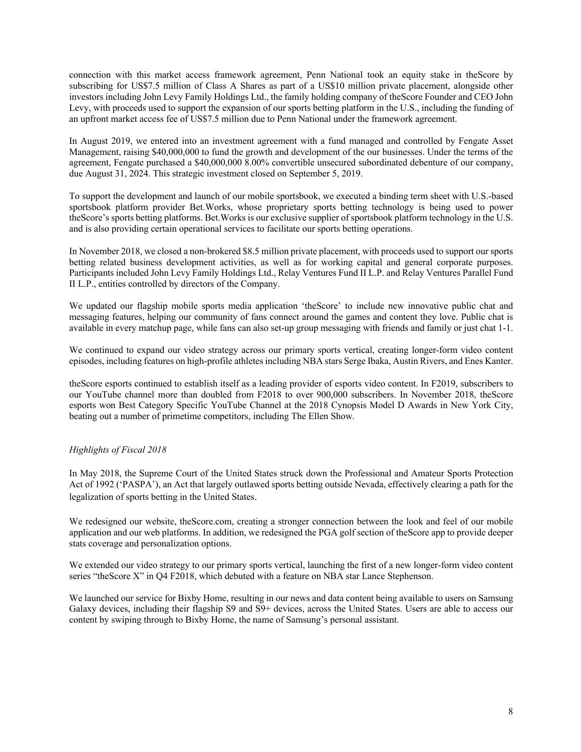connection with this market access framework agreement, Penn National took an equity stake in theScore by subscribing for US$7.5 million of Class A Shares as part of a US$10 million private placement, alongside other investors including John Levy Family Holdings Ltd., the family holding company of theScore Founder and CEO John Levy, with proceeds used to support the expansion of our sports betting platform in the U.S., including the funding of an upfront market access fee of US$7.5 million due to Penn National under the framework agreement.

In August 2019, we entered into an investment agreement with a fund managed and controlled by Fengate Asset Management, raising $40,000,000 to fund the growth and development of the our businesses. Under the terms of the agreement, Fengate purchased a $40,000,000 8.00% convertible unsecured subordinated debenture of our company, due August 31, 2024. This strategic investment closed on September 5, 2019.

To support the development and launch of our mobile sportsbook, we executed a binding term sheet with U.S.-based sportsbook platform provider Bet.Works, whose proprietary sports betting technology is being used to power theScore's sports betting platforms. Bet.Works is our exclusive supplier of sportsbook platform technology in the U.S. and is also providing certain operational services to facilitate our sports betting operations.

In November 2018, we closed a non-brokered $8.5 million private placement, with proceeds used to support our sports betting related business development activities, as well as for working capital and general corporate purposes. Participants included John Levy Family Holdings Ltd., Relay Ventures Fund II L.P. and Relay Ventures Parallel Fund II L.P., entities controlled by directors of the Company.

We updated our flagship mobile sports media application 'theScore' to include new innovative public chat and messaging features, helping our community of fans connect around the games and content they love. Public chat is available in every matchup page, while fans can also set-up group messaging with friends and family or just chat 1-1.

We continued to expand our video strategy across our primary sports vertical, creating longer-form video content episodes, including features on high-profile athletes including NBA stars Serge Ibaka, Austin Rivers, and Enes Kanter.

theScore esports continued to establish itself as a leading provider of esports video content. In F2019, subscribers to our YouTube channel more than doubled from F2018 to over 900,000 subscribers. In November 2018, theScore esports won Best Category Specific YouTube Channel at the 2018 Cynopsis Model D Awards in New York City, beating out a number of primetime competitors, including The Ellen Show.

*Highlights of Fiscal 2018*

In May 2018, the Supreme Court of the United States struck down the Professional and Amateur Sports Protection Act of 1992 ('PASPA'), an Act that largely outlawed sports betting outside Nevada, effectively clearing a path for the legalization of sports betting in the United States.

We redesigned our website, theScore.com, creating a stronger connection between the look and feel of our mobile application and our web platforms. In addition, we redesigned the PGA golf section of theScore app to provide deeper stats coverage and personalization options.

We extended our video strategy to our primary sports vertical, launching the first of a new longer-form video content series "theScore X" in Q4 F2018, which debuted with a feature on NBA star Lance Stephenson.

We launched our service for Bixby Home, resulting in our news and data content being available to users on Samsung Galaxy devices, including their flagship S9 and S9+ devices, across the United States. Users are able to access our content by swiping through to Bixby Home, the name of Samsung's personal assistant.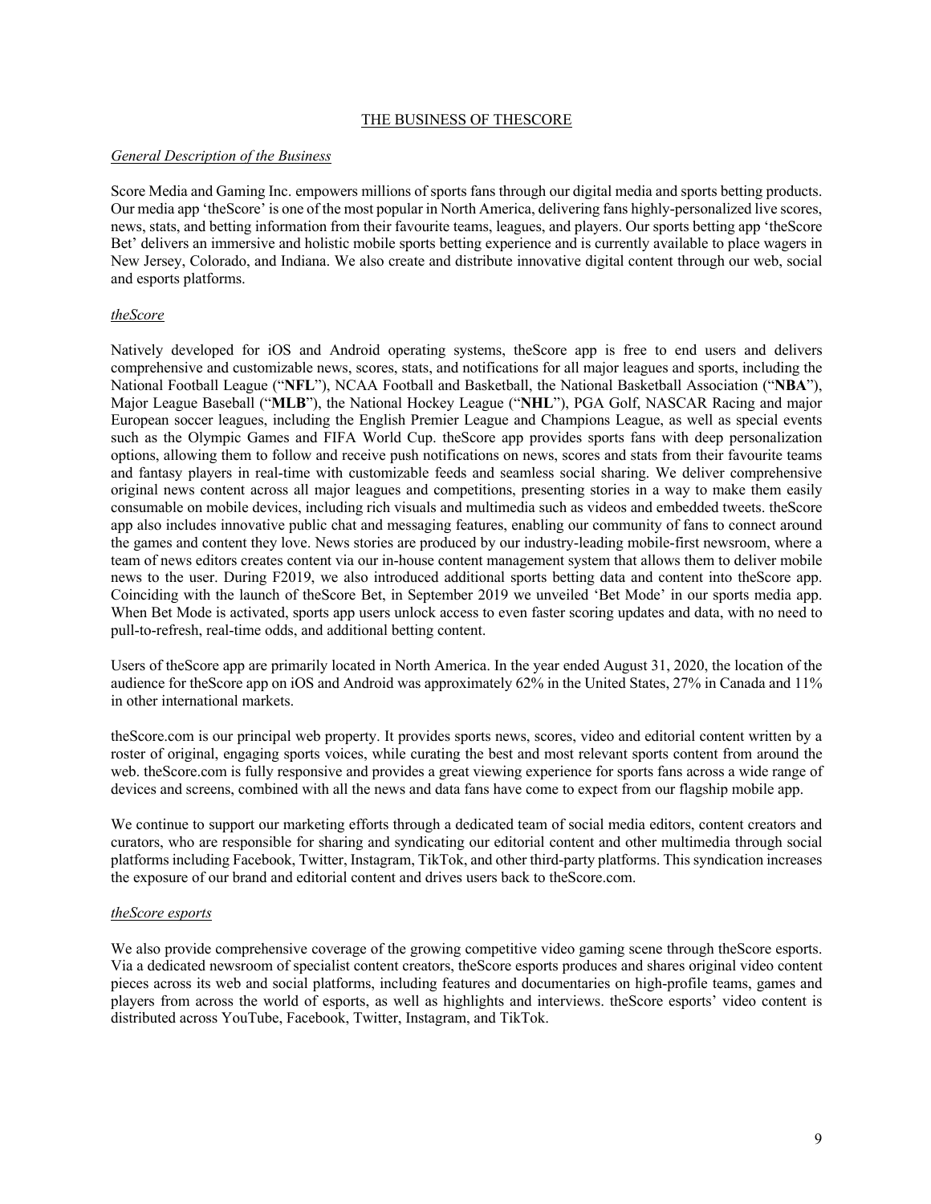## THE BUSINESS OF THESCORE

*General Description of the Business*

Score Media and Gaming Inc. empowers millions of sports fans through our digital media and sports betting products. Our media app 'theScore' is one of the most popular in North America, delivering fans highly-personalized live scores, news, stats, and betting information from their favourite teams, leagues, and players. Our sports betting app 'theScore Bet' delivers an immersive and holistic mobile sports betting experience and is currently available to place wagers in New Jersey, Colorado, and Indiana. We also create and distribute innovative digital content through our web, social and esports platforms.

*theScore*

Natively developed for iOS and Android operating systems, theScore app is free to end users and delivers comprehensive and customizable news, scores, stats, and notifications for all major leagues and sports, including the National Football League ("**NFL**"), NCAA Football and Basketball, the National Basketball Association ("**NBA**"), Major League Baseball ("**MLB**"), the National Hockey League ("**NHL**"), PGA Golf, NASCAR Racing and major European soccer leagues, including the English Premier League and Champions League, as well as special events such as the Olympic Games and FIFA World Cup. theScore app provides sports fans with deep personalization options, allowing them to follow and receive push notifications on news, scores and stats from their favourite teams and fantasy players in real-time with customizable feeds and seamless social sharing. We deliver comprehensive original news content across all major leagues and competitions, presenting stories in a way to make them easily consumable on mobile devices, including rich visuals and multimedia such as videos and embedded tweets. theScore app also includes innovative public chat and messaging features, enabling our community of fans to connect around the games and content they love. News stories are produced by our industry-leading mobile-first newsroom, where a team of news editors creates content via our in-house content management system that allows them to deliver mobile news to the user. During F2019, we also introduced additional sports betting data and content into theScore app. Coinciding with the launch of theScore Bet, in September 2019 we unveiled 'Bet Mode' in our sports media app. When Bet Mode is activated, sports app users unlock access to even faster scoring updates and data, with no need to pull-to-refresh, real-time odds, and additional betting content.

Users of theScore app are primarily located in North America. In the year ended August 31, 2020, the location of the audience for theScore app on iOS and Android was approximately 62% in the United States, 27% in Canada and 11% in other international markets.

theScore.com is our principal web property. It provides sports news, scores, video and editorial content written by a roster of original, engaging sports voices, while curating the best and most relevant sports content from around the web. theScore.com is fully responsive and provides a great viewing experience for sports fans across a wide range of devices and screens, combined with all the news and data fans have come to expect from our flagship mobile app.

We continue to support our marketing efforts through a dedicated team of social media editors, content creators and curators, who are responsible for sharing and syndicating our editorial content and other multimedia through social platforms including Facebook, Twitter, Instagram, TikTok, and other third-party platforms. This syndication increases the exposure of our brand and editorial content and drives users back to theScore.com.

*theScore esports*

We also provide comprehensive coverage of the growing competitive video gaming scene through theScore esports. Via a dedicated newsroom of specialist content creators, theScore esports produces and shares original video content pieces across its web and social platforms, including features and documentaries on high-profile teams, games and players from across the world of esports, as well as highlights and interviews. theScore esports' video content is distributed across YouTube, Facebook, Twitter, Instagram, and TikTok.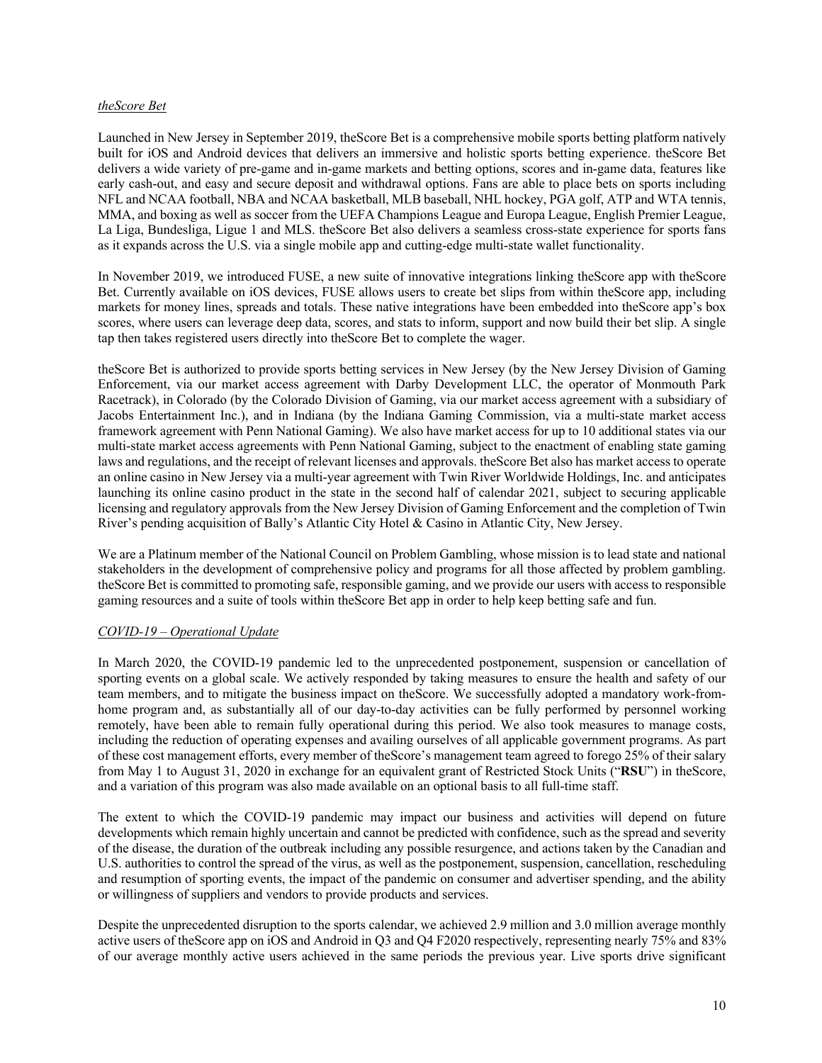*theScore Bet*

Launched in New Jersey in September 2019, theScore Bet is a comprehensive mobile sports betting platform natively built for iOS and Android devices that delivers an immersive and holistic sports betting experience. theScore Bet delivers a wide variety of pre-game and in-game markets and betting options, scores and in-game data, features like early cash-out, and easy and secure deposit and withdrawal options. Fans are able to place bets on sports including NFL and NCAA football, NBA and NCAA basketball, MLB baseball, NHL hockey, PGA golf, ATP and WTA tennis, MMA, and boxing as well as soccer from the UEFA Champions League and Europa League, English Premier League, La Liga, Bundesliga, Ligue 1 and MLS. theScore Bet also delivers a seamless cross-state experience for sports fans as it expands across the U.S. via a single mobile app and cutting-edge multi-state wallet functionality.

In November 2019, we introduced FUSE, a new suite of innovative integrations linking theScore app with theScore Bet. Currently available on iOS devices, FUSE allows users to create bet slips from within theScore app, including markets for money lines, spreads and totals. These native integrations have been embedded into theScore app's box scores, where users can leverage deep data, scores, and stats to inform, support and now build their bet slip. A single tap then takes registered users directly into theScore Bet to complete the wager.

theScore Bet is authorized to provide sports betting services in New Jersey (by the New Jersey Division of Gaming Enforcement, via our market access agreement with Darby Development LLC, the operator of Monmouth Park Racetrack), in Colorado (by the Colorado Division of Gaming, via our market access agreement with a subsidiary of Jacobs Entertainment Inc.), and in Indiana (by the Indiana Gaming Commission, via a multi-state market access framework agreement with Penn National Gaming). We also have market access for up to 10 additional states via our multi-state market access agreements with Penn National Gaming, subject to the enactment of enabling state gaming laws and regulations, and the receipt of relevant licenses and approvals. theScore Bet also has market access to operate an online casino in New Jersey via a multi-year agreement with Twin River Worldwide Holdings, Inc. and anticipates launching its online casino product in the state in the second half of calendar 2021, subject to securing applicable licensing and regulatory approvals from the New Jersey Division of Gaming Enforcement and the completion of Twin River's pending acquisition of Bally's Atlantic City Hotel & Casino in Atlantic City, New Jersey.

We are a Platinum member of the National Council on Problem Gambling, whose mission is to lead state and national stakeholders in the development of comprehensive policy and programs for all those affected by problem gambling. theScore Bet is committed to promoting safe, responsible gaming, and we provide our users with access to responsible gaming resources and a suite of tools within theScore Bet app in order to help keep betting safe and fun.

*COVID-19 – Operational Update*

In March 2020, the COVID-19 pandemic led to the unprecedented postponement, suspension or cancellation of sporting events on a global scale. We actively responded by taking measures to ensure the health and safety of our team members, and to mitigate the business impact on theScore. We successfully adopted a mandatory work-from-home program and, as substantially all of our day-to-day activities can be fully performed by personnel working remotely, have been able to remain fully operational during this period. We also took measures to manage costs, including the reduction of operating expenses and availing ourselves of all applicable government programs. As part of these cost management efforts, every member of theScore's management team agreed to forego 25% of their salary from May 1 to August 31, 2020 in exchange for an equivalent grant of Restricted Stock Units ("**RSU**") in theScore, and a variation of this program was also made available on an optional basis to all full-time staff.

The extent to which the COVID-19 pandemic may impact our business and activities will depend on future developments which remain highly uncertain and cannot be predicted with confidence, such as the spread and severity of the disease, the duration of the outbreak including any possible resurgence, and actions taken by the Canadian and U.S. authorities to control the spread of the virus, as well as the postponement, suspension, cancellation, rescheduling and resumption of sporting events, the impact of the pandemic on consumer and advertiser spending, and the ability or willingness of suppliers and vendors to provide products and services.

Despite the unprecedented disruption to the sports calendar, we achieved 2.9 million and 3.0 million average monthly active users of theScore app on iOS and Android in Q3 and Q4 F2020 respectively, representing nearly 75% and 83% of our average monthly active users achieved in the same periods the previous year. Live sports drive significant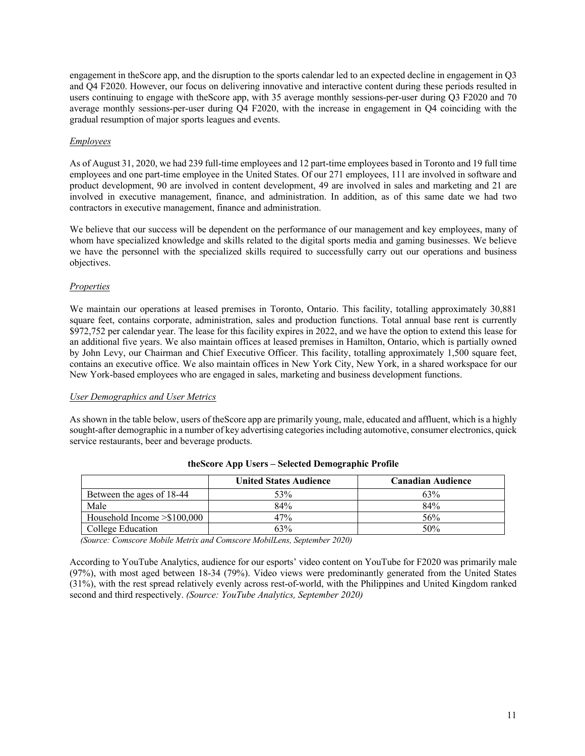engagement in theScore app, and the disruption to the sports calendar led to an expected decline in engagement in Q3 and Q4 F2020. However, our focus on delivering innovative and interactive content during these periods resulted in users continuing to engage with theScore app, with 35 average monthly sessions-per-user during Q3 F2020 and 70 average monthly sessions-per-user during Q4 F2020, with the increase in engagement in Q4 coinciding with the gradual resumption of major sports leagues and events.

*Employees*

As of August 31, 2020, we had 239 full-time employees and 12 part-time employees based in Toronto and 19 full time employees and one part-time employee in the United States. Of our 271 employees, 111 are involved in software and product development, 90 are involved in content development, 49 are involved in sales and marketing and 21 are involved in executive management, finance, and administration. In addition, as of this same date we had two contractors in executive management, finance and administration.

We believe that our success will be dependent on the performance of our management and key employees, many of whom have specialized knowledge and skills related to the digital sports media and gaming businesses. We believe we have the personnel with the specialized skills required to successfully carry out our operations and business objectives.

*Properties*

We maintain our operations at leased premises in Toronto, Ontario. This facility, totalling approximately 30,881 square feet, contains corporate, administration, sales and production functions. Total annual base rent is currently $972,752 per calendar year. The lease for this facility expires in 2022, and we have the option to extend this lease for an additional five years. We also maintain offices at leased premises in Hamilton, Ontario, which is partially owned by John Levy, our Chairman and Chief Executive Officer. This facility, totalling approximately 1,500 square feet, contains an executive office. We also maintain offices in New York City, New York, in a shared workspace for our New York-based employees who are engaged in sales, marketing and business development functions.

*User Demographics and User Metrics*

As shown in the table below, users of theScore app are primarily young, male, educated and affluent, which is a highly sought-after demographic in a number of key advertising categories including automotive, consumer electronics, quick service restaurants, beer and beverage products.

**theScore App Users – Selected Demographic Profile**

| | United States Audience | Canadian Audience |
|---|---|---|
| Between the ages of 18-44 | 53% | 63% |
| Male | 84% | 84% |
| Household Income >$100,000 | 47% | 56% |
| College Education | 63% | 50% |

*(Source: Comscore Mobile Metrix and Comscore MobilLens, September 2020)*

According to YouTube Analytics, audience for our esports' video content on YouTube for F2020 was primarily male (97%), with most aged between 18-34 (79%). Video views were predominantly generated from the United States (31%), with the rest spread relatively evenly across rest-of-world, with the Philippines and United Kingdom ranked second and third respectively. *(Source: YouTube Analytics, September 2020)*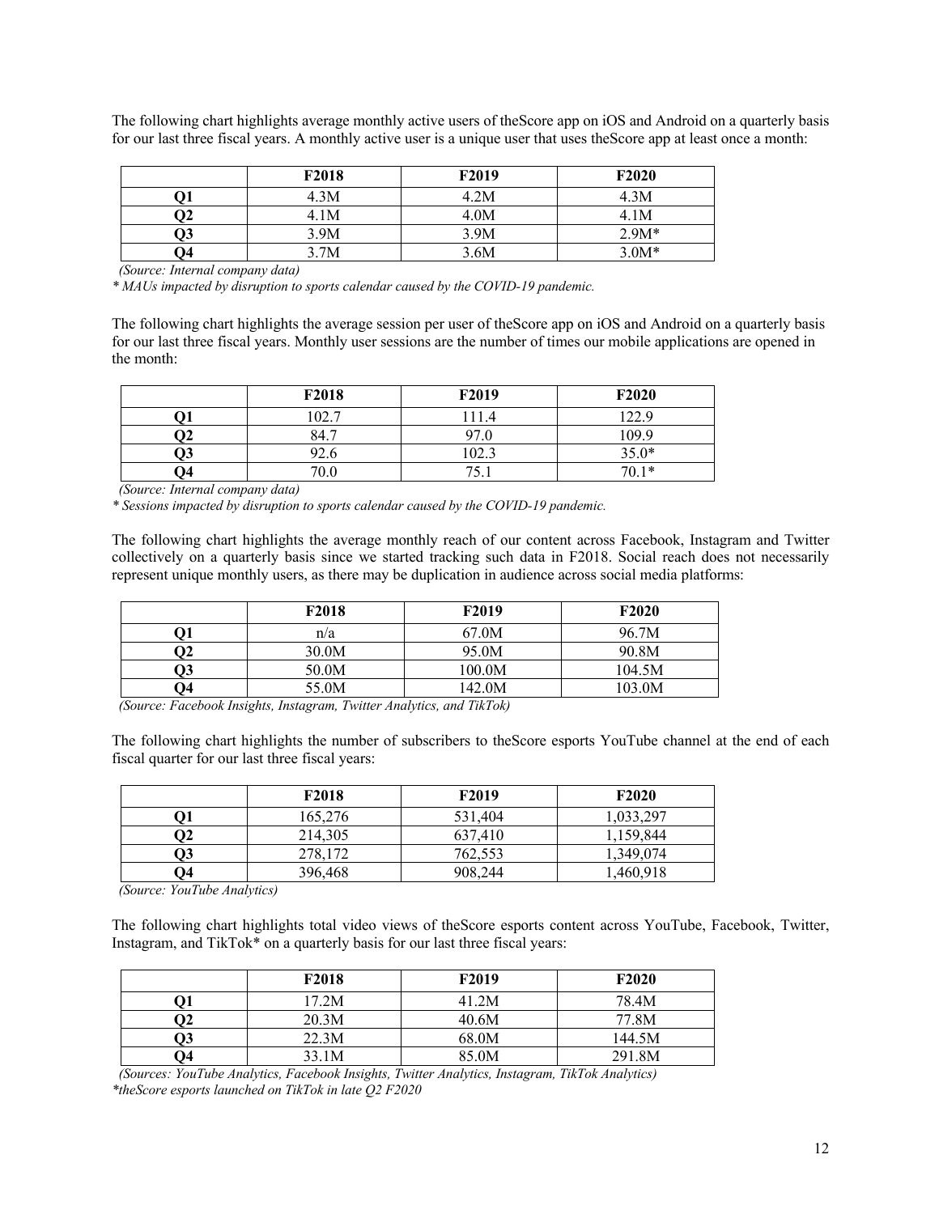The following chart highlights average monthly active users of theScore app on iOS and Android on a quarterly basis for our last three fiscal years. A monthly active user is a unique user that uses theScore app at least once a month:

| | F2018 | F2019 | F2020 |
|---|---|---|---|
| **Q1** | 4.3M | 4.2M | 4.3M |
| **Q2** | 4.1M | 4.0M | 4.1M |
| **Q3** | 3.9M | 3.9M | 2.9M* |
| **Q4** | 3.7M | 3.6M | 3.0M* |

*(Source: Internal company data)*

*\* MAUs impacted by disruption to sports calendar caused by the COVID-19 pandemic.*

The following chart highlights the average session per user of theScore app on iOS and Android on a quarterly basis for our last three fiscal years. Monthly user sessions are the number of times our mobile applications are opened in the month:

| | F2018 | F2019 | F2020 |
|---|---|---|---|
| **Q1** | 102.7 | 111.4 | 122.9 |
| **Q2** | 84.7 | 97.0 | 109.9 |
| **Q3** | 92.6 | 102.3 | 35.0* |
| **Q4** | 70.0 | 75.1 | 70.1* |

*(Source: Internal company data)*

*\* Sessions impacted by disruption to sports calendar caused by the COVID-19 pandemic.*

The following chart highlights the average monthly reach of our content across Facebook, Instagram and Twitter collectively on a quarterly basis since we started tracking such data in F2018. Social reach does not necessarily represent unique monthly users, as there may be duplication in audience across social media platforms:

| | F2018 | F2019 | F2020 |
|---|---|---|---|
| **Q1** | n/a | 67.0M | 96.7M |
| **Q2** | 30.0M | 95.0M | 90.8M |
| **Q3** | 50.0M | 100.0M | 104.5M |
| **Q4** | 55.0M | 142.0M | 103.0M |

*(Source: Facebook Insights, Instagram, Twitter Analytics, and TikTok)*

The following chart highlights the number of subscribers to theScore esports YouTube channel at the end of each fiscal quarter for our last three fiscal years:

| | F2018 | F2019 | F2020 |
|---|---|---|---|
| **Q1** | 165,276 | 531,404 | 1,033,297 |
| **Q2** | 214,305 | 637,410 | 1,159,844 |
| **Q3** | 278,172 | 762,553 | 1,349,074 |
| **Q4** | 396,468 | 908,244 | 1,460,918 |

*(Source: YouTube Analytics)*

The following chart highlights total video views of theScore esports content across YouTube, Facebook, Twitter, Instagram, and TikTok* on a quarterly basis for our last three fiscal years:

| | F2018 | F2019 | F2020 |
|---|---|---|---|
| **Q1** | 17.2M | 41.2M | 78.4M |
| **Q2** | 20.3M | 40.6M | 77.8M |
| **Q3** | 22.3M | 68.0M | 144.5M |
| **Q4** | 33.1M | 85.0M | 291.8M |

*(Sources: YouTube Analytics, Facebook Insights, Twitter Analytics, Instagram, TikTok Analytics)*

*\*theScore esports launched on TikTok in late Q2 F2020*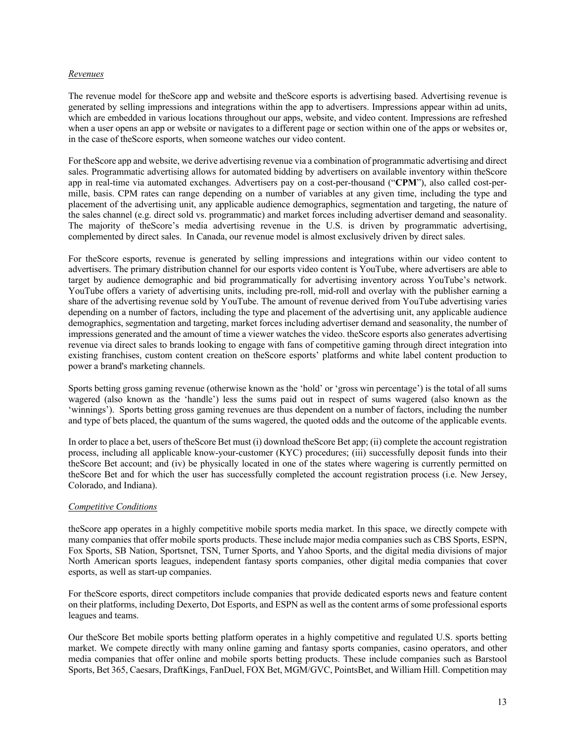*Revenues*

The revenue model for theScore app and website and theScore esports is advertising based. Advertising revenue is generated by selling impressions and integrations within the app to advertisers. Impressions appear within ad units, which are embedded in various locations throughout our apps, website, and video content. Impressions are refreshed when a user opens an app or website or navigates to a different page or section within one of the apps or websites or, in the case of theScore esports, when someone watches our video content.

For theScore app and website, we derive advertising revenue via a combination of programmatic advertising and direct sales. Programmatic advertising allows for automated bidding by advertisers on available inventory within theScore app in real-time via automated exchanges. Advertisers pay on a cost-per-thousand ("**CPM**"), also called cost-per-mille, basis. CPM rates can range depending on a number of variables at any given time, including the type and placement of the advertising unit, any applicable audience demographics, segmentation and targeting, the nature of the sales channel (e.g. direct sold vs. programmatic) and market forces including advertiser demand and seasonality. The majority of theScore's media advertising revenue in the U.S. is driven by programmatic advertising, complemented by direct sales. In Canada, our revenue model is almost exclusively driven by direct sales.

For theScore esports, revenue is generated by selling impressions and integrations within our video content to advertisers. The primary distribution channel for our esports video content is YouTube, where advertisers are able to target by audience demographic and bid programmatically for advertising inventory across YouTube's network. YouTube offers a variety of advertising units, including pre-roll, mid-roll and overlay with the publisher earning a share of the advertising revenue sold by YouTube. The amount of revenue derived from YouTube advertising varies depending on a number of factors, including the type and placement of the advertising unit, any applicable audience demographics, segmentation and targeting, market forces including advertiser demand and seasonality, the number of impressions generated and the amount of time a viewer watches the video. theScore esports also generates advertising revenue via direct sales to brands looking to engage with fans of competitive gaming through direct integration into existing franchises, custom content creation on theScore esports' platforms and white label content production to power a brand's marketing channels.

Sports betting gross gaming revenue (otherwise known as the 'hold' or 'gross win percentage') is the total of all sums wagered (also known as the 'handle') less the sums paid out in respect of sums wagered (also known as the 'winnings'). Sports betting gross gaming revenues are thus dependent on a number of factors, including the number and type of bets placed, the quantum of the sums wagered, the quoted odds and the outcome of the applicable events.

In order to place a bet, users of theScore Bet must (i) download theScore Bet app; (ii) complete the account registration process, including all applicable know-your-customer (KYC) procedures; (iii) successfully deposit funds into their theScore Bet account; and (iv) be physically located in one of the states where wagering is currently permitted on theScore Bet and for which the user has successfully completed the account registration process (i.e. New Jersey, Colorado, and Indiana).

*Competitive Conditions*

theScore app operates in a highly competitive mobile sports media market. In this space, we directly compete with many companies that offer mobile sports products. These include major media companies such as CBS Sports, ESPN, Fox Sports, SB Nation, Sportsnet, TSN, Turner Sports, and Yahoo Sports, and the digital media divisions of major North American sports leagues, independent fantasy sports companies, other digital media companies that cover esports, as well as start-up companies.

For theScore esports, direct competitors include companies that provide dedicated esports news and feature content on their platforms, including Dexerto, Dot Esports, and ESPN as well as the content arms of some professional esports leagues and teams.

Our theScore Bet mobile sports betting platform operates in a highly competitive and regulated U.S. sports betting market. We compete directly with many online gaming and fantasy sports companies, casino operators, and other media companies that offer online and mobile sports betting products. These include companies such as Barstool Sports, Bet 365, Caesars, DraftKings, FanDuel, FOX Bet, MGM/GVC, PointsBet, and William Hill. Competition may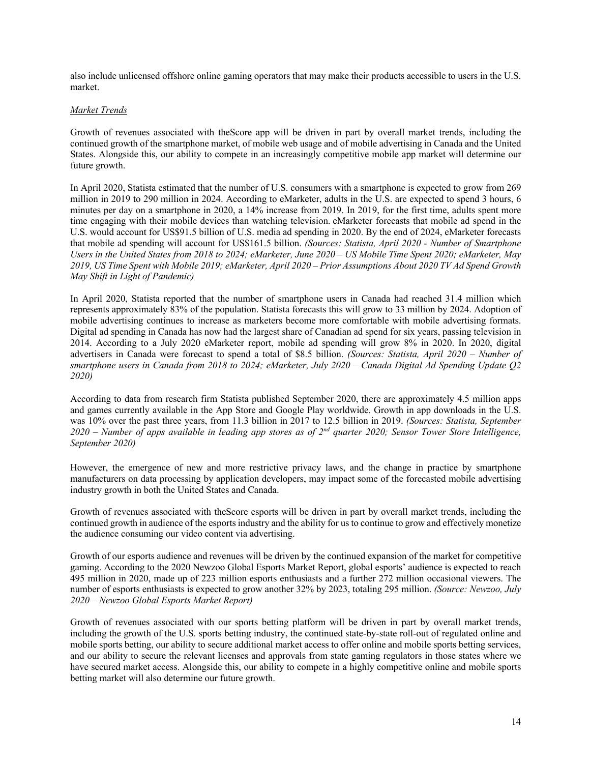also include unlicensed offshore online gaming operators that may make their products accessible to users in the U.S. market.

*Market Trends*

Growth of revenues associated with theScore app will be driven in part by overall market trends, including the continued growth of the smartphone market, of mobile web usage and of mobile advertising in Canada and the United States. Alongside this, our ability to compete in an increasingly competitive mobile app market will determine our future growth.

In April 2020, Statista estimated that the number of U.S. consumers with a smartphone is expected to grow from 269 million in 2019 to 290 million in 2024. According to eMarketer, adults in the U.S. are expected to spend 3 hours, 6 minutes per day on a smartphone in 2020, a 14% increase from 2019. In 2019, for the first time, adults spent more time engaging with their mobile devices than watching television. eMarketer forecasts that mobile ad spend in the U.S. would account for US$91.5 billion of U.S. media ad spending in 2020. By the end of 2024, eMarketer forecasts that mobile ad spending will account for US$161.5 billion. *(Sources: Statista, April 2020 - Number of Smartphone Users in the United States from 2018 to 2024; eMarketer, June 2020 – US Mobile Time Spent 2020; eMarketer, May 2019, US Time Spent with Mobile 2019; eMarketer, April 2020 – Prior Assumptions About 2020 TV Ad Spend Growth May Shift in Light of Pandemic)*

In April 2020, Statista reported that the number of smartphone users in Canada had reached 31.4 million which represents approximately 83% of the population. Statista forecasts this will grow to 33 million by 2024. Adoption of mobile advertising continues to increase as marketers become more comfortable with mobile advertising formats. Digital ad spending in Canada has now had the largest share of Canadian ad spend for six years, passing television in 2014. According to a July 2020 eMarketer report, mobile ad spending will grow 8% in 2020. In 2020, digital advertisers in Canada were forecast to spend a total of $8.5 billion. *(Sources: Statista, April 2020 – Number of smartphone users in Canada from 2018 to 2024; eMarketer, July 2020 – Canada Digital Ad Spending Update Q2 2020)*

According to data from research firm Statista published September 2020, there are approximately 4.5 million apps and games currently available in the App Store and Google Play worldwide. Growth in app downloads in the U.S. was 10% over the past three years, from 11.3 billion in 2017 to 12.5 billion in 2019. *(Sources: Statista, September 2020 – Number of apps available in leading app stores as of 2nd quarter 2020; Sensor Tower Store Intelligence, September 2020)*

However, the emergence of new and more restrictive privacy laws, and the change in practice by smartphone manufacturers on data processing by application developers, may impact some of the forecasted mobile advertising industry growth in both the United States and Canada.

Growth of revenues associated with theScore esports will be driven in part by overall market trends, including the continued growth in audience of the esports industry and the ability for us to continue to grow and effectively monetize the audience consuming our video content via advertising.

Growth of our esports audience and revenues will be driven by the continued expansion of the market for competitive gaming. According to the 2020 Newzoo Global Esports Market Report, global esports' audience is expected to reach 495 million in 2020, made up of 223 million esports enthusiasts and a further 272 million occasional viewers. The number of esports enthusiasts is expected to grow another 32% by 2023, totaling 295 million. *(Source: Newzoo, July 2020 – Newzoo Global Esports Market Report)*

Growth of revenues associated with our sports betting platform will be driven in part by overall market trends, including the growth of the U.S. sports betting industry, the continued state-by-state roll-out of regulated online and mobile sports betting, our ability to secure additional market access to offer online and mobile sports betting services, and our ability to secure the relevant licenses and approvals from state gaming regulators in those states where we have secured market access. Alongside this, our ability to compete in a highly competitive online and mobile sports betting market will also determine our future growth.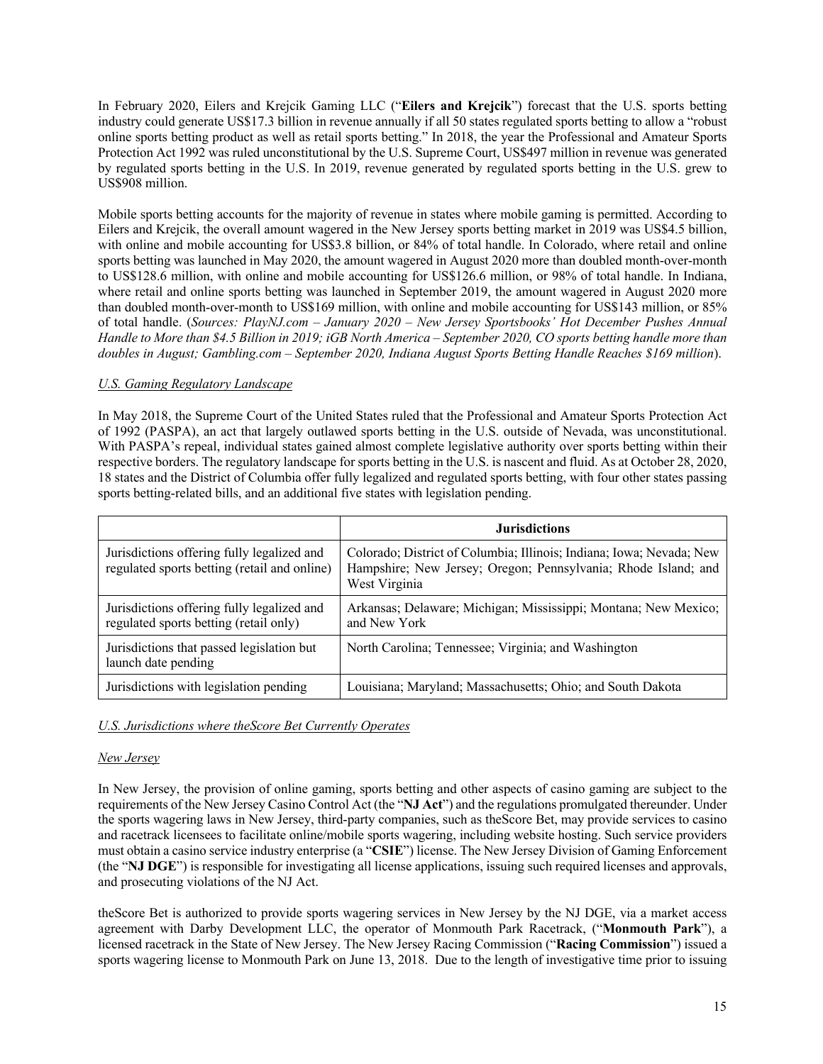In February 2020, Eilers and Krejcik Gaming LLC ("**Eilers and Krejcik**") forecast that the U.S. sports betting industry could generate US$17.3 billion in revenue annually if all 50 states regulated sports betting to allow a "robust online sports betting product as well as retail sports betting." In 2018, the year the Professional and Amateur Sports Protection Act 1992 was ruled unconstitutional by the U.S. Supreme Court, US$497 million in revenue was generated by regulated sports betting in the U.S. In 2019, revenue generated by regulated sports betting in the U.S. grew to US$908 million.

Mobile sports betting accounts for the majority of revenue in states where mobile gaming is permitted. According to Eilers and Krejcik, the overall amount wagered in the New Jersey sports betting market in 2019 was US$4.5 billion, with online and mobile accounting for US$3.8 billion, or 84% of total handle. In Colorado, where retail and online sports betting was launched in May 2020, the amount wagered in August 2020 more than doubled month-over-month to US$128.6 million, with online and mobile accounting for US$126.6 million, or 98% of total handle. In Indiana, where retail and online sports betting was launched in September 2019, the amount wagered in August 2020 more than doubled month-over-month to US$169 million, with online and mobile accounting for US$143 million, or 85% of total handle. (*Sources: PlayNJ.com – January 2020 – New Jersey Sportsbooks' Hot December Pushes Annual Handle to More than $4.5 Billion in 2019; iGB North America – September 2020, CO sports betting handle more than doubles in August; Gambling.com – September 2020, Indiana August Sports Betting Handle Reaches $169 million*).

*U.S. Gaming Regulatory Landscape*

In May 2018, the Supreme Court of the United States ruled that the Professional and Amateur Sports Protection Act of 1992 (PASPA), an act that largely outlawed sports betting in the U.S. outside of Nevada, was unconstitutional. With PASPA's repeal, individual states gained almost complete legislative authority over sports betting within their respective borders. The regulatory landscape for sports betting in the U.S. is nascent and fluid. As at October 28, 2020, 18 states and the District of Columbia offer fully legalized and regulated sports betting, with four other states passing sports betting-related bills, and an additional five states with legislation pending.

| | **Jurisdictions** |
|---|---|
| Jurisdictions offering fully legalized and regulated sports betting (retail and online) | Colorado; District of Columbia; Illinois; Indiana; Iowa; Nevada; New Hampshire; New Jersey; Oregon; Pennsylvania; Rhode Island; and West Virginia |
| Jurisdictions offering fully legalized and regulated sports betting (retail only) | Arkansas; Delaware; Michigan; Mississippi; Montana; New Mexico; and New York |
| Jurisdictions that passed legislation but launch date pending | North Carolina; Tennessee; Virginia; and Washington |
| Jurisdictions with legislation pending | Louisiana; Maryland; Massachusetts; Ohio; and South Dakota |

*U.S. Jurisdictions where theScore Bet Currently Operates*

*New Jersey*

In New Jersey, the provision of online gaming, sports betting and other aspects of casino gaming are subject to the requirements of the New Jersey Casino Control Act (the "**NJ Act**") and the regulations promulgated thereunder. Under the sports wagering laws in New Jersey, third-party companies, such as theScore Bet, may provide services to casino and racetrack licensees to facilitate online/mobile sports wagering, including website hosting. Such service providers must obtain a casino service industry enterprise (a "**CSIE**") license. The New Jersey Division of Gaming Enforcement (the "**NJ DGE**") is responsible for investigating all license applications, issuing such required licenses and approvals, and prosecuting violations of the NJ Act.

theScore Bet is authorized to provide sports wagering services in New Jersey by the NJ DGE, via a market access agreement with Darby Development LLC, the operator of Monmouth Park Racetrack, ("**Monmouth Park**"), a licensed racetrack in the State of New Jersey. The New Jersey Racing Commission ("**Racing Commission**") issued a sports wagering license to Monmouth Park on June 13, 2018. Due to the length of investigative time prior to issuing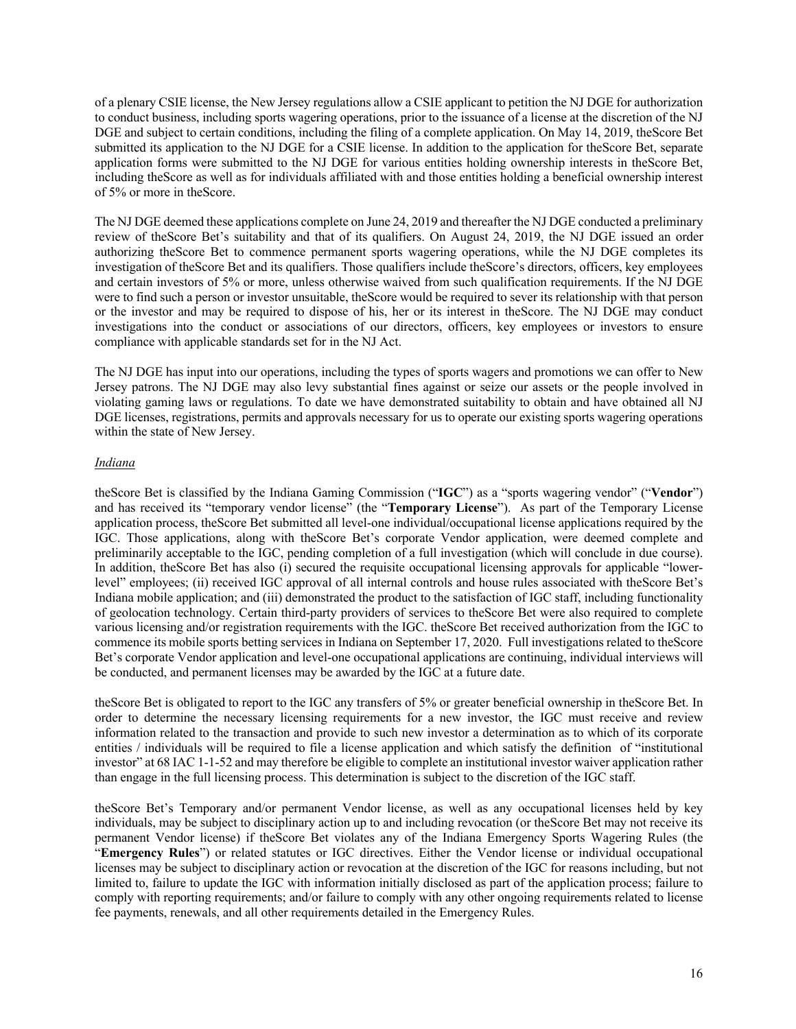of a plenary CSIE license, the New Jersey regulations allow a CSIE applicant to petition the NJ DGE for authorization to conduct business, including sports wagering operations, prior to the issuance of a license at the discretion of the NJ DGE and subject to certain conditions, including the filing of a complete application. On May 14, 2019, theScore Bet submitted its application to the NJ DGE for a CSIE license. In addition to the application for theScore Bet, separate application forms were submitted to the NJ DGE for various entities holding ownership interests in theScore Bet, including theScore as well as for individuals affiliated with and those entities holding a beneficial ownership interest of 5% or more in theScore.

The NJ DGE deemed these applications complete on June 24, 2019 and thereafter the NJ DGE conducted a preliminary review of theScore Bet's suitability and that of its qualifiers. On August 24, 2019, the NJ DGE issued an order authorizing theScore Bet to commence permanent sports wagering operations, while the NJ DGE completes its investigation of theScore Bet and its qualifiers. Those qualifiers include theScore's directors, officers, key employees and certain investors of 5% or more, unless otherwise waived from such qualification requirements. If the NJ DGE were to find such a person or investor unsuitable, theScore would be required to sever its relationship with that person or the investor and may be required to dispose of his, her or its interest in theScore. The NJ DGE may conduct investigations into the conduct or associations of our directors, officers, key employees or investors to ensure compliance with applicable standards set for in the NJ Act.

The NJ DGE has input into our operations, including the types of sports wagers and promotions we can offer to New Jersey patrons. The NJ DGE may also levy substantial fines against or seize our assets or the people involved in violating gaming laws or regulations. To date we have demonstrated suitability to obtain and have obtained all NJ DGE licenses, registrations, permits and approvals necessary for us to operate our existing sports wagering operations within the state of New Jersey.

*Indiana*

theScore Bet is classified by the Indiana Gaming Commission ("**IGC**") as a "sports wagering vendor" ("**Vendor**") and has received its "temporary vendor license" (the "**Temporary License**"). As part of the Temporary License application process, theScore Bet submitted all level-one individual/occupational license applications required by the IGC. Those applications, along with theScore Bet's corporate Vendor application, were deemed complete and preliminarily acceptable to the IGC, pending completion of a full investigation (which will conclude in due course). In addition, theScore Bet has also (i) secured the requisite occupational licensing approvals for applicable "lower-level" employees; (ii) received IGC approval of all internal controls and house rules associated with theScore Bet's Indiana mobile application; and (iii) demonstrated the product to the satisfaction of IGC staff, including functionality of geolocation technology. Certain third-party providers of services to theScore Bet were also required to complete various licensing and/or registration requirements with the IGC. theScore Bet received authorization from the IGC to commence its mobile sports betting services in Indiana on September 17, 2020. Full investigations related to theScore Bet's corporate Vendor application and level-one occupational applications are continuing, individual interviews will be conducted, and permanent licenses may be awarded by the IGC at a future date.

theScore Bet is obligated to report to the IGC any transfers of 5% or greater beneficial ownership in theScore Bet. In order to determine the necessary licensing requirements for a new investor, the IGC must receive and review information related to the transaction and provide to such new investor a determination as to which of its corporate entities / individuals will be required to file a license application and which satisfy the definition of "institutional investor" at 68 IAC 1-1-52 and may therefore be eligible to complete an institutional investor waiver application rather than engage in the full licensing process. This determination is subject to the discretion of the IGC staff.

theScore Bet's Temporary and/or permanent Vendor license, as well as any occupational licenses held by key individuals, may be subject to disciplinary action up to and including revocation (or theScore Bet may not receive its permanent Vendor license) if theScore Bet violates any of the Indiana Emergency Sports Wagering Rules (the "**Emergency Rules**") or related statutes or IGC directives. Either the Vendor license or individual occupational licenses may be subject to disciplinary action or revocation at the discretion of the IGC for reasons including, but not limited to, failure to update the IGC with information initially disclosed as part of the application process; failure to comply with reporting requirements; and/or failure to comply with any other ongoing requirements related to license fee payments, renewals, and all other requirements detailed in the Emergency Rules.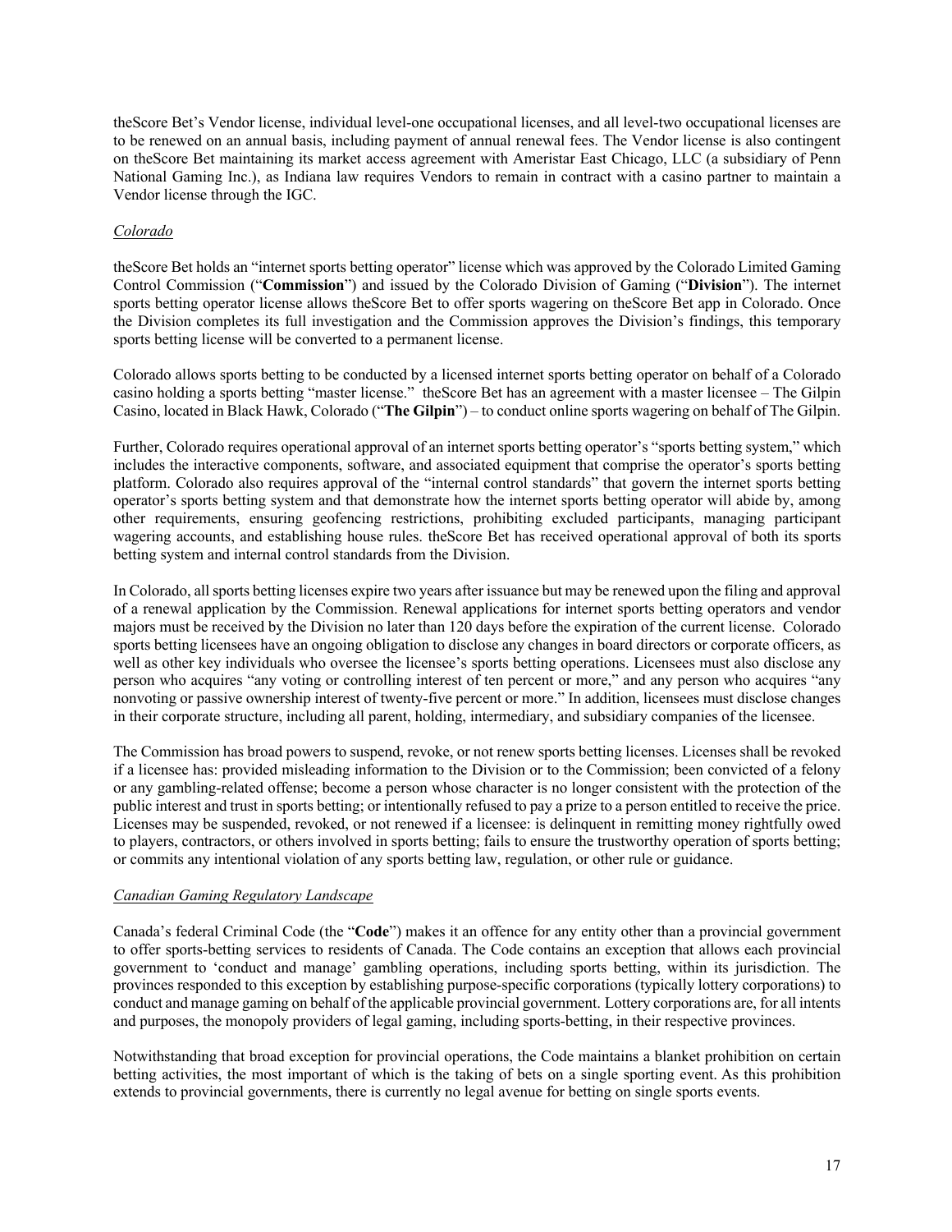theScore Bet's Vendor license, individual level-one occupational licenses, and all level-two occupational licenses are to be renewed on an annual basis, including payment of annual renewal fees. The Vendor license is also contingent on theScore Bet maintaining its market access agreement with Ameristar East Chicago, LLC (a subsidiary of Penn National Gaming Inc.), as Indiana law requires Vendors to remain in contract with a casino partner to maintain a Vendor license through the IGC.

*Colorado*

theScore Bet holds an "internet sports betting operator" license which was approved by the Colorado Limited Gaming Control Commission ("**Commission**") and issued by the Colorado Division of Gaming ("**Division**"). The internet sports betting operator license allows theScore Bet to offer sports wagering on theScore Bet app in Colorado. Once the Division completes its full investigation and the Commission approves the Division's findings, this temporary sports betting license will be converted to a permanent license.

Colorado allows sports betting to be conducted by a licensed internet sports betting operator on behalf of a Colorado casino holding a sports betting "master license." theScore Bet has an agreement with a master licensee – The Gilpin Casino, located in Black Hawk, Colorado ("**The Gilpin**") – to conduct online sports wagering on behalf of The Gilpin.

Further, Colorado requires operational approval of an internet sports betting operator's "sports betting system," which includes the interactive components, software, and associated equipment that comprise the operator's sports betting platform. Colorado also requires approval of the "internal control standards" that govern the internet sports betting operator's sports betting system and that demonstrate how the internet sports betting operator will abide by, among other requirements, ensuring geofencing restrictions, prohibiting excluded participants, managing participant wagering accounts, and establishing house rules. theScore Bet has received operational approval of both its sports betting system and internal control standards from the Division.

In Colorado, all sports betting licenses expire two years after issuance but may be renewed upon the filing and approval of a renewal application by the Commission. Renewal applications for internet sports betting operators and vendor majors must be received by the Division no later than 120 days before the expiration of the current license. Colorado sports betting licensees have an ongoing obligation to disclose any changes in board directors or corporate officers, as well as other key individuals who oversee the licensee's sports betting operations. Licensees must also disclose any person who acquires "any voting or controlling interest of ten percent or more," and any person who acquires "any nonvoting or passive ownership interest of twenty-five percent or more." In addition, licensees must disclose changes in their corporate structure, including all parent, holding, intermediary, and subsidiary companies of the licensee.

The Commission has broad powers to suspend, revoke, or not renew sports betting licenses. Licenses shall be revoked if a licensee has: provided misleading information to the Division or to the Commission; been convicted of a felony or any gambling-related offense; become a person whose character is no longer consistent with the protection of the public interest and trust in sports betting; or intentionally refused to pay a prize to a person entitled to receive the price. Licenses may be suspended, revoked, or not renewed if a licensee: is delinquent in remitting money rightfully owed to players, contractors, or others involved in sports betting; fails to ensure the trustworthy operation of sports betting; or commits any intentional violation of any sports betting law, regulation, or other rule or guidance.

*Canadian Gaming Regulatory Landscape*

Canada's federal Criminal Code (the "**Code**") makes it an offence for any entity other than a provincial government to offer sports-betting services to residents of Canada. The Code contains an exception that allows each provincial government to 'conduct and manage' gambling operations, including sports betting, within its jurisdiction. The provinces responded to this exception by establishing purpose-specific corporations (typically lottery corporations) to conduct and manage gaming on behalf of the applicable provincial government. Lottery corporations are, for all intents and purposes, the monopoly providers of legal gaming, including sports-betting, in their respective provinces.

Notwithstanding that broad exception for provincial operations, the Code maintains a blanket prohibition on certain betting activities, the most important of which is the taking of bets on a single sporting event. As this prohibition extends to provincial governments, there is currently no legal avenue for betting on single sports events.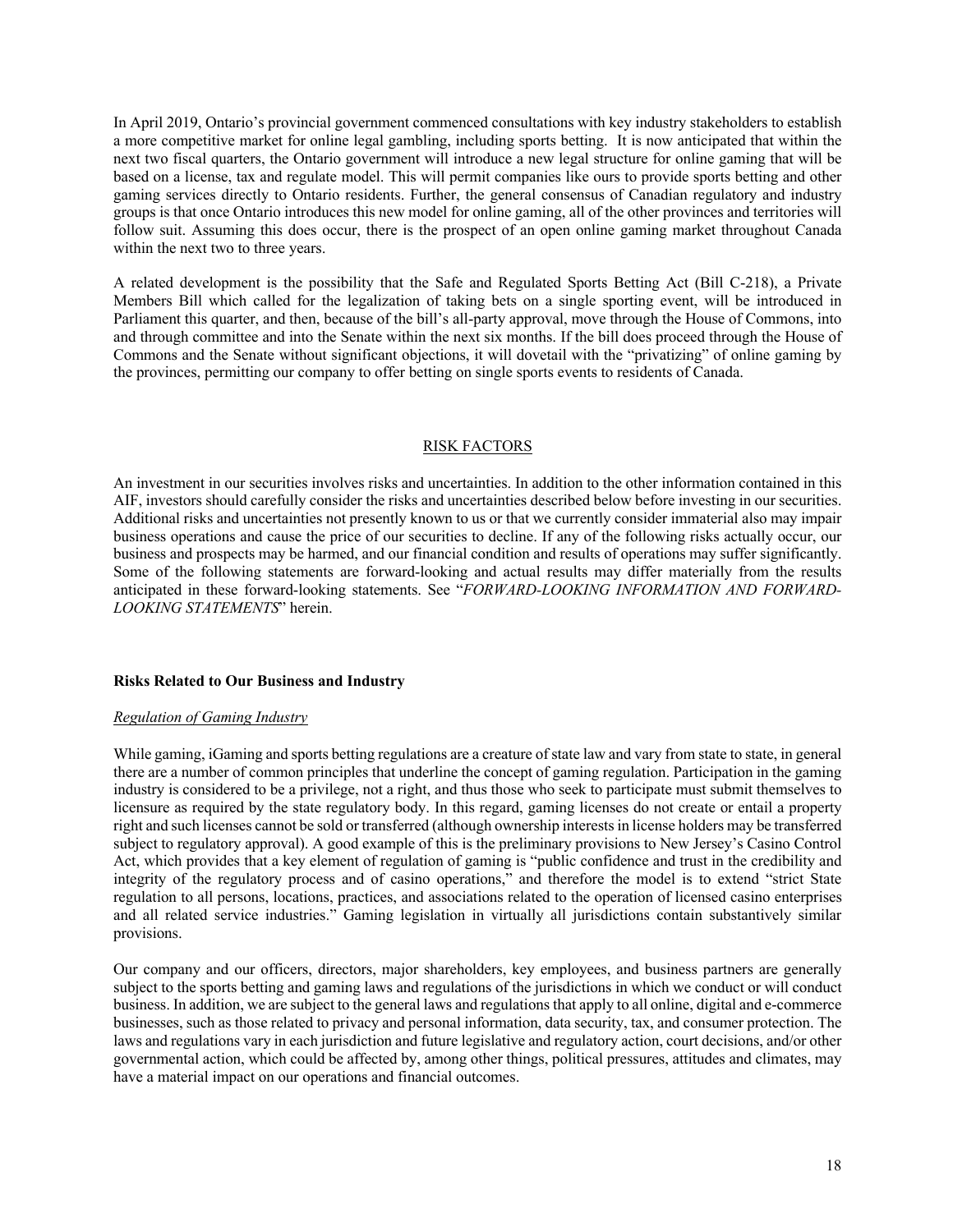In April 2019, Ontario's provincial government commenced consultations with key industry stakeholders to establish a more competitive market for online legal gambling, including sports betting. It is now anticipated that within the next two fiscal quarters, the Ontario government will introduce a new legal structure for online gaming that will be based on a license, tax and regulate model. This will permit companies like ours to provide sports betting and other gaming services directly to Ontario residents. Further, the general consensus of Canadian regulatory and industry groups is that once Ontario introduces this new model for online gaming, all of the other provinces and territories will follow suit. Assuming this does occur, there is the prospect of an open online gaming market throughout Canada within the next two to three years.

A related development is the possibility that the Safe and Regulated Sports Betting Act (Bill C-218), a Private Members Bill which called for the legalization of taking bets on a single sporting event, will be introduced in Parliament this quarter, and then, because of the bill's all-party approval, move through the House of Commons, into and through committee and into the Senate within the next six months. If the bill does proceed through the House of Commons and the Senate without significant objections, it will dovetail with the "privatizing" of online gaming by the provinces, permitting our company to offer betting on single sports events to residents of Canada.

## RISK FACTORS

An investment in our securities involves risks and uncertainties. In addition to the other information contained in this AIF, investors should carefully consider the risks and uncertainties described below before investing in our securities. Additional risks and uncertainties not presently known to us or that we currently consider immaterial also may impair business operations and cause the price of our securities to decline. If any of the following risks actually occur, our business and prospects may be harmed, and our financial condition and results of operations may suffer significantly. Some of the following statements are forward-looking and actual results may differ materially from the results anticipated in these forward-looking statements. See "*FORWARD-LOOKING INFORMATION AND FORWARD-LOOKING STATEMENTS*" herein.

### Risks Related to Our Business and Industry

*Regulation of Gaming Industry*

While gaming, iGaming and sports betting regulations are a creature of state law and vary from state to state, in general there are a number of common principles that underline the concept of gaming regulation. Participation in the gaming industry is considered to be a privilege, not a right, and thus those who seek to participate must submit themselves to licensure as required by the state regulatory body. In this regard, gaming licenses do not create or entail a property right and such licenses cannot be sold or transferred (although ownership interests in license holders may be transferred subject to regulatory approval). A good example of this is the preliminary provisions to New Jersey's Casino Control Act, which provides that a key element of regulation of gaming is "public confidence and trust in the credibility and integrity of the regulatory process and of casino operations," and therefore the model is to extend "strict State regulation to all persons, locations, practices, and associations related to the operation of licensed casino enterprises and all related service industries." Gaming legislation in virtually all jurisdictions contain substantively similar provisions.

Our company and our officers, directors, major shareholders, key employees, and business partners are generally subject to the sports betting and gaming laws and regulations of the jurisdictions in which we conduct or will conduct business. In addition, we are subject to the general laws and regulations that apply to all online, digital and e-commerce businesses, such as those related to privacy and personal information, data security, tax, and consumer protection. The laws and regulations vary in each jurisdiction and future legislative and regulatory action, court decisions, and/or other governmental action, which could be affected by, among other things, political pressures, attitudes and climates, may have a material impact on our operations and financial outcomes.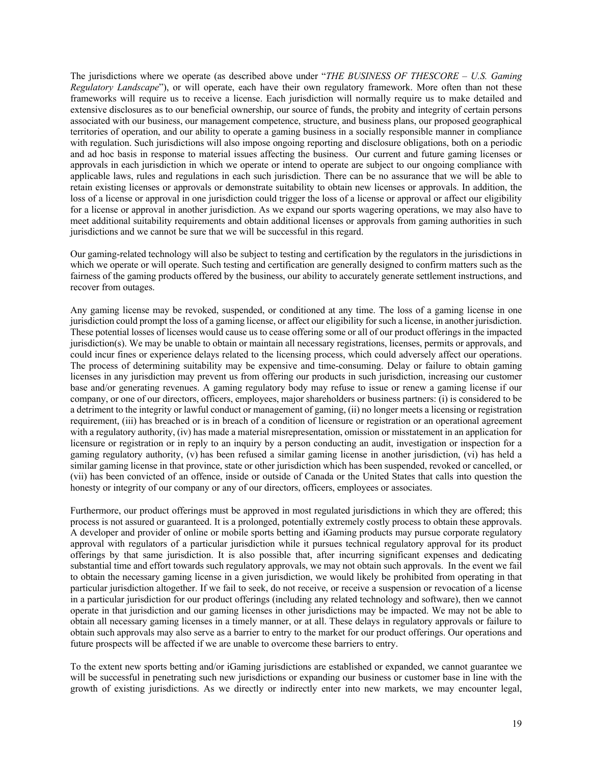The jurisdictions where we operate (as described above under "*THE BUSINESS OF THESCORE – U.S. Gaming Regulatory Landscape*"), or will operate, each have their own regulatory framework. More often than not these frameworks will require us to receive a license. Each jurisdiction will normally require us to make detailed and extensive disclosures as to our beneficial ownership, our source of funds, the probity and integrity of certain persons associated with our business, our management competence, structure, and business plans, our proposed geographical territories of operation, and our ability to operate a gaming business in a socially responsible manner in compliance with regulation. Such jurisdictions will also impose ongoing reporting and disclosure obligations, both on a periodic and ad hoc basis in response to material issues affecting the business. Our current and future gaming licenses or approvals in each jurisdiction in which we operate or intend to operate are subject to our ongoing compliance with applicable laws, rules and regulations in each such jurisdiction. There can be no assurance that we will be able to retain existing licenses or approvals or demonstrate suitability to obtain new licenses or approvals. In addition, the loss of a license or approval in one jurisdiction could trigger the loss of a license or approval or affect our eligibility for a license or approval in another jurisdiction. As we expand our sports wagering operations, we may also have to meet additional suitability requirements and obtain additional licenses or approvals from gaming authorities in such jurisdictions and we cannot be sure that we will be successful in this regard.

Our gaming-related technology will also be subject to testing and certification by the regulators in the jurisdictions in which we operate or will operate. Such testing and certification are generally designed to confirm matters such as the fairness of the gaming products offered by the business, our ability to accurately generate settlement instructions, and recover from outages.

Any gaming license may be revoked, suspended, or conditioned at any time. The loss of a gaming license in one jurisdiction could prompt the loss of a gaming license, or affect our eligibility for such a license, in another jurisdiction. These potential losses of licenses would cause us to cease offering some or all of our product offerings in the impacted jurisdiction(s). We may be unable to obtain or maintain all necessary registrations, licenses, permits or approvals, and could incur fines or experience delays related to the licensing process, which could adversely affect our operations. The process of determining suitability may be expensive and time-consuming. Delay or failure to obtain gaming licenses in any jurisdiction may prevent us from offering our products in such jurisdiction, increasing our customer base and/or generating revenues. A gaming regulatory body may refuse to issue or renew a gaming license if our company, or one of our directors, officers, employees, major shareholders or business partners: (i) is considered to be a detriment to the integrity or lawful conduct or management of gaming, (ii) no longer meets a licensing or registration requirement, (iii) has breached or is in breach of a condition of licensure or registration or an operational agreement with a regulatory authority, (iv) has made a material misrepresentation, omission or misstatement in an application for licensure or registration or in reply to an inquiry by a person conducting an audit, investigation or inspection for a gaming regulatory authority, (v) has been refused a similar gaming license in another jurisdiction, (vi) has held a similar gaming license in that province, state or other jurisdiction which has been suspended, revoked or cancelled, or (vii) has been convicted of an offence, inside or outside of Canada or the United States that calls into question the honesty or integrity of our company or any of our directors, officers, employees or associates.

Furthermore, our product offerings must be approved in most regulated jurisdictions in which they are offered; this process is not assured or guaranteed. It is a prolonged, potentially extremely costly process to obtain these approvals. A developer and provider of online or mobile sports betting and iGaming products may pursue corporate regulatory approval with regulators of a particular jurisdiction while it pursues technical regulatory approval for its product offerings by that same jurisdiction. It is also possible that, after incurring significant expenses and dedicating substantial time and effort towards such regulatory approvals, we may not obtain such approvals. In the event we fail to obtain the necessary gaming license in a given jurisdiction, we would likely be prohibited from operating in that particular jurisdiction altogether. If we fail to seek, do not receive, or receive a suspension or revocation of a license in a particular jurisdiction for our product offerings (including any related technology and software), then we cannot operate in that jurisdiction and our gaming licenses in other jurisdictions may be impacted. We may not be able to obtain all necessary gaming licenses in a timely manner, or at all. These delays in regulatory approvals or failure to obtain such approvals may also serve as a barrier to entry to the market for our product offerings. Our operations and future prospects will be affected if we are unable to overcome these barriers to entry.

To the extent new sports betting and/or iGaming jurisdictions are established or expanded, we cannot guarantee we will be successful in penetrating such new jurisdictions or expanding our business or customer base in line with the growth of existing jurisdictions. As we directly or indirectly enter into new markets, we may encounter legal,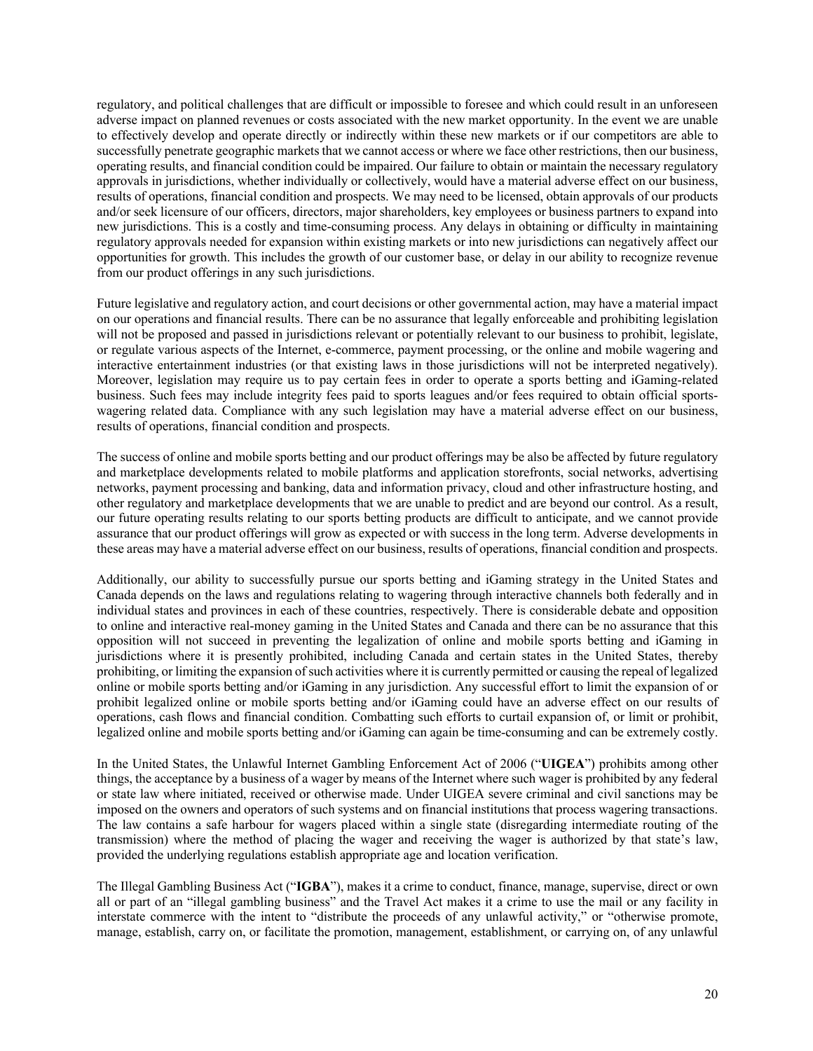regulatory, and political challenges that are difficult or impossible to foresee and which could result in an unforeseen adverse impact on planned revenues or costs associated with the new market opportunity. In the event we are unable to effectively develop and operate directly or indirectly within these new markets or if our competitors are able to successfully penetrate geographic markets that we cannot access or where we face other restrictions, then our business, operating results, and financial condition could be impaired. Our failure to obtain or maintain the necessary regulatory approvals in jurisdictions, whether individually or collectively, would have a material adverse effect on our business, results of operations, financial condition and prospects. We may need to be licensed, obtain approvals of our products and/or seek licensure of our officers, directors, major shareholders, key employees or business partners to expand into new jurisdictions. This is a costly and time-consuming process. Any delays in obtaining or difficulty in maintaining regulatory approvals needed for expansion within existing markets or into new jurisdictions can negatively affect our opportunities for growth. This includes the growth of our customer base, or delay in our ability to recognize revenue from our product offerings in any such jurisdictions.

Future legislative and regulatory action, and court decisions or other governmental action, may have a material impact on our operations and financial results. There can be no assurance that legally enforceable and prohibiting legislation will not be proposed and passed in jurisdictions relevant or potentially relevant to our business to prohibit, legislate, or regulate various aspects of the Internet, e-commerce, payment processing, or the online and mobile wagering and interactive entertainment industries (or that existing laws in those jurisdictions will not be interpreted negatively). Moreover, legislation may require us to pay certain fees in order to operate a sports betting and iGaming-related business. Such fees may include integrity fees paid to sports leagues and/or fees required to obtain official sports-wagering related data. Compliance with any such legislation may have a material adverse effect on our business, results of operations, financial condition and prospects.

The success of online and mobile sports betting and our product offerings may be also be affected by future regulatory and marketplace developments related to mobile platforms and application storefronts, social networks, advertising networks, payment processing and banking, data and information privacy, cloud and other infrastructure hosting, and other regulatory and marketplace developments that we are unable to predict and are beyond our control. As a result, our future operating results relating to our sports betting products are difficult to anticipate, and we cannot provide assurance that our product offerings will grow as expected or with success in the long term. Adverse developments in these areas may have a material adverse effect on our business, results of operations, financial condition and prospects.

Additionally, our ability to successfully pursue our sports betting and iGaming strategy in the United States and Canada depends on the laws and regulations relating to wagering through interactive channels both federally and in individual states and provinces in each of these countries, respectively. There is considerable debate and opposition to online and interactive real-money gaming in the United States and Canada and there can be no assurance that this opposition will not succeed in preventing the legalization of online and mobile sports betting and iGaming in jurisdictions where it is presently prohibited, including Canada and certain states in the United States, thereby prohibiting, or limiting the expansion of such activities where it is currently permitted or causing the repeal of legalized online or mobile sports betting and/or iGaming in any jurisdiction. Any successful effort to limit the expansion of or prohibit legalized online or mobile sports betting and/or iGaming could have an adverse effect on our results of operations, cash flows and financial condition. Combatting such efforts to curtail expansion of, or limit or prohibit, legalized online and mobile sports betting and/or iGaming can again be time-consuming and can be extremely costly.

In the United States, the Unlawful Internet Gambling Enforcement Act of 2006 ("**UIGEA**") prohibits among other things, the acceptance by a business of a wager by means of the Internet where such wager is prohibited by any federal or state law where initiated, received or otherwise made. Under UIGEA severe criminal and civil sanctions may be imposed on the owners and operators of such systems and on financial institutions that process wagering transactions. The law contains a safe harbour for wagers placed within a single state (disregarding intermediate routing of the transmission) where the method of placing the wager and receiving the wager is authorized by that state's law, provided the underlying regulations establish appropriate age and location verification.

The Illegal Gambling Business Act ("**IGBA**"), makes it a crime to conduct, finance, manage, supervise, direct or own all or part of an "illegal gambling business" and the Travel Act makes it a crime to use the mail or any facility in interstate commerce with the intent to "distribute the proceeds of any unlawful activity," or "otherwise promote, manage, establish, carry on, or facilitate the promotion, management, establishment, or carrying on, of any unlawful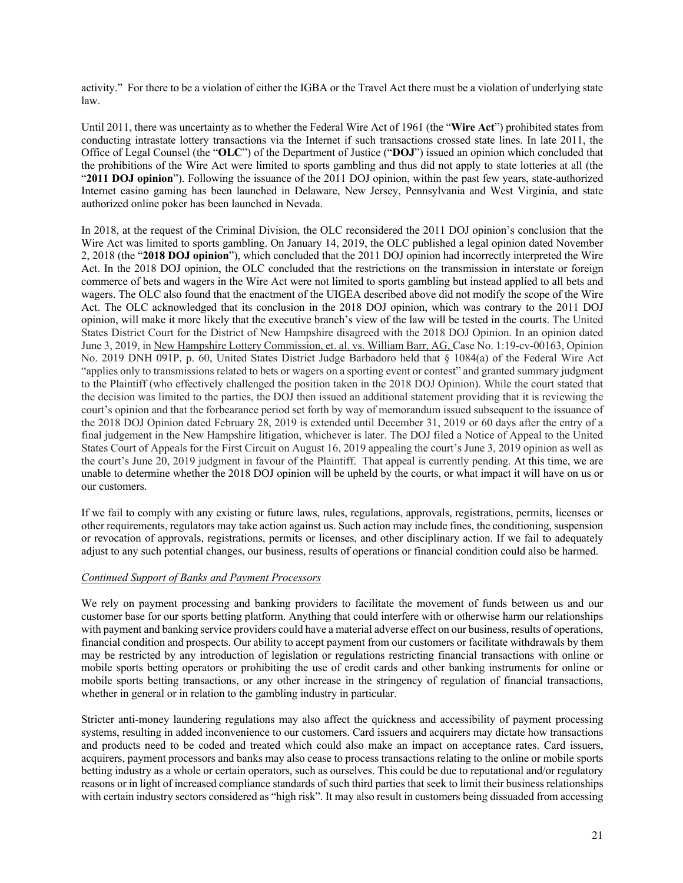activity." For there to be a violation of either the IGBA or the Travel Act there must be a violation of underlying state law.

Until 2011, there was uncertainty as to whether the Federal Wire Act of 1961 (the "**Wire Act**") prohibited states from conducting intrastate lottery transactions via the Internet if such transactions crossed state lines. In late 2011, the Office of Legal Counsel (the "**OLC**") of the Department of Justice ("**DOJ**") issued an opinion which concluded that the prohibitions of the Wire Act were limited to sports gambling and thus did not apply to state lotteries at all (the "**2011 DOJ opinion**"). Following the issuance of the 2011 DOJ opinion, within the past few years, state-authorized Internet casino gaming has been launched in Delaware, New Jersey, Pennsylvania and West Virginia, and state authorized online poker has been launched in Nevada.

In 2018, at the request of the Criminal Division, the OLC reconsidered the 2011 DOJ opinion's conclusion that the Wire Act was limited to sports gambling. On January 14, 2019, the OLC published a legal opinion dated November 2, 2018 (the "**2018 DOJ opinion**"), which concluded that the 2011 DOJ opinion had incorrectly interpreted the Wire Act. In the 2018 DOJ opinion, the OLC concluded that the restrictions on the transmission in interstate or foreign commerce of bets and wagers in the Wire Act were not limited to sports gambling but instead applied to all bets and wagers. The OLC also found that the enactment of the UIGEA described above did not modify the scope of the Wire Act. The OLC acknowledged that its conclusion in the 2018 DOJ opinion, which was contrary to the 2011 DOJ opinion, will make it more likely that the executive branch's view of the law will be tested in the courts. The United States District Court for the District of New Hampshire disagreed with the 2018 DOJ Opinion. In an opinion dated June 3, 2019, in New Hampshire Lottery Commission, et. al. vs. William Barr, AG, Case No. 1:19-cv-00163, Opinion No. 2019 DNH 091P, p. 60, United States District Judge Barbadoro held that § 1084(a) of the Federal Wire Act "applies only to transmissions related to bets or wagers on a sporting event or contest" and granted summary judgment to the Plaintiff (who effectively challenged the position taken in the 2018 DOJ Opinion). While the court stated that the decision was limited to the parties, the DOJ then issued an additional statement providing that it is reviewing the court's opinion and that the forbearance period set forth by way of memorandum issued subsequent to the issuance of the 2018 DOJ Opinion dated February 28, 2019 is extended until December 31, 2019 or 60 days after the entry of a final judgement in the New Hampshire litigation, whichever is later. The DOJ filed a Notice of Appeal to the United States Court of Appeals for the First Circuit on August 16, 2019 appealing the court's June 3, 2019 opinion as well as the court's June 20, 2019 judgment in favour of the Plaintiff. That appeal is currently pending. At this time, we are unable to determine whether the 2018 DOJ opinion will be upheld by the courts, or what impact it will have on us or our customers.

If we fail to comply with any existing or future laws, rules, regulations, approvals, registrations, permits, licenses or other requirements, regulators may take action against us. Such action may include fines, the conditioning, suspension or revocation of approvals, registrations, permits or licenses, and other disciplinary action. If we fail to adequately adjust to any such potential changes, our business, results of operations or financial condition could also be harmed.

*Continued Support of Banks and Payment Processors*

We rely on payment processing and banking providers to facilitate the movement of funds between us and our customer base for our sports betting platform. Anything that could interfere with or otherwise harm our relationships with payment and banking service providers could have a material adverse effect on our business, results of operations, financial condition and prospects. Our ability to accept payment from our customers or facilitate withdrawals by them may be restricted by any introduction of legislation or regulations restricting financial transactions with online or mobile sports betting operators or prohibiting the use of credit cards and other banking instruments for online or mobile sports betting transactions, or any other increase in the stringency of regulation of financial transactions, whether in general or in relation to the gambling industry in particular.

Stricter anti-money laundering regulations may also affect the quickness and accessibility of payment processing systems, resulting in added inconvenience to our customers. Card issuers and acquirers may dictate how transactions and products need to be coded and treated which could also make an impact on acceptance rates. Card issuers, acquirers, payment processors and banks may also cease to process transactions relating to the online or mobile sports betting industry as a whole or certain operators, such as ourselves. This could be due to reputational and/or regulatory reasons or in light of increased compliance standards of such third parties that seek to limit their business relationships with certain industry sectors considered as "high risk". It may also result in customers being dissuaded from accessing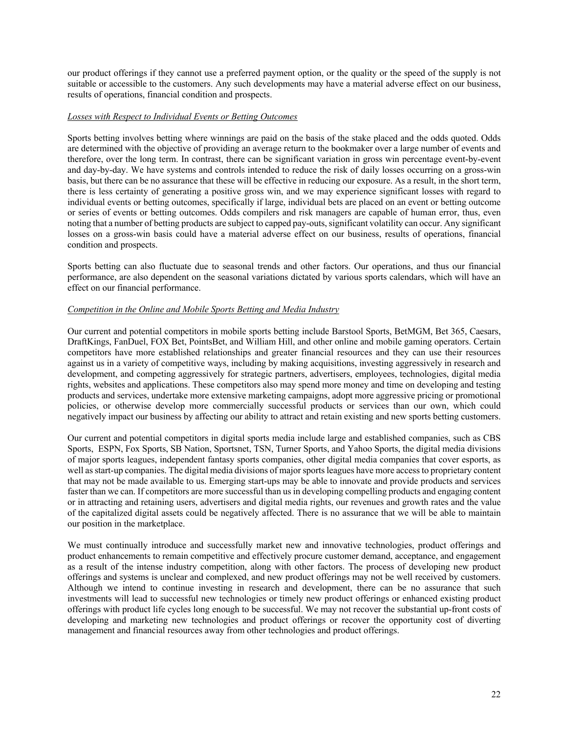our product offerings if they cannot use a preferred payment option, or the quality or the speed of the supply is not suitable or accessible to the customers. Any such developments may have a material adverse effect on our business, results of operations, financial condition and prospects.

*Losses with Respect to Individual Events or Betting Outcomes*

Sports betting involves betting where winnings are paid on the basis of the stake placed and the odds quoted. Odds are determined with the objective of providing an average return to the bookmaker over a large number of events and therefore, over the long term. In contrast, there can be significant variation in gross win percentage event-by-event and day-by-day. We have systems and controls intended to reduce the risk of daily losses occurring on a gross-win basis, but there can be no assurance that these will be effective in reducing our exposure. As a result, in the short term, there is less certainty of generating a positive gross win, and we may experience significant losses with regard to individual events or betting outcomes, specifically if large, individual bets are placed on an event or betting outcome or series of events or betting outcomes. Odds compilers and risk managers are capable of human error, thus, even noting that a number of betting products are subject to capped pay-outs, significant volatility can occur. Any significant losses on a gross-win basis could have a material adverse effect on our business, results of operations, financial condition and prospects.

Sports betting can also fluctuate due to seasonal trends and other factors. Our operations, and thus our financial performance, are also dependent on the seasonal variations dictated by various sports calendars, which will have an effect on our financial performance.

*Competition in the Online and Mobile Sports Betting and Media Industry*

Our current and potential competitors in mobile sports betting include Barstool Sports, BetMGM, Bet 365, Caesars, DraftKings, FanDuel, FOX Bet, PointsBet, and William Hill, and other online and mobile gaming operators. Certain competitors have more established relationships and greater financial resources and they can use their resources against us in a variety of competitive ways, including by making acquisitions, investing aggressively in research and development, and competing aggressively for strategic partners, advertisers, employees, technologies, digital media rights, websites and applications. These competitors also may spend more money and time on developing and testing products and services, undertake more extensive marketing campaigns, adopt more aggressive pricing or promotional policies, or otherwise develop more commercially successful products or services than our own, which could negatively impact our business by affecting our ability to attract and retain existing and new sports betting customers.

Our current and potential competitors in digital sports media include large and established companies, such as CBS Sports, ESPN, Fox Sports, SB Nation, Sportsnet, TSN, Turner Sports, and Yahoo Sports, the digital media divisions of major sports leagues, independent fantasy sports companies, other digital media companies that cover esports, as well as start-up companies. The digital media divisions of major sports leagues have more access to proprietary content that may not be made available to us. Emerging start-ups may be able to innovate and provide products and services faster than we can. If competitors are more successful than us in developing compelling products and engaging content or in attracting and retaining users, advertisers and digital media rights, our revenues and growth rates and the value of the capitalized digital assets could be negatively affected. There is no assurance that we will be able to maintain our position in the marketplace.

We must continually introduce and successfully market new and innovative technologies, product offerings and product enhancements to remain competitive and effectively procure customer demand, acceptance, and engagement as a result of the intense industry competition, along with other factors. The process of developing new product offerings and systems is unclear and complexed, and new product offerings may not be well received by customers. Although we intend to continue investing in research and development, there can be no assurance that such investments will lead to successful new technologies or timely new product offerings or enhanced existing product offerings with product life cycles long enough to be successful. We may not recover the substantial up-front costs of developing and marketing new technologies and product offerings or recover the opportunity cost of diverting management and financial resources away from other technologies and product offerings.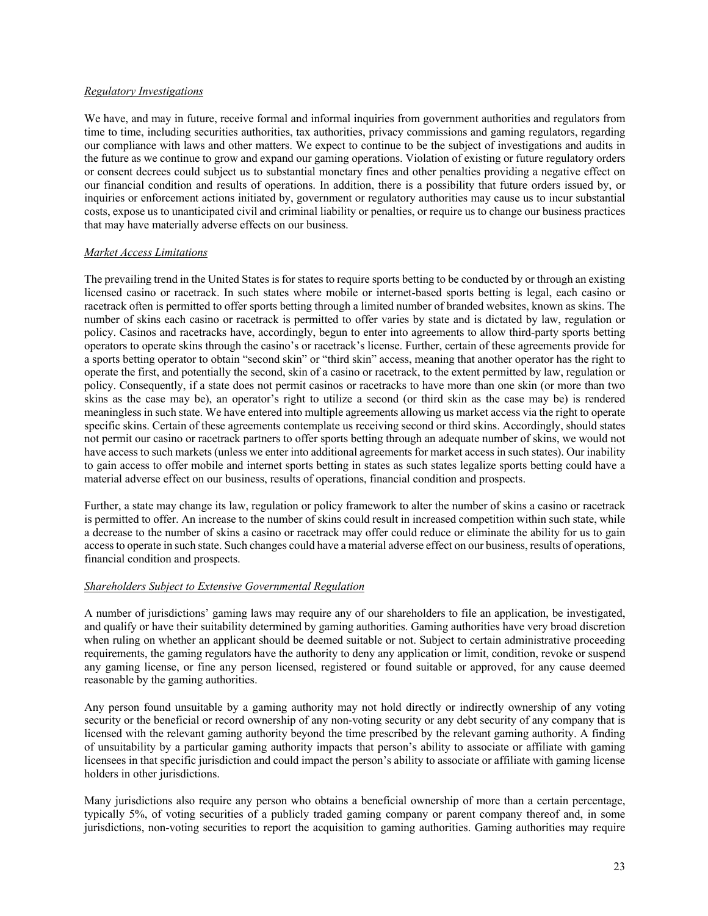*Regulatory Investigations*

We have, and may in future, receive formal and informal inquiries from government authorities and regulators from time to time, including securities authorities, tax authorities, privacy commissions and gaming regulators, regarding our compliance with laws and other matters. We expect to continue to be the subject of investigations and audits in the future as we continue to grow and expand our gaming operations. Violation of existing or future regulatory orders or consent decrees could subject us to substantial monetary fines and other penalties providing a negative effect on our financial condition and results of operations. In addition, there is a possibility that future orders issued by, or inquiries or enforcement actions initiated by, government or regulatory authorities may cause us to incur substantial costs, expose us to unanticipated civil and criminal liability or penalties, or require us to change our business practices that may have materially adverse effects on our business.

*Market Access Limitations*

The prevailing trend in the United States is for states to require sports betting to be conducted by or through an existing licensed casino or racetrack. In such states where mobile or internet-based sports betting is legal, each casino or racetrack often is permitted to offer sports betting through a limited number of branded websites, known as skins. The number of skins each casino or racetrack is permitted to offer varies by state and is dictated by law, regulation or policy. Casinos and racetracks have, accordingly, begun to enter into agreements to allow third-party sports betting operators to operate skins through the casino's or racetrack's license. Further, certain of these agreements provide for a sports betting operator to obtain "second skin" or "third skin" access, meaning that another operator has the right to operate the first, and potentially the second, skin of a casino or racetrack, to the extent permitted by law, regulation or policy. Consequently, if a state does not permit casinos or racetracks to have more than one skin (or more than two skins as the case may be), an operator's right to utilize a second (or third skin as the case may be) is rendered meaningless in such state. We have entered into multiple agreements allowing us market access via the right to operate specific skins. Certain of these agreements contemplate us receiving second or third skins. Accordingly, should states not permit our casino or racetrack partners to offer sports betting through an adequate number of skins, we would not have access to such markets (unless we enter into additional agreements for market access in such states). Our inability to gain access to offer mobile and internet sports betting in states as such states legalize sports betting could have a material adverse effect on our business, results of operations, financial condition and prospects.

Further, a state may change its law, regulation or policy framework to alter the number of skins a casino or racetrack is permitted to offer. An increase to the number of skins could result in increased competition within such state, while a decrease to the number of skins a casino or racetrack may offer could reduce or eliminate the ability for us to gain access to operate in such state. Such changes could have a material adverse effect on our business, results of operations, financial condition and prospects.

*Shareholders Subject to Extensive Governmental Regulation*

A number of jurisdictions' gaming laws may require any of our shareholders to file an application, be investigated, and qualify or have their suitability determined by gaming authorities. Gaming authorities have very broad discretion when ruling on whether an applicant should be deemed suitable or not. Subject to certain administrative proceeding requirements, the gaming regulators have the authority to deny any application or limit, condition, revoke or suspend any gaming license, or fine any person licensed, registered or found suitable or approved, for any cause deemed reasonable by the gaming authorities.

Any person found unsuitable by a gaming authority may not hold directly or indirectly ownership of any voting security or the beneficial or record ownership of any non-voting security or any debt security of any company that is licensed with the relevant gaming authority beyond the time prescribed by the relevant gaming authority. A finding of unsuitability by a particular gaming authority impacts that person's ability to associate or affiliate with gaming licensees in that specific jurisdiction and could impact the person's ability to associate or affiliate with gaming license holders in other jurisdictions.

Many jurisdictions also require any person who obtains a beneficial ownership of more than a certain percentage, typically 5%, of voting securities of a publicly traded gaming company or parent company thereof and, in some jurisdictions, non-voting securities to report the acquisition to gaming authorities. Gaming authorities may require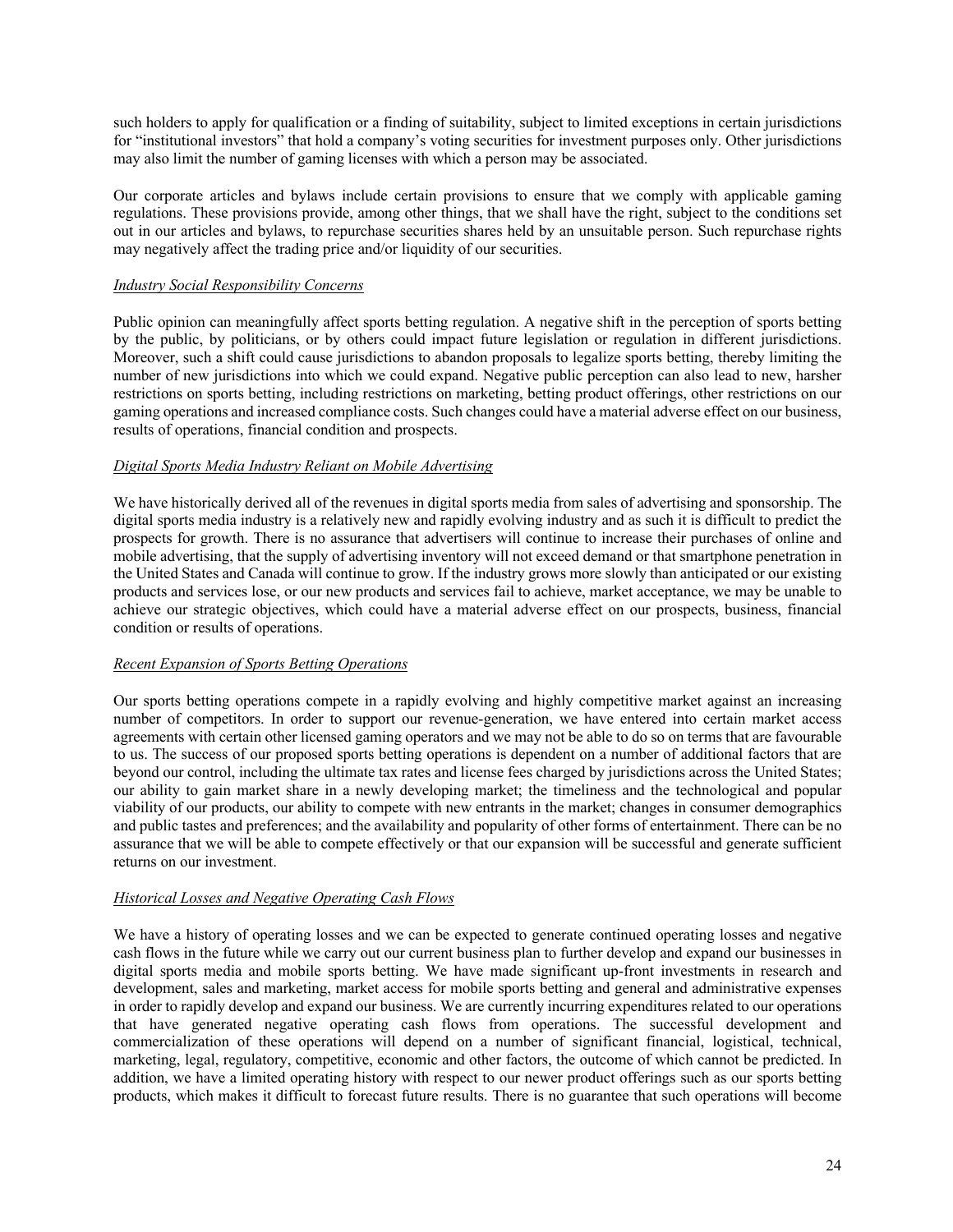such holders to apply for qualification or a finding of suitability, subject to limited exceptions in certain jurisdictions for "institutional investors" that hold a company's voting securities for investment purposes only. Other jurisdictions may also limit the number of gaming licenses with which a person may be associated.

Our corporate articles and bylaws include certain provisions to ensure that we comply with applicable gaming regulations. These provisions provide, among other things, that we shall have the right, subject to the conditions set out in our articles and bylaws, to repurchase securities shares held by an unsuitable person. Such repurchase rights may negatively affect the trading price and/or liquidity of our securities.

*Industry Social Responsibility Concerns*

Public opinion can meaningfully affect sports betting regulation. A negative shift in the perception of sports betting by the public, by politicians, or by others could impact future legislation or regulation in different jurisdictions. Moreover, such a shift could cause jurisdictions to abandon proposals to legalize sports betting, thereby limiting the number of new jurisdictions into which we could expand. Negative public perception can also lead to new, harsher restrictions on sports betting, including restrictions on marketing, betting product offerings, other restrictions on our gaming operations and increased compliance costs. Such changes could have a material adverse effect on our business, results of operations, financial condition and prospects.

*Digital Sports Media Industry Reliant on Mobile Advertising*

We have historically derived all of the revenues in digital sports media from sales of advertising and sponsorship. The digital sports media industry is a relatively new and rapidly evolving industry and as such it is difficult to predict the prospects for growth. There is no assurance that advertisers will continue to increase their purchases of online and mobile advertising, that the supply of advertising inventory will not exceed demand or that smartphone penetration in the United States and Canada will continue to grow. If the industry grows more slowly than anticipated or our existing products and services lose, or our new products and services fail to achieve, market acceptance, we may be unable to achieve our strategic objectives, which could have a material adverse effect on our prospects, business, financial condition or results of operations.

*Recent Expansion of Sports Betting Operations*

Our sports betting operations compete in a rapidly evolving and highly competitive market against an increasing number of competitors. In order to support our revenue-generation, we have entered into certain market access agreements with certain other licensed gaming operators and we may not be able to do so on terms that are favourable to us. The success of our proposed sports betting operations is dependent on a number of additional factors that are beyond our control, including the ultimate tax rates and license fees charged by jurisdictions across the United States; our ability to gain market share in a newly developing market; the timeliness and the technological and popular viability of our products, our ability to compete with new entrants in the market; changes in consumer demographics and public tastes and preferences; and the availability and popularity of other forms of entertainment. There can be no assurance that we will be able to compete effectively or that our expansion will be successful and generate sufficient returns on our investment.

*Historical Losses and Negative Operating Cash Flows*

We have a history of operating losses and we can be expected to generate continued operating losses and negative cash flows in the future while we carry out our current business plan to further develop and expand our businesses in digital sports media and mobile sports betting. We have made significant up-front investments in research and development, sales and marketing, market access for mobile sports betting and general and administrative expenses in order to rapidly develop and expand our business. We are currently incurring expenditures related to our operations that have generated negative operating cash flows from operations. The successful development and commercialization of these operations will depend on a number of significant financial, logistical, technical, marketing, legal, regulatory, competitive, economic and other factors, the outcome of which cannot be predicted. In addition, we have a limited operating history with respect to our newer product offerings such as our sports betting products, which makes it difficult to forecast future results. There is no guarantee that such operations will become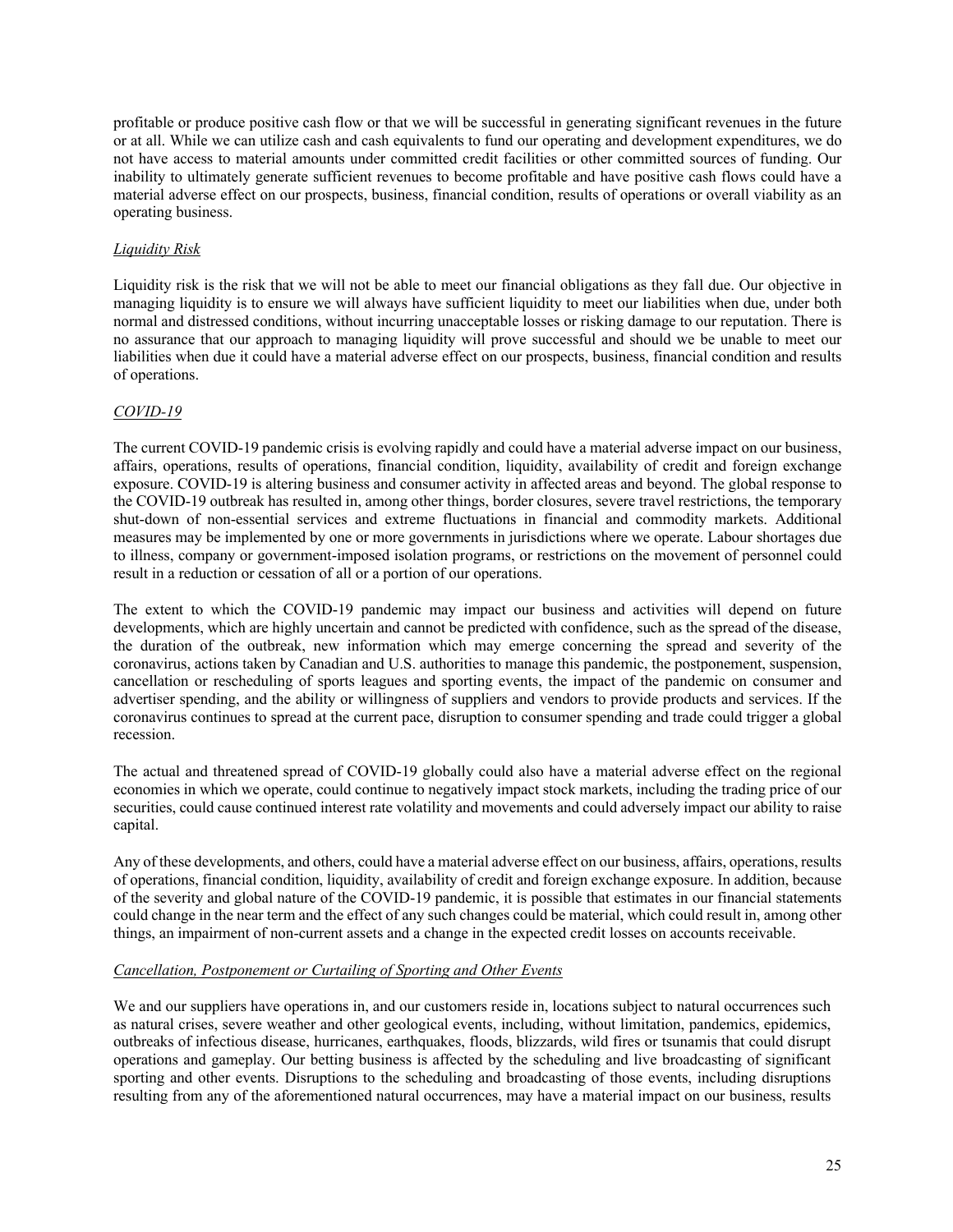profitable or produce positive cash flow or that we will be successful in generating significant revenues in the future or at all. While we can utilize cash and cash equivalents to fund our operating and development expenditures, we do not have access to material amounts under committed credit facilities or other committed sources of funding. Our inability to ultimately generate sufficient revenues to become profitable and have positive cash flows could have a material adverse effect on our prospects, business, financial condition, results of operations or overall viability as an operating business.

*Liquidity Risk*

Liquidity risk is the risk that we will not be able to meet our financial obligations as they fall due. Our objective in managing liquidity is to ensure we will always have sufficient liquidity to meet our liabilities when due, under both normal and distressed conditions, without incurring unacceptable losses or risking damage to our reputation. There is no assurance that our approach to managing liquidity will prove successful and should we be unable to meet our liabilities when due it could have a material adverse effect on our prospects, business, financial condition and results of operations.

*COVID-19*

The current COVID-19 pandemic crisis is evolving rapidly and could have a material adverse impact on our business, affairs, operations, results of operations, financial condition, liquidity, availability of credit and foreign exchange exposure. COVID-19 is altering business and consumer activity in affected areas and beyond. The global response to the COVID-19 outbreak has resulted in, among other things, border closures, severe travel restrictions, the temporary shut-down of non-essential services and extreme fluctuations in financial and commodity markets. Additional measures may be implemented by one or more governments in jurisdictions where we operate. Labour shortages due to illness, company or government-imposed isolation programs, or restrictions on the movement of personnel could result in a reduction or cessation of all or a portion of our operations.

The extent to which the COVID-19 pandemic may impact our business and activities will depend on future developments, which are highly uncertain and cannot be predicted with confidence, such as the spread of the disease, the duration of the outbreak, new information which may emerge concerning the spread and severity of the coronavirus, actions taken by Canadian and U.S. authorities to manage this pandemic, the postponement, suspension, cancellation or rescheduling of sports leagues and sporting events, the impact of the pandemic on consumer and advertiser spending, and the ability or willingness of suppliers and vendors to provide products and services. If the coronavirus continues to spread at the current pace, disruption to consumer spending and trade could trigger a global recession.

The actual and threatened spread of COVID-19 globally could also have a material adverse effect on the regional economies in which we operate, could continue to negatively impact stock markets, including the trading price of our securities, could cause continued interest rate volatility and movements and could adversely impact our ability to raise capital.

Any of these developments, and others, could have a material adverse effect on our business, affairs, operations, results of operations, financial condition, liquidity, availability of credit and foreign exchange exposure. In addition, because of the severity and global nature of the COVID-19 pandemic, it is possible that estimates in our financial statements could change in the near term and the effect of any such changes could be material, which could result in, among other things, an impairment of non-current assets and a change in the expected credit losses on accounts receivable.

*Cancellation, Postponement or Curtailing of Sporting and Other Events*

We and our suppliers have operations in, and our customers reside in, locations subject to natural occurrences such as natural crises, severe weather and other geological events, including, without limitation, pandemics, epidemics, outbreaks of infectious disease, hurricanes, earthquakes, floods, blizzards, wild fires or tsunamis that could disrupt operations and gameplay. Our betting business is affected by the scheduling and live broadcasting of significant sporting and other events. Disruptions to the scheduling and broadcasting of those events, including disruptions resulting from any of the aforementioned natural occurrences, may have a material impact on our business, results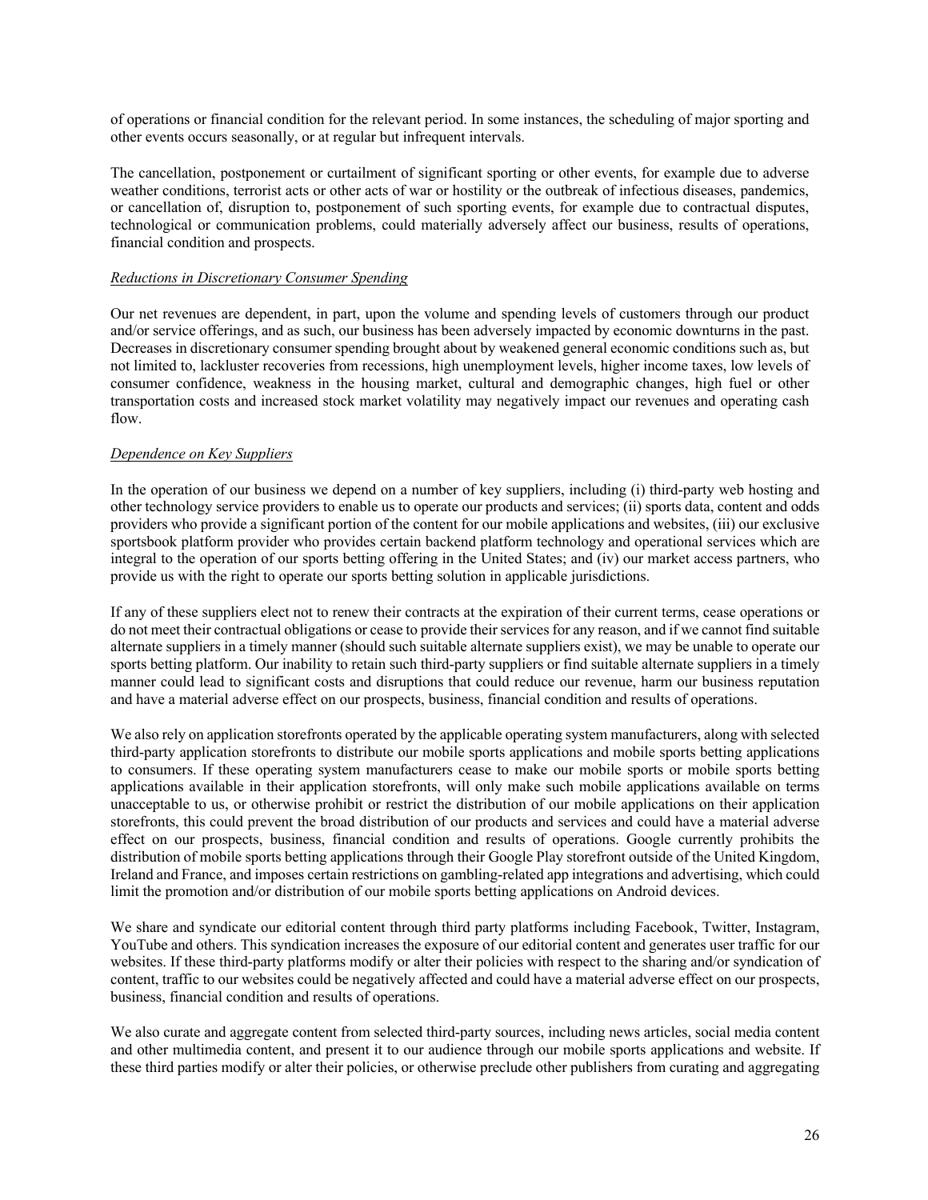of operations or financial condition for the relevant period. In some instances, the scheduling of major sporting and other events occurs seasonally, or at regular but infrequent intervals.

The cancellation, postponement or curtailment of significant sporting or other events, for example due to adverse weather conditions, terrorist acts or other acts of war or hostility or the outbreak of infectious diseases, pandemics, or cancellation of, disruption to, postponement of such sporting events, for example due to contractual disputes, technological or communication problems, could materially adversely affect our business, results of operations, financial condition and prospects.

*Reductions in Discretionary Consumer Spending*

Our net revenues are dependent, in part, upon the volume and spending levels of customers through our product and/or service offerings, and as such, our business has been adversely impacted by economic downturns in the past. Decreases in discretionary consumer spending brought about by weakened general economic conditions such as, but not limited to, lackluster recoveries from recessions, high unemployment levels, higher income taxes, low levels of consumer confidence, weakness in the housing market, cultural and demographic changes, high fuel or other transportation costs and increased stock market volatility may negatively impact our revenues and operating cash flow.

*Dependence on Key Suppliers*

In the operation of our business we depend on a number of key suppliers, including (i) third-party web hosting and other technology service providers to enable us to operate our products and services; (ii) sports data, content and odds providers who provide a significant portion of the content for our mobile applications and websites, (iii) our exclusive sportsbook platform provider who provides certain backend platform technology and operational services which are integral to the operation of our sports betting offering in the United States; and (iv) our market access partners, who provide us with the right to operate our sports betting solution in applicable jurisdictions.

If any of these suppliers elect not to renew their contracts at the expiration of their current terms, cease operations or do not meet their contractual obligations or cease to provide their services for any reason, and if we cannot find suitable alternate suppliers in a timely manner (should such suitable alternate suppliers exist), we may be unable to operate our sports betting platform. Our inability to retain such third-party suppliers or find suitable alternate suppliers in a timely manner could lead to significant costs and disruptions that could reduce our revenue, harm our business reputation and have a material adverse effect on our prospects, business, financial condition and results of operations.

We also rely on application storefronts operated by the applicable operating system manufacturers, along with selected third-party application storefronts to distribute our mobile sports applications and mobile sports betting applications to consumers. If these operating system manufacturers cease to make our mobile sports or mobile sports betting applications available in their application storefronts, will only make such mobile applications available on terms unacceptable to us, or otherwise prohibit or restrict the distribution of our mobile applications on their application storefronts, this could prevent the broad distribution of our products and services and could have a material adverse effect on our prospects, business, financial condition and results of operations. Google currently prohibits the distribution of mobile sports betting applications through their Google Play storefront outside of the United Kingdom, Ireland and France, and imposes certain restrictions on gambling-related app integrations and advertising, which could limit the promotion and/or distribution of our mobile sports betting applications on Android devices.

We share and syndicate our editorial content through third party platforms including Facebook, Twitter, Instagram, YouTube and others. This syndication increases the exposure of our editorial content and generates user traffic for our websites. If these third-party platforms modify or alter their policies with respect to the sharing and/or syndication of content, traffic to our websites could be negatively affected and could have a material adverse effect on our prospects, business, financial condition and results of operations.

We also curate and aggregate content from selected third-party sources, including news articles, social media content and other multimedia content, and present it to our audience through our mobile sports applications and website. If these third parties modify or alter their policies, or otherwise preclude other publishers from curating and aggregating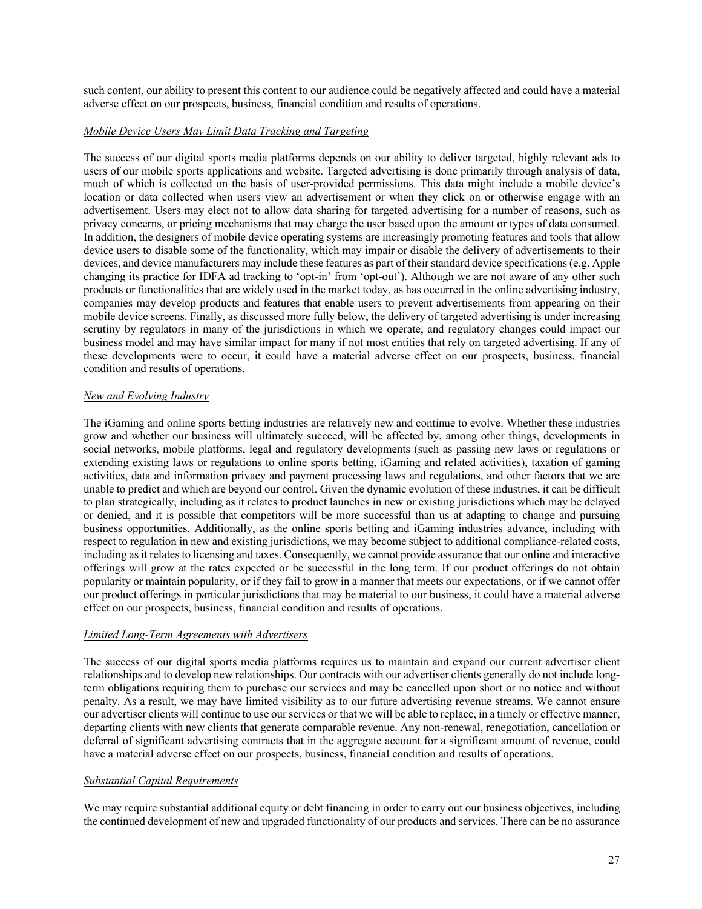such content, our ability to present this content to our audience could be negatively affected and could have a material adverse effect on our prospects, business, financial condition and results of operations.

*Mobile Device Users May Limit Data Tracking and Targeting*

The success of our digital sports media platforms depends on our ability to deliver targeted, highly relevant ads to users of our mobile sports applications and website. Targeted advertising is done primarily through analysis of data, much of which is collected on the basis of user-provided permissions. This data might include a mobile device's location or data collected when users view an advertisement or when they click on or otherwise engage with an advertisement. Users may elect not to allow data sharing for targeted advertising for a number of reasons, such as privacy concerns, or pricing mechanisms that may charge the user based upon the amount or types of data consumed. In addition, the designers of mobile device operating systems are increasingly promoting features and tools that allow device users to disable some of the functionality, which may impair or disable the delivery of advertisements to their devices, and device manufacturers may include these features as part of their standard device specifications (e.g. Apple changing its practice for IDFA ad tracking to 'opt-in' from 'opt-out'). Although we are not aware of any other such products or functionalities that are widely used in the market today, as has occurred in the online advertising industry, companies may develop products and features that enable users to prevent advertisements from appearing on their mobile device screens. Finally, as discussed more fully below, the delivery of targeted advertising is under increasing scrutiny by regulators in many of the jurisdictions in which we operate, and regulatory changes could impact our business model and may have similar impact for many if not most entities that rely on targeted advertising. If any of these developments were to occur, it could have a material adverse effect on our prospects, business, financial condition and results of operations.

*New and Evolving Industry*

The iGaming and online sports betting industries are relatively new and continue to evolve. Whether these industries grow and whether our business will ultimately succeed, will be affected by, among other things, developments in social networks, mobile platforms, legal and regulatory developments (such as passing new laws or regulations or extending existing laws or regulations to online sports betting, iGaming and related activities), taxation of gaming activities, data and information privacy and payment processing laws and regulations, and other factors that we are unable to predict and which are beyond our control. Given the dynamic evolution of these industries, it can be difficult to plan strategically, including as it relates to product launches in new or existing jurisdictions which may be delayed or denied, and it is possible that competitors will be more successful than us at adapting to change and pursuing business opportunities. Additionally, as the online sports betting and iGaming industries advance, including with respect to regulation in new and existing jurisdictions, we may become subject to additional compliance-related costs, including as it relates to licensing and taxes. Consequently, we cannot provide assurance that our online and interactive offerings will grow at the rates expected or be successful in the long term. If our product offerings do not obtain popularity or maintain popularity, or if they fail to grow in a manner that meets our expectations, or if we cannot offer our product offerings in particular jurisdictions that may be material to our business, it could have a material adverse effect on our prospects, business, financial condition and results of operations.

*Limited Long-Term Agreements with Advertisers*

The success of our digital sports media platforms requires us to maintain and expand our current advertiser client relationships and to develop new relationships. Our contracts with our advertiser clients generally do not include long-term obligations requiring them to purchase our services and may be cancelled upon short or no notice and without penalty. As a result, we may have limited visibility as to our future advertising revenue streams. We cannot ensure our advertiser clients will continue to use our services or that we will be able to replace, in a timely or effective manner, departing clients with new clients that generate comparable revenue. Any non-renewal, renegotiation, cancellation or deferral of significant advertising contracts that in the aggregate account for a significant amount of revenue, could have a material adverse effect on our prospects, business, financial condition and results of operations.

*Substantial Capital Requirements*

We may require substantial additional equity or debt financing in order to carry out our business objectives, including the continued development of new and upgraded functionality of our products and services. There can be no assurance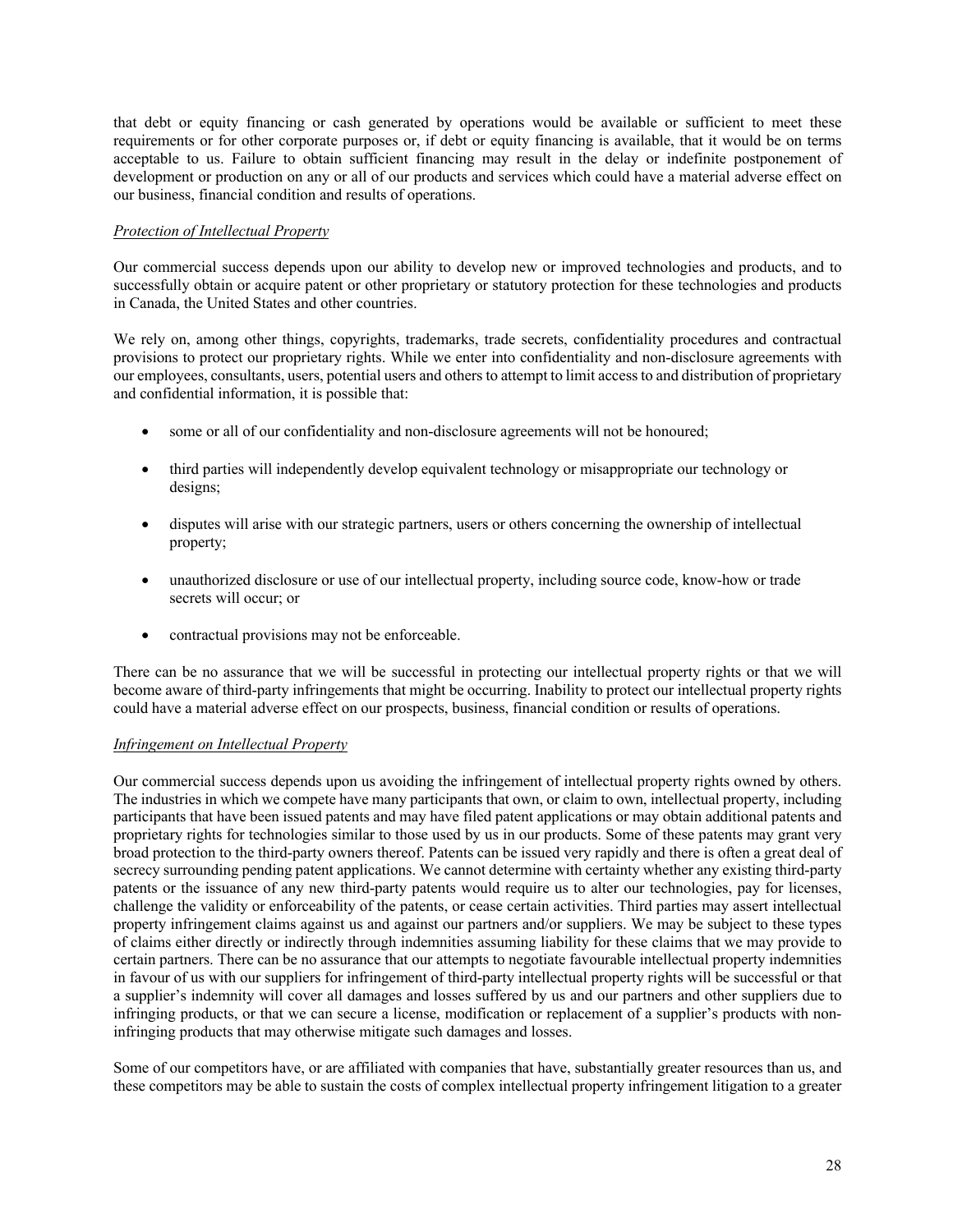that debt or equity financing or cash generated by operations would be available or sufficient to meet these requirements or for other corporate purposes or, if debt or equity financing is available, that it would be on terms acceptable to us. Failure to obtain sufficient financing may result in the delay or indefinite postponement of development or production on any or all of our products and services which could have a material adverse effect on our business, financial condition and results of operations.

*Protection of Intellectual Property*

Our commercial success depends upon our ability to develop new or improved technologies and products, and to successfully obtain or acquire patent or other proprietary or statutory protection for these technologies and products in Canada, the United States and other countries.

We rely on, among other things, copyrights, trademarks, trade secrets, confidentiality procedures and contractual provisions to protect our proprietary rights. While we enter into confidentiality and non-disclosure agreements with our employees, consultants, users, potential users and others to attempt to limit access to and distribution of proprietary and confidential information, it is possible that:

- some or all of our confidentiality and non-disclosure agreements will not be honoured;
- third parties will independently develop equivalent technology or misappropriate our technology or designs;
- disputes will arise with our strategic partners, users or others concerning the ownership of intellectual property;
- unauthorized disclosure or use of our intellectual property, including source code, know-how or trade secrets will occur; or
- contractual provisions may not be enforceable.

There can be no assurance that we will be successful in protecting our intellectual property rights or that we will become aware of third-party infringements that might be occurring. Inability to protect our intellectual property rights could have a material adverse effect on our prospects, business, financial condition or results of operations.

*Infringement on Intellectual Property*

Our commercial success depends upon us avoiding the infringement of intellectual property rights owned by others. The industries in which we compete have many participants that own, or claim to own, intellectual property, including participants that have been issued patents and may have filed patent applications or may obtain additional patents and proprietary rights for technologies similar to those used by us in our products. Some of these patents may grant very broad protection to the third-party owners thereof. Patents can be issued very rapidly and there is often a great deal of secrecy surrounding pending patent applications. We cannot determine with certainty whether any existing third-party patents or the issuance of any new third-party patents would require us to alter our technologies, pay for licenses, challenge the validity or enforceability of the patents, or cease certain activities. Third parties may assert intellectual property infringement claims against us and against our partners and/or suppliers. We may be subject to these types of claims either directly or indirectly through indemnities assuming liability for these claims that we may provide to certain partners. There can be no assurance that our attempts to negotiate favourable intellectual property indemnities in favour of us with our suppliers for infringement of third-party intellectual property rights will be successful or that a supplier's indemnity will cover all damages and losses suffered by us and our partners and other suppliers due to infringing products, or that we can secure a license, modification or replacement of a supplier's products with non-infringing products that may otherwise mitigate such damages and losses.

Some of our competitors have, or are affiliated with companies that have, substantially greater resources than us, and these competitors may be able to sustain the costs of complex intellectual property infringement litigation to a greater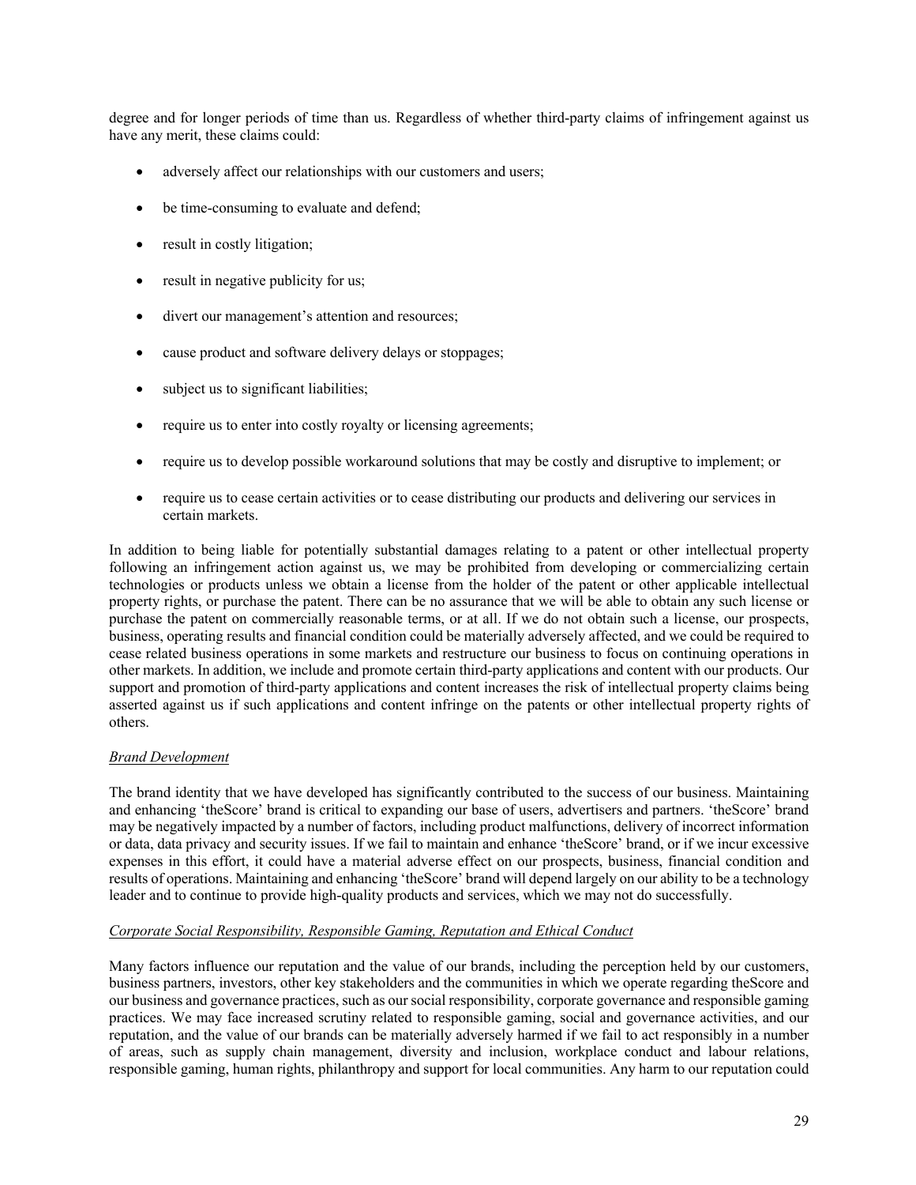degree and for longer periods of time than us. Regardless of whether third-party claims of infringement against us have any merit, these claims could:

- adversely affect our relationships with our customers and users;
- be time-consuming to evaluate and defend;
- result in costly litigation;
- result in negative publicity for us;
- divert our management's attention and resources;
- cause product and software delivery delays or stoppages;
- subject us to significant liabilities;
- require us to enter into costly royalty or licensing agreements;
- require us to develop possible workaround solutions that may be costly and disruptive to implement; or
- require us to cease certain activities or to cease distributing our products and delivering our services in certain markets.

In addition to being liable for potentially substantial damages relating to a patent or other intellectual property following an infringement action against us, we may be prohibited from developing or commercializing certain technologies or products unless we obtain a license from the holder of the patent or other applicable intellectual property rights, or purchase the patent. There can be no assurance that we will be able to obtain any such license or purchase the patent on commercially reasonable terms, or at all. If we do not obtain such a license, our prospects, business, operating results and financial condition could be materially adversely affected, and we could be required to cease related business operations in some markets and restructure our business to focus on continuing operations in other markets. In addition, we include and promote certain third-party applications and content with our products. Our support and promotion of third-party applications and content increases the risk of intellectual property claims being asserted against us if such applications and content infringe on the patents or other intellectual property rights of others.

*Brand Development*

The brand identity that we have developed has significantly contributed to the success of our business. Maintaining and enhancing 'theScore' brand is critical to expanding our base of users, advertisers and partners. 'theScore' brand may be negatively impacted by a number of factors, including product malfunctions, delivery of incorrect information or data, data privacy and security issues. If we fail to maintain and enhance 'theScore' brand, or if we incur excessive expenses in this effort, it could have a material adverse effect on our prospects, business, financial condition and results of operations. Maintaining and enhancing 'theScore' brand will depend largely on our ability to be a technology leader and to continue to provide high-quality products and services, which we may not do successfully.

*Corporate Social Responsibility, Responsible Gaming, Reputation and Ethical Conduct*

Many factors influence our reputation and the value of our brands, including the perception held by our customers, business partners, investors, other key stakeholders and the communities in which we operate regarding theScore and our business and governance practices, such as our social responsibility, corporate governance and responsible gaming practices. We may face increased scrutiny related to responsible gaming, social and governance activities, and our reputation, and the value of our brands can be materially adversely harmed if we fail to act responsibly in a number of areas, such as supply chain management, diversity and inclusion, workplace conduct and labour relations, responsible gaming, human rights, philanthropy and support for local communities. Any harm to our reputation could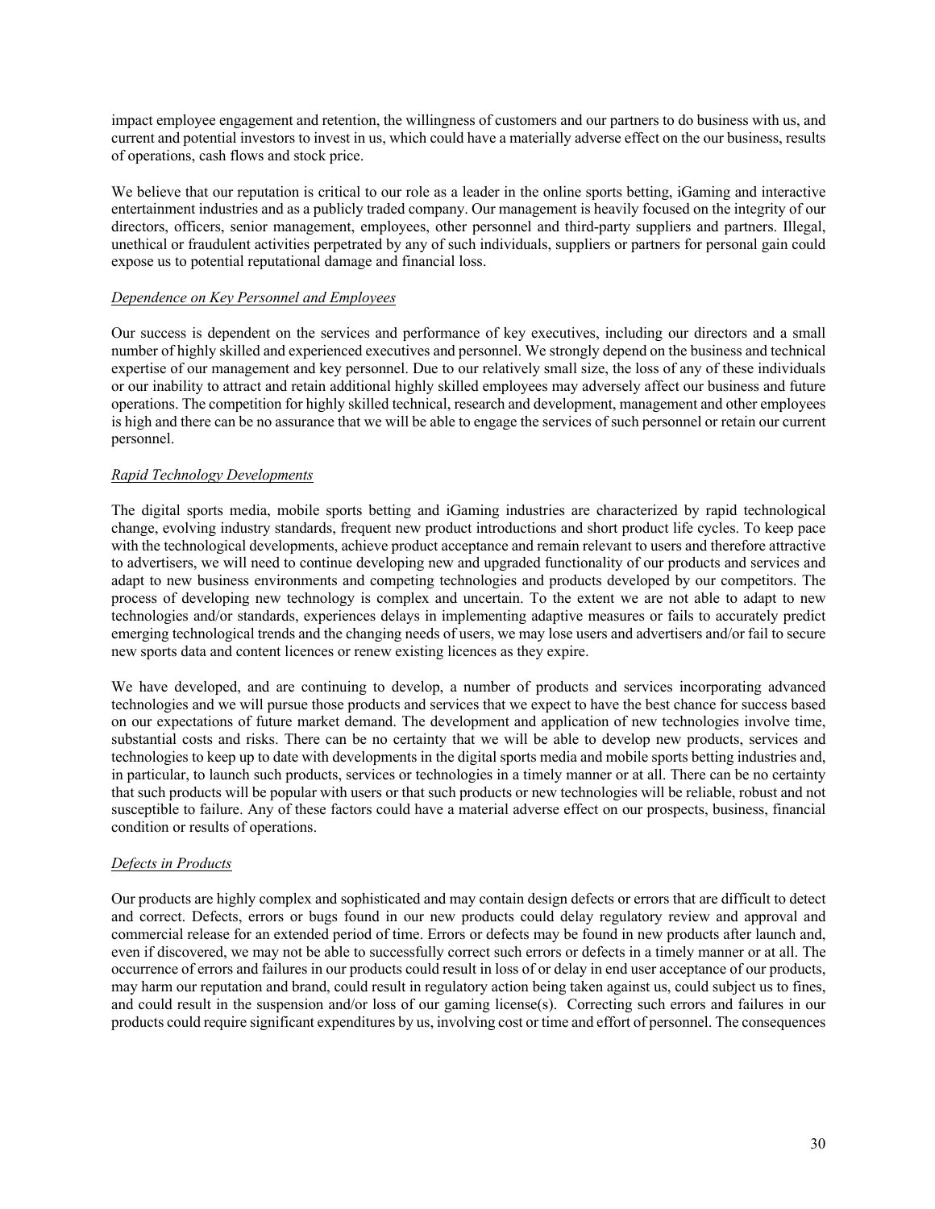impact employee engagement and retention, the willingness of customers and our partners to do business with us, and current and potential investors to invest in us, which could have a materially adverse effect on the our business, results of operations, cash flows and stock price.

We believe that our reputation is critical to our role as a leader in the online sports betting, iGaming and interactive entertainment industries and as a publicly traded company. Our management is heavily focused on the integrity of our directors, officers, senior management, employees, other personnel and third-party suppliers and partners. Illegal, unethical or fraudulent activities perpetrated by any of such individuals, suppliers or partners for personal gain could expose us to potential reputational damage and financial loss.

*Dependence on Key Personnel and Employees*

Our success is dependent on the services and performance of key executives, including our directors and a small number of highly skilled and experienced executives and personnel. We strongly depend on the business and technical expertise of our management and key personnel. Due to our relatively small size, the loss of any of these individuals or our inability to attract and retain additional highly skilled employees may adversely affect our business and future operations. The competition for highly skilled technical, research and development, management and other employees is high and there can be no assurance that we will be able to engage the services of such personnel or retain our current personnel.

*Rapid Technology Developments*

The digital sports media, mobile sports betting and iGaming industries are characterized by rapid technological change, evolving industry standards, frequent new product introductions and short product life cycles. To keep pace with the technological developments, achieve product acceptance and remain relevant to users and therefore attractive to advertisers, we will need to continue developing new and upgraded functionality of our products and services and adapt to new business environments and competing technologies and products developed by our competitors. The process of developing new technology is complex and uncertain. To the extent we are not able to adapt to new technologies and/or standards, experiences delays in implementing adaptive measures or fails to accurately predict emerging technological trends and the changing needs of users, we may lose users and advertisers and/or fail to secure new sports data and content licences or renew existing licences as they expire.

We have developed, and are continuing to develop, a number of products and services incorporating advanced technologies and we will pursue those products and services that we expect to have the best chance for success based on our expectations of future market demand. The development and application of new technologies involve time, substantial costs and risks. There can be no certainty that we will be able to develop new products, services and technologies to keep up to date with developments in the digital sports media and mobile sports betting industries and, in particular, to launch such products, services or technologies in a timely manner or at all. There can be no certainty that such products will be popular with users or that such products or new technologies will be reliable, robust and not susceptible to failure. Any of these factors could have a material adverse effect on our prospects, business, financial condition or results of operations.

*Defects in Products*

Our products are highly complex and sophisticated and may contain design defects or errors that are difficult to detect and correct. Defects, errors or bugs found in our new products could delay regulatory review and approval and commercial release for an extended period of time. Errors or defects may be found in new products after launch and, even if discovered, we may not be able to successfully correct such errors or defects in a timely manner or at all. The occurrence of errors and failures in our products could result in loss of or delay in end user acceptance of our products, may harm our reputation and brand, could result in regulatory action being taken against us, could subject us to fines, and could result in the suspension and/or loss of our gaming license(s). Correcting such errors and failures in our products could require significant expenditures by us, involving cost or time and effort of personnel. The consequences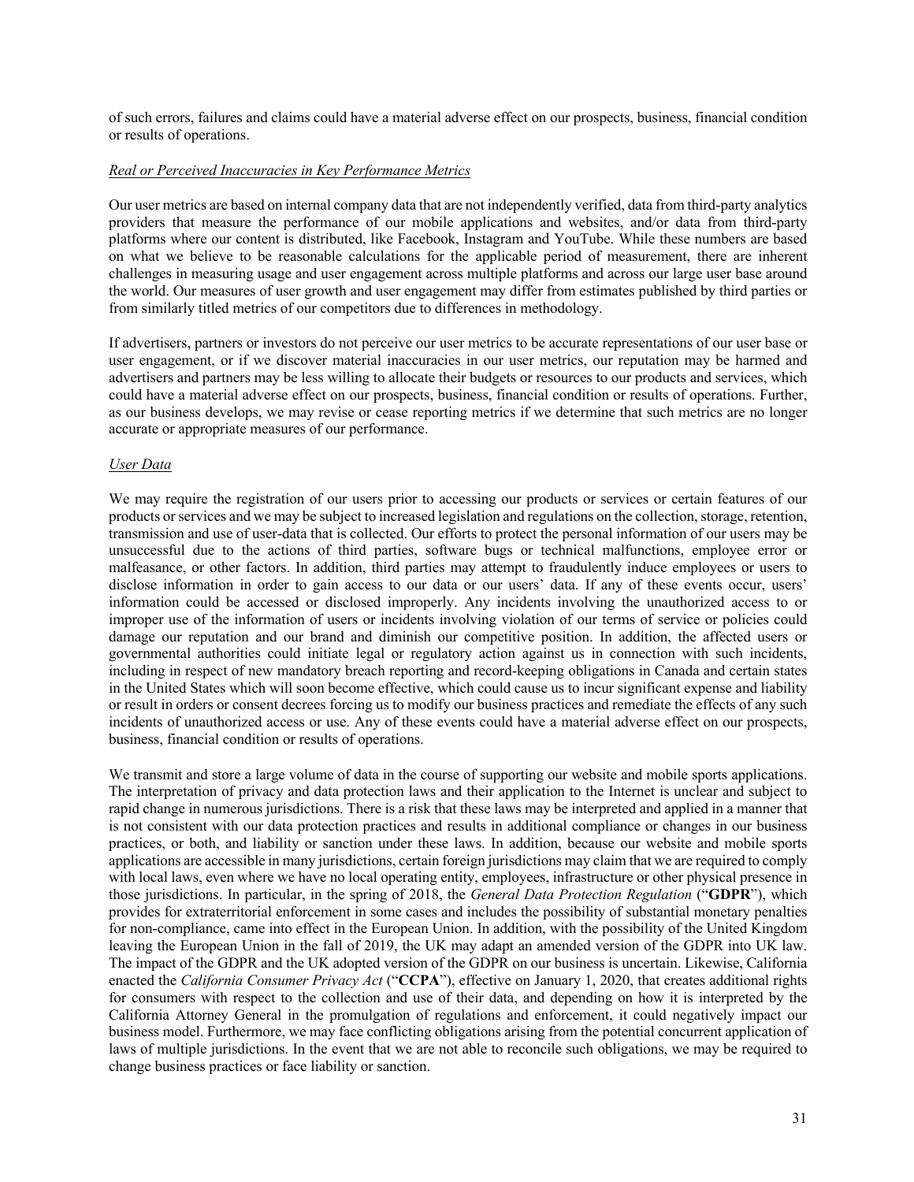of such errors, failures and claims could have a material adverse effect on our prospects, business, financial condition or results of operations.

*Real or Perceived Inaccuracies in Key Performance Metrics*

Our user metrics are based on internal company data that are not independently verified, data from third-party analytics providers that measure the performance of our mobile applications and websites, and/or data from third-party platforms where our content is distributed, like Facebook, Instagram and YouTube. While these numbers are based on what we believe to be reasonable calculations for the applicable period of measurement, there are inherent challenges in measuring usage and user engagement across multiple platforms and across our large user base around the world. Our measures of user growth and user engagement may differ from estimates published by third parties or from similarly titled metrics of our competitors due to differences in methodology.

If advertisers, partners or investors do not perceive our user metrics to be accurate representations of our user base or user engagement, or if we discover material inaccuracies in our user metrics, our reputation may be harmed and advertisers and partners may be less willing to allocate their budgets or resources to our products and services, which could have a material adverse effect on our prospects, business, financial condition or results of operations. Further, as our business develops, we may revise or cease reporting metrics if we determine that such metrics are no longer accurate or appropriate measures of our performance.

*User Data*

We may require the registration of our users prior to accessing our products or services or certain features of our products or services and we may be subject to increased legislation and regulations on the collection, storage, retention, transmission and use of user-data that is collected. Our efforts to protect the personal information of our users may be unsuccessful due to the actions of third parties, software bugs or technical malfunctions, employee error or malfeasance, or other factors. In addition, third parties may attempt to fraudulently induce employees or users to disclose information in order to gain access to our data or our users' data. If any of these events occur, users' information could be accessed or disclosed improperly. Any incidents involving the unauthorized access to or improper use of the information of users or incidents involving violation of our terms of service or policies could damage our reputation and our brand and diminish our competitive position. In addition, the affected users or governmental authorities could initiate legal or regulatory action against us in connection with such incidents, including in respect of new mandatory breach reporting and record-keeping obligations in Canada and certain states in the United States which will soon become effective, which could cause us to incur significant expense and liability or result in orders or consent decrees forcing us to modify our business practices and remediate the effects of any such incidents of unauthorized access or use. Any of these events could have a material adverse effect on our prospects, business, financial condition or results of operations.

We transmit and store a large volume of data in the course of supporting our website and mobile sports applications. The interpretation of privacy and data protection laws and their application to the Internet is unclear and subject to rapid change in numerous jurisdictions. There is a risk that these laws may be interpreted and applied in a manner that is not consistent with our data protection practices and results in additional compliance or changes in our business practices, or both, and liability or sanction under these laws. In addition, because our website and mobile sports applications are accessible in many jurisdictions, certain foreign jurisdictions may claim that we are required to comply with local laws, even where we have no local operating entity, employees, infrastructure or other physical presence in those jurisdictions. In particular, in the spring of 2018, the *General Data Protection Regulation* ("**GDPR**"), which provides for extraterritorial enforcement in some cases and includes the possibility of substantial monetary penalties for non-compliance, came into effect in the European Union. In addition, with the possibility of the United Kingdom leaving the European Union in the fall of 2019, the UK may adapt an amended version of the GDPR into UK law. The impact of the GDPR and the UK adopted version of the GDPR on our business is uncertain. Likewise, California enacted the *California Consumer Privacy Act* ("**CCPA**"), effective on January 1, 2020, that creates additional rights for consumers with respect to the collection and use of their data, and depending on how it is interpreted by the California Attorney General in the promulgation of regulations and enforcement, it could negatively impact our business model. Furthermore, we may face conflicting obligations arising from the potential concurrent application of laws of multiple jurisdictions. In the event that we are not able to reconcile such obligations, we may be required to change business practices or face liability or sanction.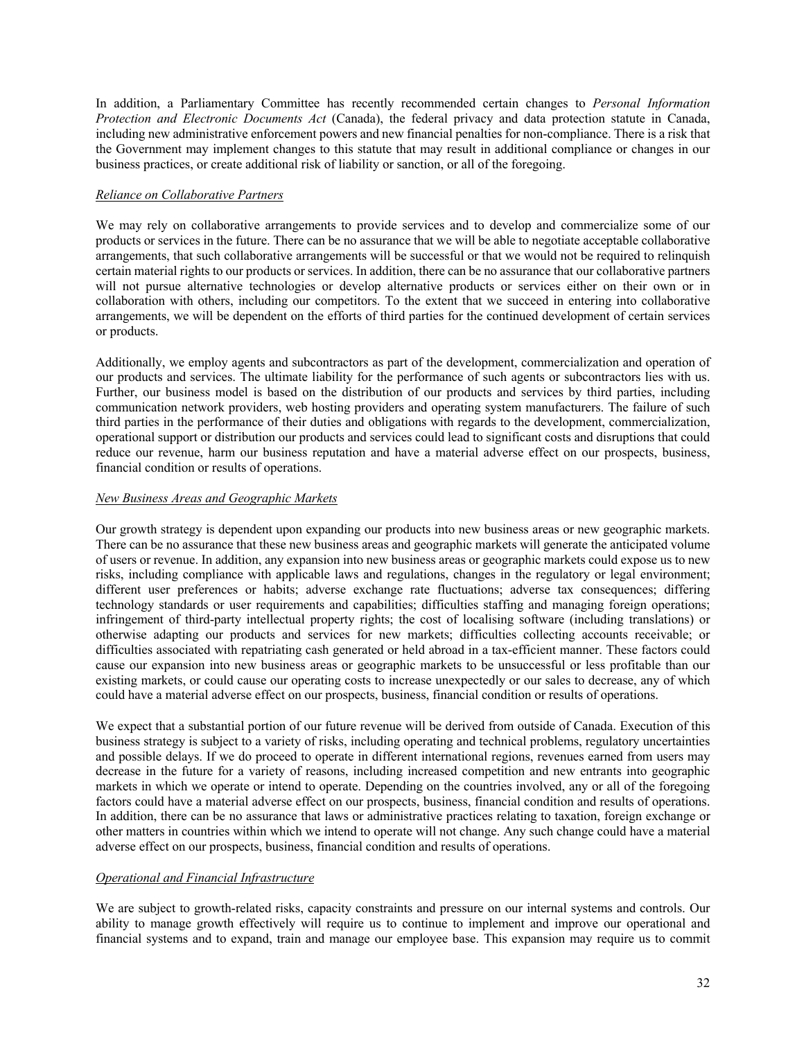In addition, a Parliamentary Committee has recently recommended certain changes to *Personal Information Protection and Electronic Documents Act* (Canada), the federal privacy and data protection statute in Canada, including new administrative enforcement powers and new financial penalties for non-compliance. There is a risk that the Government may implement changes to this statute that may result in additional compliance or changes in our business practices, or create additional risk of liability or sanction, or all of the foregoing.

*Reliance on Collaborative Partners*

We may rely on collaborative arrangements to provide services and to develop and commercialize some of our products or services in the future. There can be no assurance that we will be able to negotiate acceptable collaborative arrangements, that such collaborative arrangements will be successful or that we would not be required to relinquish certain material rights to our products or services. In addition, there can be no assurance that our collaborative partners will not pursue alternative technologies or develop alternative products or services either on their own or in collaboration with others, including our competitors. To the extent that we succeed in entering into collaborative arrangements, we will be dependent on the efforts of third parties for the continued development of certain services or products.

Additionally, we employ agents and subcontractors as part of the development, commercialization and operation of our products and services. The ultimate liability for the performance of such agents or subcontractors lies with us. Further, our business model is based on the distribution of our products and services by third parties, including communication network providers, web hosting providers and operating system manufacturers. The failure of such third parties in the performance of their duties and obligations with regards to the development, commercialization, operational support or distribution our products and services could lead to significant costs and disruptions that could reduce our revenue, harm our business reputation and have a material adverse effect on our prospects, business, financial condition or results of operations.

*New Business Areas and Geographic Markets*

Our growth strategy is dependent upon expanding our products into new business areas or new geographic markets. There can be no assurance that these new business areas and geographic markets will generate the anticipated volume of users or revenue. In addition, any expansion into new business areas or geographic markets could expose us to new risks, including compliance with applicable laws and regulations, changes in the regulatory or legal environment; different user preferences or habits; adverse exchange rate fluctuations; adverse tax consequences; differing technology standards or user requirements and capabilities; difficulties staffing and managing foreign operations; infringement of third-party intellectual property rights; the cost of localising software (including translations) or otherwise adapting our products and services for new markets; difficulties collecting accounts receivable; or difficulties associated with repatriating cash generated or held abroad in a tax-efficient manner. These factors could cause our expansion into new business areas or geographic markets to be unsuccessful or less profitable than our existing markets, or could cause our operating costs to increase unexpectedly or our sales to decrease, any of which could have a material adverse effect on our prospects, business, financial condition or results of operations.

We expect that a substantial portion of our future revenue will be derived from outside of Canada. Execution of this business strategy is subject to a variety of risks, including operating and technical problems, regulatory uncertainties and possible delays. If we do proceed to operate in different international regions, revenues earned from users may decrease in the future for a variety of reasons, including increased competition and new entrants into geographic markets in which we operate or intend to operate. Depending on the countries involved, any or all of the foregoing factors could have a material adverse effect on our prospects, business, financial condition and results of operations. In addition, there can be no assurance that laws or administrative practices relating to taxation, foreign exchange or other matters in countries within which we intend to operate will not change. Any such change could have a material adverse effect on our prospects, business, financial condition and results of operations.

*Operational and Financial Infrastructure*

We are subject to growth-related risks, capacity constraints and pressure on our internal systems and controls. Our ability to manage growth effectively will require us to continue to implement and improve our operational and financial systems and to expand, train and manage our employee base. This expansion may require us to commit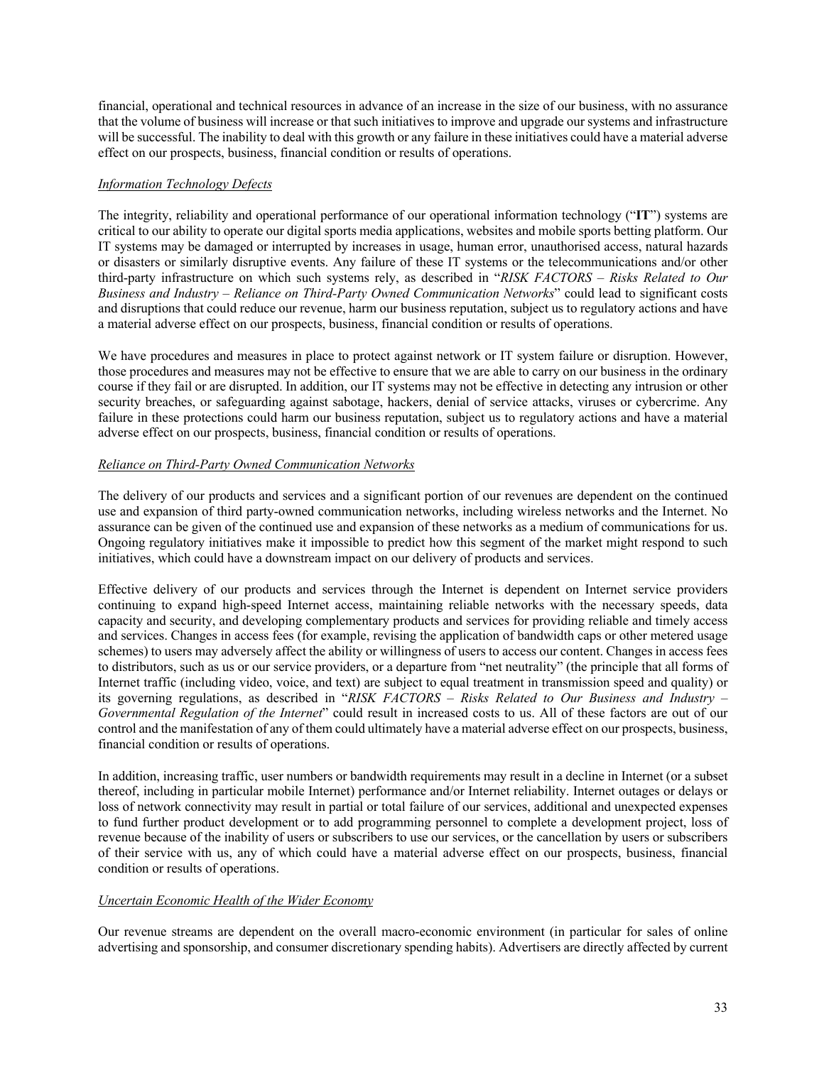financial, operational and technical resources in advance of an increase in the size of our business, with no assurance that the volume of business will increase or that such initiatives to improve and upgrade our systems and infrastructure will be successful. The inability to deal with this growth or any failure in these initiatives could have a material adverse effect on our prospects, business, financial condition or results of operations.

*Information Technology Defects*

The integrity, reliability and operational performance of our operational information technology ("**IT**") systems are critical to our ability to operate our digital sports media applications, websites and mobile sports betting platform. Our IT systems may be damaged or interrupted by increases in usage, human error, unauthorised access, natural hazards or disasters or similarly disruptive events. Any failure of these IT systems or the telecommunications and/or other third-party infrastructure on which such systems rely, as described in "*RISK FACTORS – Risks Related to Our Business and Industry – Reliance on Third-Party Owned Communication Networks*" could lead to significant costs and disruptions that could reduce our revenue, harm our business reputation, subject us to regulatory actions and have a material adverse effect on our prospects, business, financial condition or results of operations.

We have procedures and measures in place to protect against network or IT system failure or disruption. However, those procedures and measures may not be effective to ensure that we are able to carry on our business in the ordinary course if they fail or are disrupted. In addition, our IT systems may not be effective in detecting any intrusion or other security breaches, or safeguarding against sabotage, hackers, denial of service attacks, viruses or cybercrime. Any failure in these protections could harm our business reputation, subject us to regulatory actions and have a material adverse effect on our prospects, business, financial condition or results of operations.

*Reliance on Third-Party Owned Communication Networks*

The delivery of our products and services and a significant portion of our revenues are dependent on the continued use and expansion of third party-owned communication networks, including wireless networks and the Internet. No assurance can be given of the continued use and expansion of these networks as a medium of communications for us. Ongoing regulatory initiatives make it impossible to predict how this segment of the market might respond to such initiatives, which could have a downstream impact on our delivery of products and services.

Effective delivery of our products and services through the Internet is dependent on Internet service providers continuing to expand high-speed Internet access, maintaining reliable networks with the necessary speeds, data capacity and security, and developing complementary products and services for providing reliable and timely access and services. Changes in access fees (for example, revising the application of bandwidth caps or other metered usage schemes) to users may adversely affect the ability or willingness of users to access our content. Changes in access fees to distributors, such as us or our service providers, or a departure from "net neutrality" (the principle that all forms of Internet traffic (including video, voice, and text) are subject to equal treatment in transmission speed and quality) or its governing regulations, as described in "*RISK FACTORS – Risks Related to Our Business and Industry – Governmental Regulation of the Internet*" could result in increased costs to us. All of these factors are out of our control and the manifestation of any of them could ultimately have a material adverse effect on our prospects, business, financial condition or results of operations.

In addition, increasing traffic, user numbers or bandwidth requirements may result in a decline in Internet (or a subset thereof, including in particular mobile Internet) performance and/or Internet reliability. Internet outages or delays or loss of network connectivity may result in partial or total failure of our services, additional and unexpected expenses to fund further product development or to add programming personnel to complete a development project, loss of revenue because of the inability of users or subscribers to use our services, or the cancellation by users or subscribers of their service with us, any of which could have a material adverse effect on our prospects, business, financial condition or results of operations.

*Uncertain Economic Health of the Wider Economy*

Our revenue streams are dependent on the overall macro-economic environment (in particular for sales of online advertising and sponsorship, and consumer discretionary spending habits). Advertisers are directly affected by current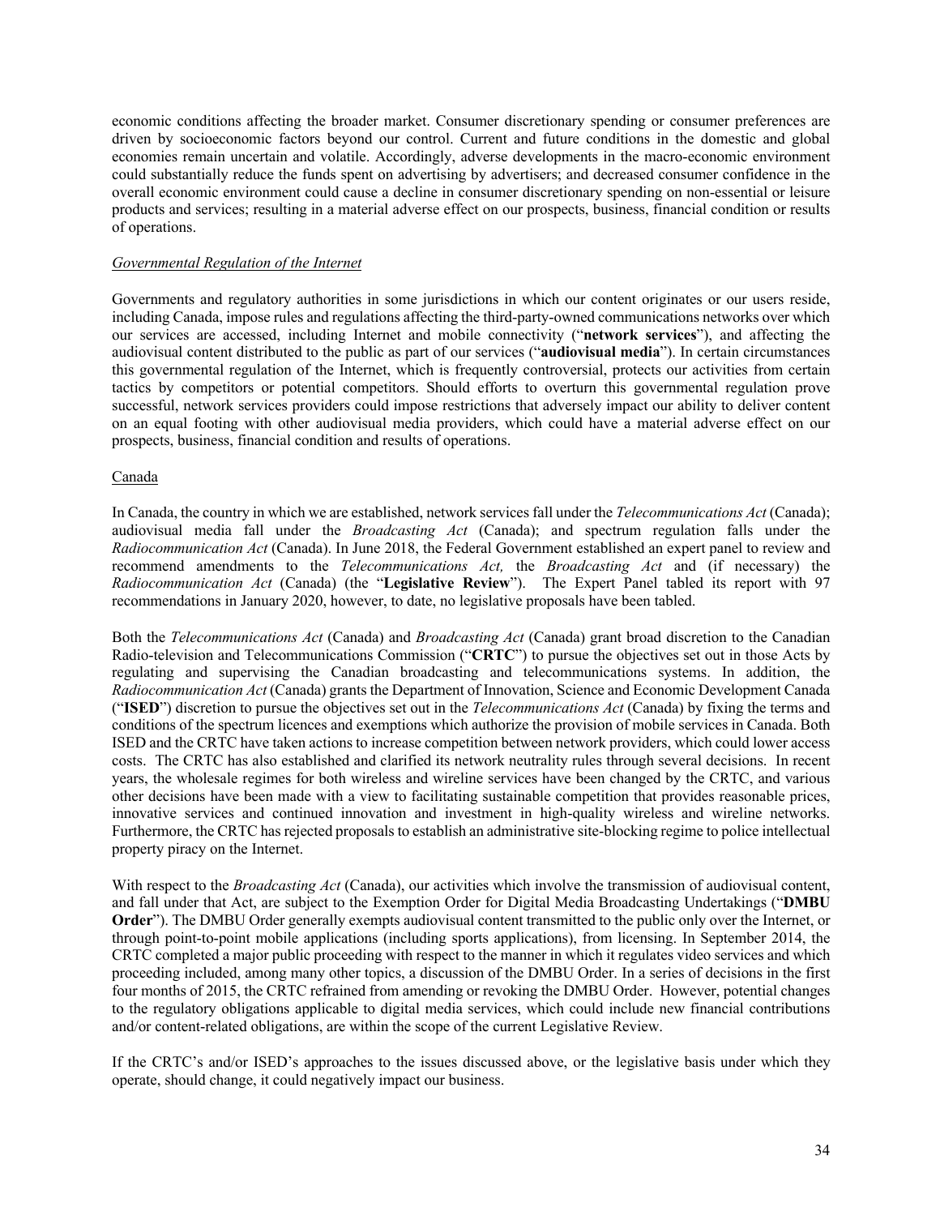economic conditions affecting the broader market. Consumer discretionary spending or consumer preferences are driven by socioeconomic factors beyond our control. Current and future conditions in the domestic and global economies remain uncertain and volatile. Accordingly, adverse developments in the macro-economic environment could substantially reduce the funds spent on advertising by advertisers; and decreased consumer confidence in the overall economic environment could cause a decline in consumer discretionary spending on non-essential or leisure products and services; resulting in a material adverse effect on our prospects, business, financial condition or results of operations.

*Governmental Regulation of the Internet*

Governments and regulatory authorities in some jurisdictions in which our content originates or our users reside, including Canada, impose rules and regulations affecting the third-party-owned communications networks over which our services are accessed, including Internet and mobile connectivity ("**network services**"), and affecting the audiovisual content distributed to the public as part of our services ("**audiovisual media**"). In certain circumstances this governmental regulation of the Internet, which is frequently controversial, protects our activities from certain tactics by competitors or potential competitors. Should efforts to overturn this governmental regulation prove successful, network services providers could impose restrictions that adversely impact our ability to deliver content on an equal footing with other audiovisual media providers, which could have a material adverse effect on our prospects, business, financial condition and results of operations.

Canada

In Canada, the country in which we are established, network services fall under the *Telecommunications Act* (Canada); audiovisual media fall under the *Broadcasting Act* (Canada); and spectrum regulation falls under the *Radiocommunication Act* (Canada). In June 2018, the Federal Government established an expert panel to review and recommend amendments to the *Telecommunications Act,* the *Broadcasting Act* and (if necessary) the *Radiocommunication Act* (Canada) (the "**Legislative Review**"). The Expert Panel tabled its report with 97 recommendations in January 2020, however, to date, no legislative proposals have been tabled.

Both the *Telecommunications Act* (Canada) and *Broadcasting Act* (Canada) grant broad discretion to the Canadian Radio-television and Telecommunications Commission ("**CRTC**") to pursue the objectives set out in those Acts by regulating and supervising the Canadian broadcasting and telecommunications systems. In addition, the *Radiocommunication Act* (Canada) grants the Department of Innovation, Science and Economic Development Canada ("**ISED**") discretion to pursue the objectives set out in the *Telecommunications Act* (Canada) by fixing the terms and conditions of the spectrum licences and exemptions which authorize the provision of mobile services in Canada. Both ISED and the CRTC have taken actions to increase competition between network providers, which could lower access costs. The CRTC has also established and clarified its network neutrality rules through several decisions. In recent years, the wholesale regimes for both wireless and wireline services have been changed by the CRTC, and various other decisions have been made with a view to facilitating sustainable competition that provides reasonable prices, innovative services and continued innovation and investment in high-quality wireless and wireline networks. Furthermore, the CRTC has rejected proposals to establish an administrative site-blocking regime to police intellectual property piracy on the Internet.

With respect to the *Broadcasting Act* (Canada), our activities which involve the transmission of audiovisual content, and fall under that Act, are subject to the Exemption Order for Digital Media Broadcasting Undertakings ("**DMBU Order**"). The DMBU Order generally exempts audiovisual content transmitted to the public only over the Internet, or through point-to-point mobile applications (including sports applications), from licensing. In September 2014, the CRTC completed a major public proceeding with respect to the manner in which it regulates video services and which proceeding included, among many other topics, a discussion of the DMBU Order. In a series of decisions in the first four months of 2015, the CRTC refrained from amending or revoking the DMBU Order. However, potential changes to the regulatory obligations applicable to digital media services, which could include new financial contributions and/or content-related obligations, are within the scope of the current Legislative Review.

If the CRTC's and/or ISED's approaches to the issues discussed above, or the legislative basis under which they operate, should change, it could negatively impact our business.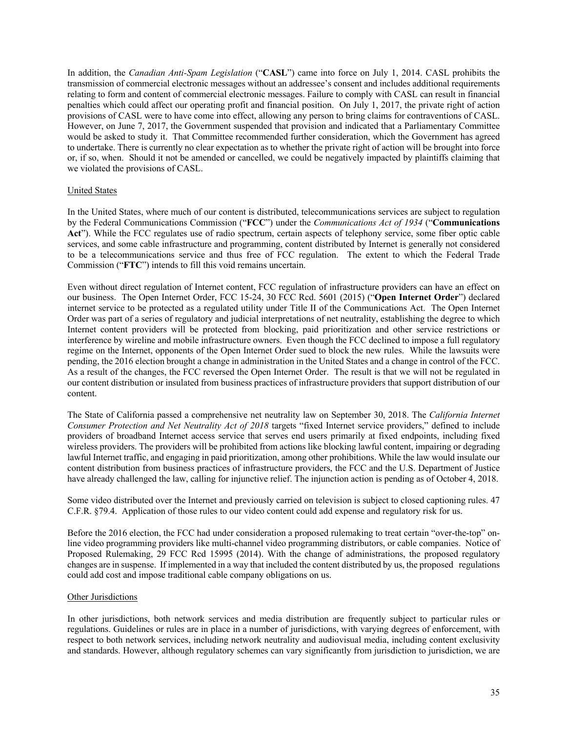In addition, the *Canadian Anti-Spam Legislation* ("**CASL**") came into force on July 1, 2014. CASL prohibits the transmission of commercial electronic messages without an addressee's consent and includes additional requirements relating to form and content of commercial electronic messages. Failure to comply with CASL can result in financial penalties which could affect our operating profit and financial position. On July 1, 2017, the private right of action provisions of CASL were to have come into effect, allowing any person to bring claims for contraventions of CASL. However, on June 7, 2017, the Government suspended that provision and indicated that a Parliamentary Committee would be asked to study it. That Committee recommended further consideration, which the Government has agreed to undertake. There is currently no clear expectation as to whether the private right of action will be brought into force or, if so, when. Should it not be amended or cancelled, we could be negatively impacted by plaintiffs claiming that we violated the provisions of CASL.

United States

In the United States, where much of our content is distributed, telecommunications services are subject to regulation by the Federal Communications Commission ("**FCC**") under the *Communications Act of 1934* ("**Communications Act**"). While the FCC regulates use of radio spectrum, certain aspects of telephony service, some fiber optic cable services, and some cable infrastructure and programming, content distributed by Internet is generally not considered to be a telecommunications service and thus free of FCC regulation. The extent to which the Federal Trade Commission ("**FTC**") intends to fill this void remains uncertain.

Even without direct regulation of Internet content, FCC regulation of infrastructure providers can have an effect on our business. The Open Internet Order, FCC 15-24, 30 FCC Rcd. 5601 (2015) ("**Open Internet Order**") declared internet service to be protected as a regulated utility under Title II of the Communications Act. The Open Internet Order was part of a series of regulatory and judicial interpretations of net neutrality, establishing the degree to which Internet content providers will be protected from blocking, paid prioritization and other service restrictions or interference by wireline and mobile infrastructure owners. Even though the FCC declined to impose a full regulatory regime on the Internet, opponents of the Open Internet Order sued to block the new rules. While the lawsuits were pending, the 2016 election brought a change in administration in the United States and a change in control of the FCC. As a result of the changes, the FCC reversed the Open Internet Order. The result is that we will not be regulated in our content distribution or insulated from business practices of infrastructure providers that support distribution of our content.

The State of California passed a comprehensive net neutrality law on September 30, 2018. The *California Internet Consumer Protection and Net Neutrality Act of 2018* targets "fixed Internet service providers," defined to include providers of broadband Internet access service that serves end users primarily at fixed endpoints, including fixed wireless providers. The providers will be prohibited from actions like blocking lawful content, impairing or degrading lawful Internet traffic, and engaging in paid prioritization, among other prohibitions. While the law would insulate our content distribution from business practices of infrastructure providers, the FCC and the U.S. Department of Justice have already challenged the law, calling for injunctive relief. The injunction action is pending as of October 4, 2018.

Some video distributed over the Internet and previously carried on television is subject to closed captioning rules. 47 C.F.R. §79.4. Application of those rules to our video content could add expense and regulatory risk for us.

Before the 2016 election, the FCC had under consideration a proposed rulemaking to treat certain "over-the-top" on-line video programming providers like multi-channel video programming distributors, or cable companies. Notice of Proposed Rulemaking, 29 FCC Rcd 15995 (2014). With the change of administrations, the proposed regulatory changes are in suspense. If implemented in a way that included the content distributed by us, the proposed regulations could add cost and impose traditional cable company obligations on us.

Other Jurisdictions

In other jurisdictions, both network services and media distribution are frequently subject to particular rules or regulations. Guidelines or rules are in place in a number of jurisdictions, with varying degrees of enforcement, with respect to both network services, including network neutrality and audiovisual media, including content exclusivity and standards. However, although regulatory schemes can vary significantly from jurisdiction to jurisdiction, we are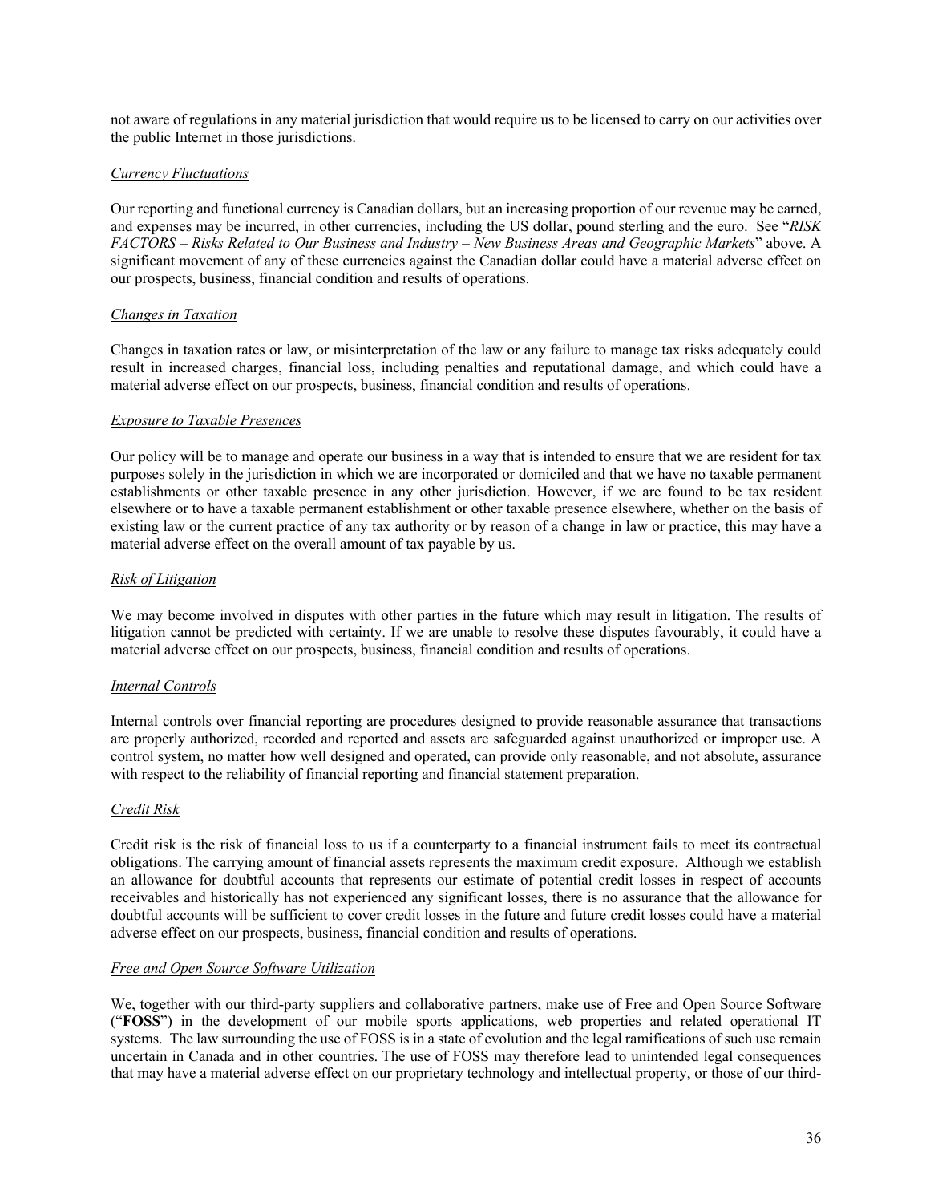not aware of regulations in any material jurisdiction that would require us to be licensed to carry on our activities over the public Internet in those jurisdictions.

*Currency Fluctuations*

Our reporting and functional currency is Canadian dollars, but an increasing proportion of our revenue may be earned, and expenses may be incurred, in other currencies, including the US dollar, pound sterling and the euro. See "*RISK FACTORS – Risks Related to Our Business and Industry – New Business Areas and Geographic Markets*" above. A significant movement of any of these currencies against the Canadian dollar could have a material adverse effect on our prospects, business, financial condition and results of operations.

*Changes in Taxation*

Changes in taxation rates or law, or misinterpretation of the law or any failure to manage tax risks adequately could result in increased charges, financial loss, including penalties and reputational damage, and which could have a material adverse effect on our prospects, business, financial condition and results of operations.

*Exposure to Taxable Presences*

Our policy will be to manage and operate our business in a way that is intended to ensure that we are resident for tax purposes solely in the jurisdiction in which we are incorporated or domiciled and that we have no taxable permanent establishments or other taxable presence in any other jurisdiction. However, if we are found to be tax resident elsewhere or to have a taxable permanent establishment or other taxable presence elsewhere, whether on the basis of existing law or the current practice of any tax authority or by reason of a change in law or practice, this may have a material adverse effect on the overall amount of tax payable by us.

*Risk of Litigation*

We may become involved in disputes with other parties in the future which may result in litigation. The results of litigation cannot be predicted with certainty. If we are unable to resolve these disputes favourably, it could have a material adverse effect on our prospects, business, financial condition and results of operations.

*Internal Controls*

Internal controls over financial reporting are procedures designed to provide reasonable assurance that transactions are properly authorized, recorded and reported and assets are safeguarded against unauthorized or improper use. A control system, no matter how well designed and operated, can provide only reasonable, and not absolute, assurance with respect to the reliability of financial reporting and financial statement preparation.

*Credit Risk*

Credit risk is the risk of financial loss to us if a counterparty to a financial instrument fails to meet its contractual obligations. The carrying amount of financial assets represents the maximum credit exposure. Although we establish an allowance for doubtful accounts that represents our estimate of potential credit losses in respect of accounts receivables and historically has not experienced any significant losses, there is no assurance that the allowance for doubtful accounts will be sufficient to cover credit losses in the future and future credit losses could have a material adverse effect on our prospects, business, financial condition and results of operations.

*Free and Open Source Software Utilization*

We, together with our third-party suppliers and collaborative partners, make use of Free and Open Source Software ("**FOSS**") in the development of our mobile sports applications, web properties and related operational IT systems. The law surrounding the use of FOSS is in a state of evolution and the legal ramifications of such use remain uncertain in Canada and in other countries. The use of FOSS may therefore lead to unintended legal consequences that may have a material adverse effect on our proprietary technology and intellectual property, or those of our third-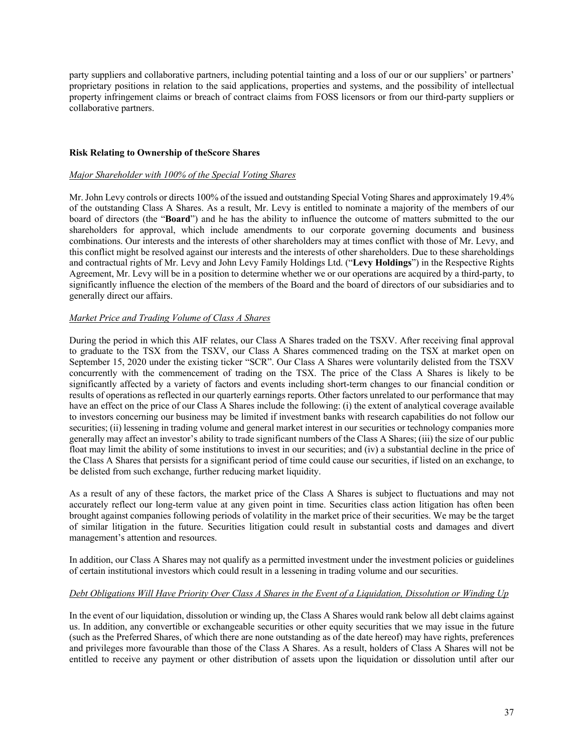party suppliers and collaborative partners, including potential tainting and a loss of our or our suppliers' or partners' proprietary positions in relation to the said applications, properties and systems, and the possibility of intellectual property infringement claims or breach of contract claims from FOSS licensors or from our third-party suppliers or collaborative partners.

**Risk Relating to Ownership of theScore Shares**

*Major Shareholder with 100% of the Special Voting Shares*

Mr. John Levy controls or directs 100% of the issued and outstanding Special Voting Shares and approximately 19.4% of the outstanding Class A Shares. As a result, Mr. Levy is entitled to nominate a majority of the members of our board of directors (the "**Board**") and he has the ability to influence the outcome of matters submitted to the our shareholders for approval, which include amendments to our corporate governing documents and business combinations. Our interests and the interests of other shareholders may at times conflict with those of Mr. Levy, and this conflict might be resolved against our interests and the interests of other shareholders. Due to these shareholdings and contractual rights of Mr. Levy and John Levy Family Holdings Ltd. ("**Levy Holdings**") in the Respective Rights Agreement, Mr. Levy will be in a position to determine whether we or our operations are acquired by a third-party, to significantly influence the election of the members of the Board and the board of directors of our subsidiaries and to generally direct our affairs.

*Market Price and Trading Volume of Class A Shares*

During the period in which this AIF relates, our Class A Shares traded on the TSXV. After receiving final approval to graduate to the TSX from the TSXV, our Class A Shares commenced trading on the TSX at market open on September 15, 2020 under the existing ticker "SCR". Our Class A Shares were voluntarily delisted from the TSXV concurrently with the commencement of trading on the TSX. The price of the Class A Shares is likely to be significantly affected by a variety of factors and events including short-term changes to our financial condition or results of operations as reflected in our quarterly earnings reports. Other factors unrelated to our performance that may have an effect on the price of our Class A Shares include the following: (i) the extent of analytical coverage available to investors concerning our business may be limited if investment banks with research capabilities do not follow our securities; (ii) lessening in trading volume and general market interest in our securities or technology companies more generally may affect an investor's ability to trade significant numbers of the Class A Shares; (iii) the size of our public float may limit the ability of some institutions to invest in our securities; and (iv) a substantial decline in the price of the Class A Shares that persists for a significant period of time could cause our securities, if listed on an exchange, to be delisted from such exchange, further reducing market liquidity.

As a result of any of these factors, the market price of the Class A Shares is subject to fluctuations and may not accurately reflect our long-term value at any given point in time. Securities class action litigation has often been brought against companies following periods of volatility in the market price of their securities. We may be the target of similar litigation in the future. Securities litigation could result in substantial costs and damages and divert management's attention and resources.

In addition, our Class A Shares may not qualify as a permitted investment under the investment policies or guidelines of certain institutional investors which could result in a lessening in trading volume and our securities.

*Debt Obligations Will Have Priority Over Class A Shares in the Event of a Liquidation, Dissolution or Winding Up*

In the event of our liquidation, dissolution or winding up, the Class A Shares would rank below all debt claims against us. In addition, any convertible or exchangeable securities or other equity securities that we may issue in the future (such as the Preferred Shares, of which there are none outstanding as of the date hereof) may have rights, preferences and privileges more favourable than those of the Class A Shares. As a result, holders of Class A Shares will not be entitled to receive any payment or other distribution of assets upon the liquidation or dissolution until after our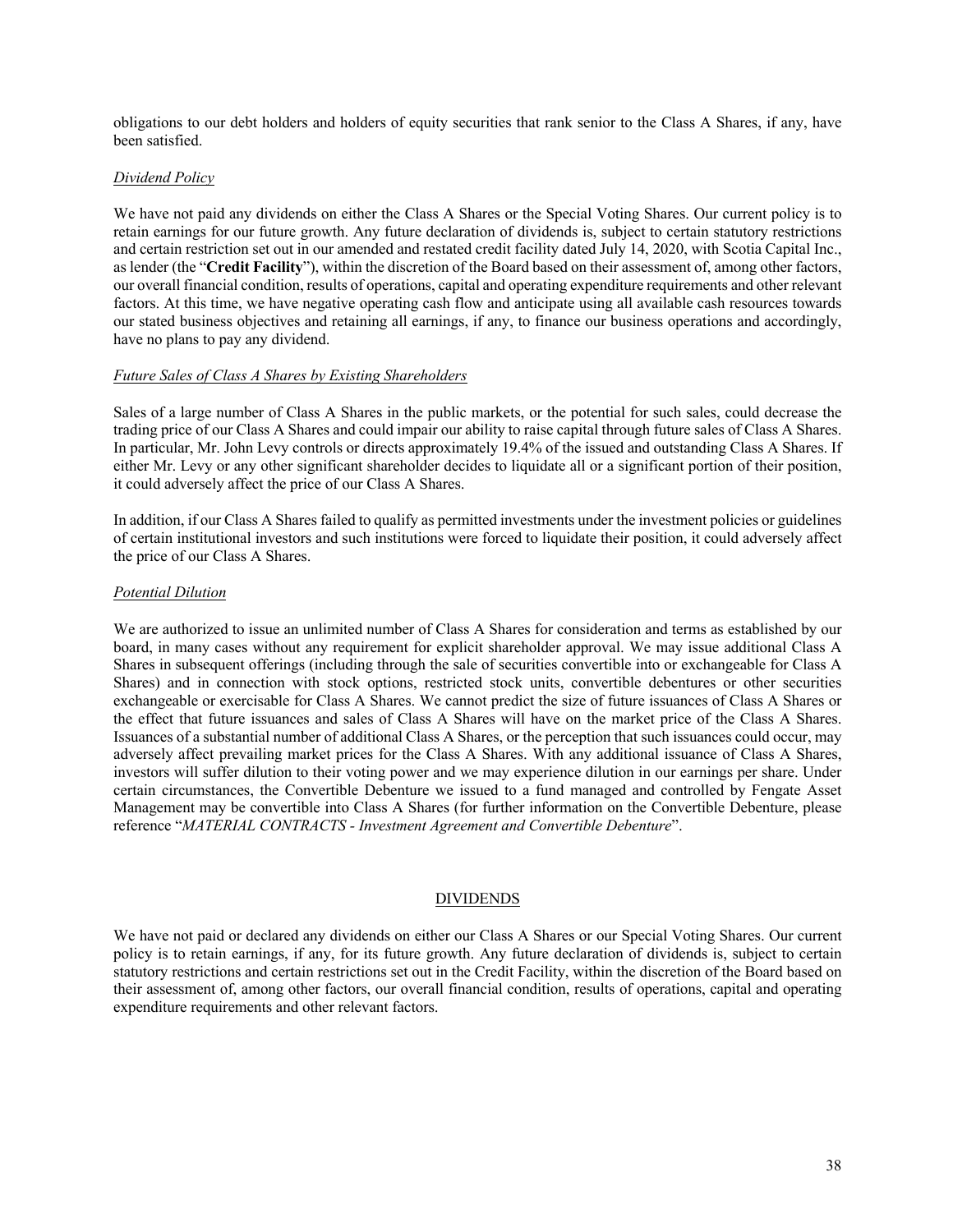obligations to our debt holders and holders of equity securities that rank senior to the Class A Shares, if any, have been satisfied.

*Dividend Policy*

We have not paid any dividends on either the Class A Shares or the Special Voting Shares. Our current policy is to retain earnings for our future growth. Any future declaration of dividends is, subject to certain statutory restrictions and certain restriction set out in our amended and restated credit facility dated July 14, 2020, with Scotia Capital Inc., as lender (the "**Credit Facility**"), within the discretion of the Board based on their assessment of, among other factors, our overall financial condition, results of operations, capital and operating expenditure requirements and other relevant factors. At this time, we have negative operating cash flow and anticipate using all available cash resources towards our stated business objectives and retaining all earnings, if any, to finance our business operations and accordingly, have no plans to pay any dividend.

*Future Sales of Class A Shares by Existing Shareholders*

Sales of a large number of Class A Shares in the public markets, or the potential for such sales, could decrease the trading price of our Class A Shares and could impair our ability to raise capital through future sales of Class A Shares. In particular, Mr. John Levy controls or directs approximately 19.4% of the issued and outstanding Class A Shares. If either Mr. Levy or any other significant shareholder decides to liquidate all or a significant portion of their position, it could adversely affect the price of our Class A Shares.

In addition, if our Class A Shares failed to qualify as permitted investments under the investment policies or guidelines of certain institutional investors and such institutions were forced to liquidate their position, it could adversely affect the price of our Class A Shares.

*Potential Dilution*

We are authorized to issue an unlimited number of Class A Shares for consideration and terms as established by our board, in many cases without any requirement for explicit shareholder approval. We may issue additional Class A Shares in subsequent offerings (including through the sale of securities convertible into or exchangeable for Class A Shares) and in connection with stock options, restricted stock units, convertible debentures or other securities exchangeable or exercisable for Class A Shares. We cannot predict the size of future issuances of Class A Shares or the effect that future issuances and sales of Class A Shares will have on the market price of the Class A Shares. Issuances of a substantial number of additional Class A Shares, or the perception that such issuances could occur, may adversely affect prevailing market prices for the Class A Shares. With any additional issuance of Class A Shares, investors will suffer dilution to their voting power and we may experience dilution in our earnings per share. Under certain circumstances, the Convertible Debenture we issued to a fund managed and controlled by Fengate Asset Management may be convertible into Class A Shares (for further information on the Convertible Debenture, please reference "*MATERIAL CONTRACTS - Investment Agreement and Convertible Debenture*".

## DIVIDENDS

We have not paid or declared any dividends on either our Class A Shares or our Special Voting Shares. Our current policy is to retain earnings, if any, for its future growth. Any future declaration of dividends is, subject to certain statutory restrictions and certain restrictions set out in the Credit Facility, within the discretion of the Board based on their assessment of, among other factors, our overall financial condition, results of operations, capital and operating expenditure requirements and other relevant factors.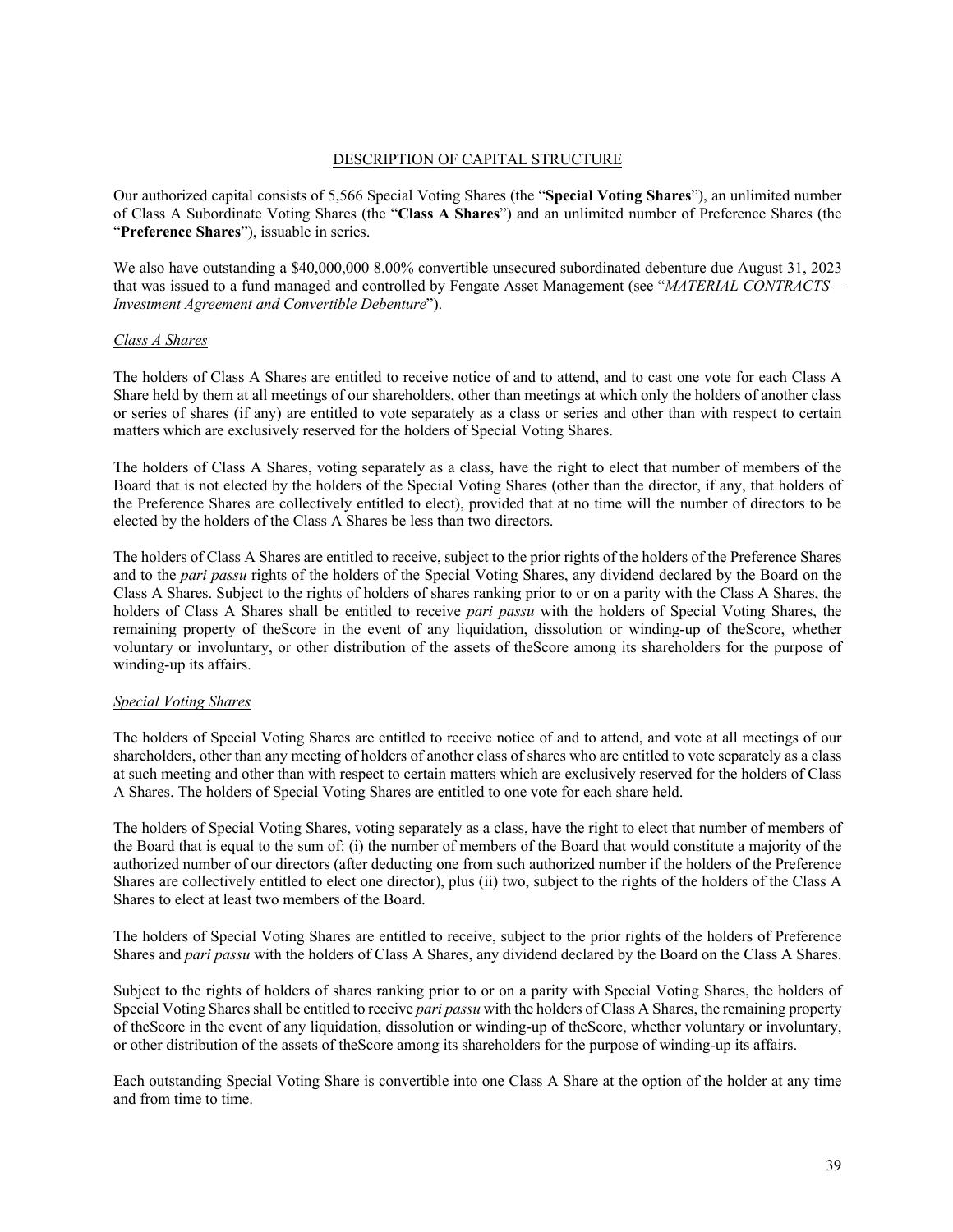## DESCRIPTION OF CAPITAL STRUCTURE

Our authorized capital consists of 5,566 Special Voting Shares (the "**Special Voting Shares**"), an unlimited number of Class A Subordinate Voting Shares (the "**Class A Shares**") and an unlimited number of Preference Shares (the "**Preference Shares**"), issuable in series.

We also have outstanding a $40,000,000 8.00% convertible unsecured subordinated debenture due August 31, 2023 that was issued to a fund managed and controlled by Fengate Asset Management (see "*MATERIAL CONTRACTS – Investment Agreement and Convertible Debenture*").

### *Class A Shares*

The holders of Class A Shares are entitled to receive notice of and to attend, and to cast one vote for each Class A Share held by them at all meetings of our shareholders, other than meetings at which only the holders of another class or series of shares (if any) are entitled to vote separately as a class or series and other than with respect to certain matters which are exclusively reserved for the holders of Special Voting Shares.

The holders of Class A Shares, voting separately as a class, have the right to elect that number of members of the Board that is not elected by the holders of the Special Voting Shares (other than the director, if any, that holders of the Preference Shares are collectively entitled to elect), provided that at no time will the number of directors to be elected by the holders of the Class A Shares be less than two directors.

The holders of Class A Shares are entitled to receive, subject to the prior rights of the holders of the Preference Shares and to the *pari passu* rights of the holders of the Special Voting Shares, any dividend declared by the Board on the Class A Shares. Subject to the rights of holders of shares ranking prior to or on a parity with the Class A Shares, the holders of Class A Shares shall be entitled to receive *pari passu* with the holders of Special Voting Shares, the remaining property of theScore in the event of any liquidation, dissolution or winding-up of theScore, whether voluntary or involuntary, or other distribution of the assets of theScore among its shareholders for the purpose of winding-up its affairs.

### *Special Voting Shares*

The holders of Special Voting Shares are entitled to receive notice of and to attend, and vote at all meetings of our shareholders, other than any meeting of holders of another class of shares who are entitled to vote separately as a class at such meeting and other than with respect to certain matters which are exclusively reserved for the holders of Class A Shares. The holders of Special Voting Shares are entitled to one vote for each share held.

The holders of Special Voting Shares, voting separately as a class, have the right to elect that number of members of the Board that is equal to the sum of: (i) the number of members of the Board that would constitute a majority of the authorized number of our directors (after deducting one from such authorized number if the holders of the Preference Shares are collectively entitled to elect one director), plus (ii) two, subject to the rights of the holders of the Class A Shares to elect at least two members of the Board.

The holders of Special Voting Shares are entitled to receive, subject to the prior rights of the holders of Preference Shares and *pari passu* with the holders of Class A Shares, any dividend declared by the Board on the Class A Shares.

Subject to the rights of holders of shares ranking prior to or on a parity with Special Voting Shares, the holders of Special Voting Shares shall be entitled to receive *pari passu* with the holders of Class A Shares, the remaining property of theScore in the event of any liquidation, dissolution or winding-up of theScore, whether voluntary or involuntary, or other distribution of the assets of theScore among its shareholders for the purpose of winding-up its affairs.

Each outstanding Special Voting Share is convertible into one Class A Share at the option of the holder at any time and from time to time.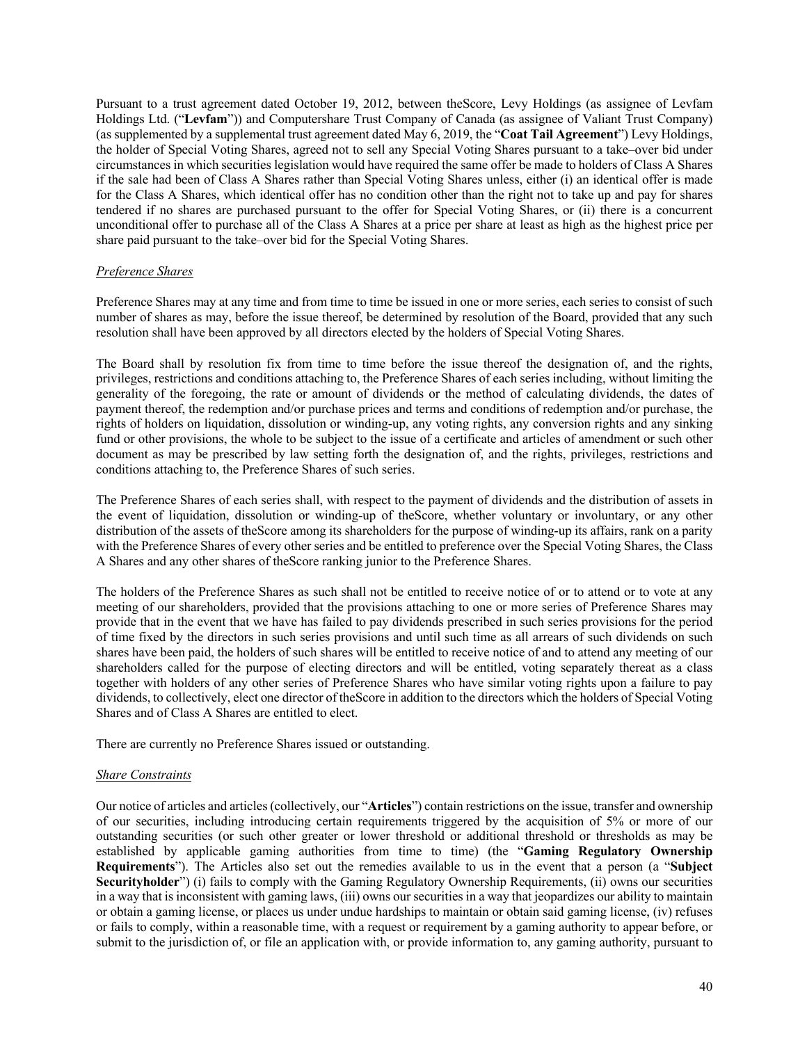Pursuant to a trust agreement dated October 19, 2012, between theScore, Levy Holdings (as assignee of Levfam Holdings Ltd. ("**Levfam**")) and Computershare Trust Company of Canada (as assignee of Valiant Trust Company) (as supplemented by a supplemental trust agreement dated May 6, 2019, the "**Coat Tail Agreement**") Levy Holdings, the holder of Special Voting Shares, agreed not to sell any Special Voting Shares pursuant to a take–over bid under circumstances in which securities legislation would have required the same offer be made to holders of Class A Shares if the sale had been of Class A Shares rather than Special Voting Shares unless, either (i) an identical offer is made for the Class A Shares, which identical offer has no condition other than the right not to take up and pay for shares tendered if no shares are purchased pursuant to the offer for Special Voting Shares, or (ii) there is a concurrent unconditional offer to purchase all of the Class A Shares at a price per share at least as high as the highest price per share paid pursuant to the take–over bid for the Special Voting Shares.

*Preference Shares*

Preference Shares may at any time and from time to time be issued in one or more series, each series to consist of such number of shares as may, before the issue thereof, be determined by resolution of the Board, provided that any such resolution shall have been approved by all directors elected by the holders of Special Voting Shares.

The Board shall by resolution fix from time to time before the issue thereof the designation of, and the rights, privileges, restrictions and conditions attaching to, the Preference Shares of each series including, without limiting the generality of the foregoing, the rate or amount of dividends or the method of calculating dividends, the dates of payment thereof, the redemption and/or purchase prices and terms and conditions of redemption and/or purchase, the rights of holders on liquidation, dissolution or winding-up, any voting rights, any conversion rights and any sinking fund or other provisions, the whole to be subject to the issue of a certificate and articles of amendment or such other document as may be prescribed by law setting forth the designation of, and the rights, privileges, restrictions and conditions attaching to, the Preference Shares of such series.

The Preference Shares of each series shall, with respect to the payment of dividends and the distribution of assets in the event of liquidation, dissolution or winding-up of theScore, whether voluntary or involuntary, or any other distribution of the assets of theScore among its shareholders for the purpose of winding-up its affairs, rank on a parity with the Preference Shares of every other series and be entitled to preference over the Special Voting Shares, the Class A Shares and any other shares of theScore ranking junior to the Preference Shares.

The holders of the Preference Shares as such shall not be entitled to receive notice of or to attend or to vote at any meeting of our shareholders, provided that the provisions attaching to one or more series of Preference Shares may provide that in the event that we have has failed to pay dividends prescribed in such series provisions for the period of time fixed by the directors in such series provisions and until such time as all arrears of such dividends on such shares have been paid, the holders of such shares will be entitled to receive notice of and to attend any meeting of our shareholders called for the purpose of electing directors and will be entitled, voting separately thereat as a class together with holders of any other series of Preference Shares who have similar voting rights upon a failure to pay dividends, to collectively, elect one director of theScore in addition to the directors which the holders of Special Voting Shares and of Class A Shares are entitled to elect.

There are currently no Preference Shares issued or outstanding.

*Share Constraints*

Our notice of articles and articles (collectively, our "**Articles**") contain restrictions on the issue, transfer and ownership of our securities, including introducing certain requirements triggered by the acquisition of 5% or more of our outstanding securities (or such other greater or lower threshold or additional threshold or thresholds as may be established by applicable gaming authorities from time to time) (the "**Gaming Regulatory Ownership Requirements**"). The Articles also set out the remedies available to us in the event that a person (a "**Subject Securityholder**") (i) fails to comply with the Gaming Regulatory Ownership Requirements, (ii) owns our securities in a way that is inconsistent with gaming laws, (iii) owns our securities in a way that jeopardizes our ability to maintain or obtain a gaming license, or places us under undue hardships to maintain or obtain said gaming license, (iv) refuses or fails to comply, within a reasonable time, with a request or requirement by a gaming authority to appear before, or submit to the jurisdiction of, or file an application with, or provide information to, any gaming authority, pursuant to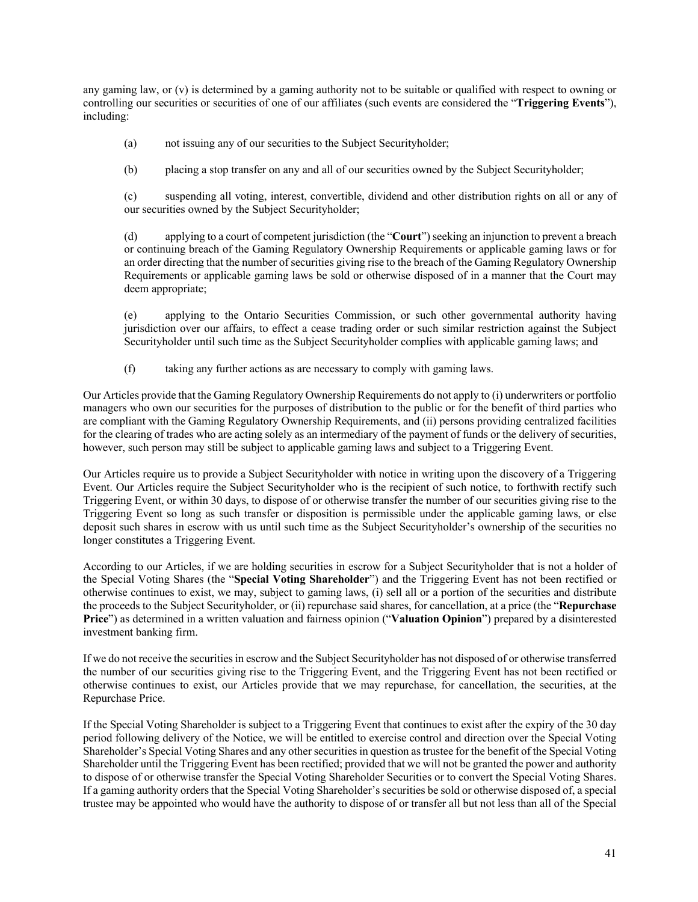any gaming law, or (v) is determined by a gaming authority not to be suitable or qualified with respect to owning or controlling our securities or securities of one of our affiliates (such events are considered the "**Triggering Events**"), including:

(a) not issuing any of our securities to the Subject Securityholder;

(b) placing a stop transfer on any and all of our securities owned by the Subject Securityholder;

(c) suspending all voting, interest, convertible, dividend and other distribution rights on all or any of our securities owned by the Subject Securityholder;

(d) applying to a court of competent jurisdiction (the "**Court**") seeking an injunction to prevent a breach or continuing breach of the Gaming Regulatory Ownership Requirements or applicable gaming laws or for an order directing that the number of securities giving rise to the breach of the Gaming Regulatory Ownership Requirements or applicable gaming laws be sold or otherwise disposed of in a manner that the Court may deem appropriate;

(e) applying to the Ontario Securities Commission, or such other governmental authority having jurisdiction over our affairs, to effect a cease trading order or such similar restriction against the Subject Securityholder until such time as the Subject Securityholder complies with applicable gaming laws; and

(f) taking any further actions as are necessary to comply with gaming laws.

Our Articles provide that the Gaming Regulatory Ownership Requirements do not apply to (i) underwriters or portfolio managers who own our securities for the purposes of distribution to the public or for the benefit of third parties who are compliant with the Gaming Regulatory Ownership Requirements, and (ii) persons providing centralized facilities for the clearing of trades who are acting solely as an intermediary of the payment of funds or the delivery of securities, however, such person may still be subject to applicable gaming laws and subject to a Triggering Event.

Our Articles require us to provide a Subject Securityholder with notice in writing upon the discovery of a Triggering Event. Our Articles require the Subject Securityholder who is the recipient of such notice, to forthwith rectify such Triggering Event, or within 30 days, to dispose of or otherwise transfer the number of our securities giving rise to the Triggering Event so long as such transfer or disposition is permissible under the applicable gaming laws, or else deposit such shares in escrow with us until such time as the Subject Securityholder's ownership of the securities no longer constitutes a Triggering Event.

According to our Articles, if we are holding securities in escrow for a Subject Securityholder that is not a holder of the Special Voting Shares (the "**Special Voting Shareholder**") and the Triggering Event has not been rectified or otherwise continues to exist, we may, subject to gaming laws, (i) sell all or a portion of the securities and distribute the proceeds to the Subject Securityholder, or (ii) repurchase said shares, for cancellation, at a price (the "**Repurchase Price**") as determined in a written valuation and fairness opinion ("**Valuation Opinion**") prepared by a disinterested investment banking firm.

If we do not receive the securities in escrow and the Subject Securityholder has not disposed of or otherwise transferred the number of our securities giving rise to the Triggering Event, and the Triggering Event has not been rectified or otherwise continues to exist, our Articles provide that we may repurchase, for cancellation, the securities, at the Repurchase Price.

If the Special Voting Shareholder is subject to a Triggering Event that continues to exist after the expiry of the 30 day period following delivery of the Notice, we will be entitled to exercise control and direction over the Special Voting Shareholder's Special Voting Shares and any other securities in question as trustee for the benefit of the Special Voting Shareholder until the Triggering Event has been rectified; provided that we will not be granted the power and authority to dispose of or otherwise transfer the Special Voting Shareholder Securities or to convert the Special Voting Shares. If a gaming authority orders that the Special Voting Shareholder's securities be sold or otherwise disposed of, a special trustee may be appointed who would have the authority to dispose of or transfer all but not less than all of the Special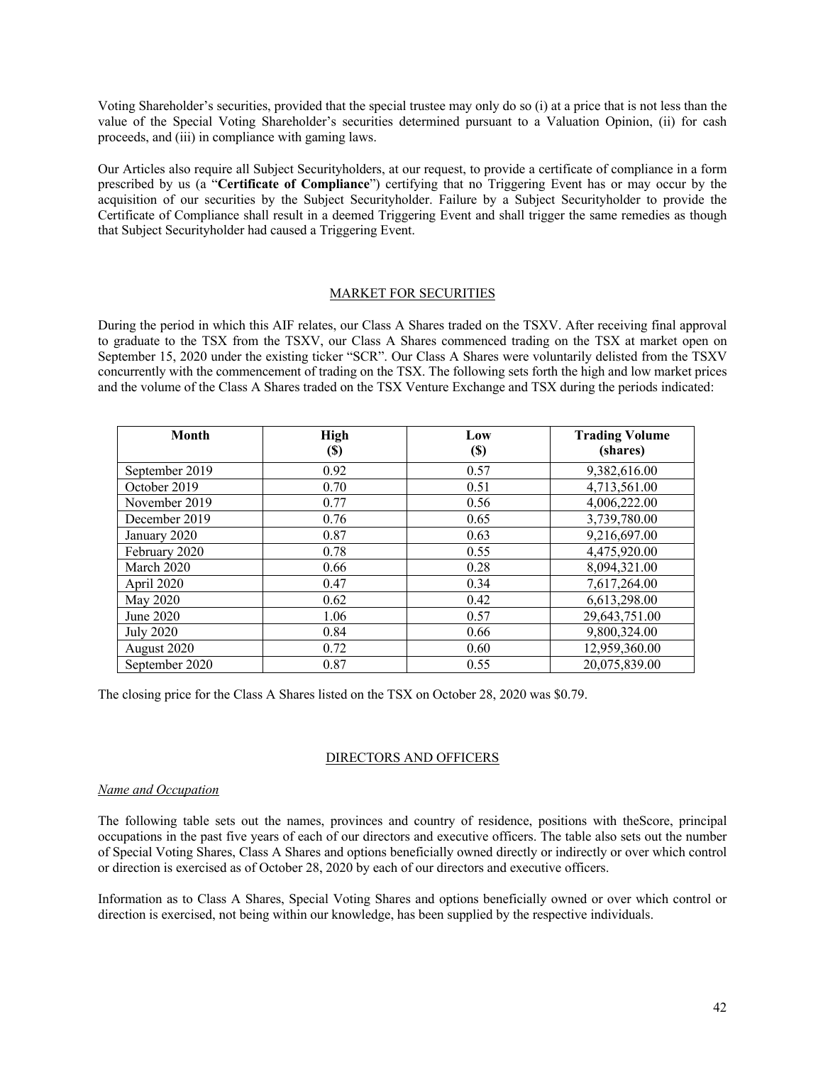Voting Shareholder's securities, provided that the special trustee may only do so (i) at a price that is not less than the value of the Special Voting Shareholder's securities determined pursuant to a Valuation Opinion, (ii) for cash proceeds, and (iii) in compliance with gaming laws.

Our Articles also require all Subject Securityholders, at our request, to provide a certificate of compliance in a form prescribed by us (a "**Certificate of Compliance**") certifying that no Triggering Event has or may occur by the acquisition of our securities by the Subject Securityholder. Failure by a Subject Securityholder to provide the Certificate of Compliance shall result in a deemed Triggering Event and shall trigger the same remedies as though that Subject Securityholder had caused a Triggering Event.

## MARKET FOR SECURITIES

During the period in which this AIF relates, our Class A Shares traded on the TSXV. After receiving final approval to graduate to the TSX from the TSXV, our Class A Shares commenced trading on the TSX at market open on September 15, 2020 under the existing ticker "SCR". Our Class A Shares were voluntarily delisted from the TSXV concurrently with the commencement of trading on the TSX. The following sets forth the high and low market prices and the volume of the Class A Shares traded on the TSX Venture Exchange and TSX during the periods indicated:

| Month | High ($) | Low ($) | Trading Volume (shares) |
|---|---|---|---|
| September 2019 | 0.92 | 0.57 | 9,382,616.00 |
| October 2019 | 0.70 | 0.51 | 4,713,561.00 |
| November 2019 | 0.77 | 0.56 | 4,006,222.00 |
| December 2019 | 0.76 | 0.65 | 3,739,780.00 |
| January 2020 | 0.87 | 0.63 | 9,216,697.00 |
| February 2020 | 0.78 | 0.55 | 4,475,920.00 |
| March 2020 | 0.66 | 0.28 | 8,094,321.00 |
| April 2020 | 0.47 | 0.34 | 7,617,264.00 |
| May 2020 | 0.62 | 0.42 | 6,613,298.00 |
| June 2020 | 1.06 | 0.57 | 29,643,751.00 |
| July 2020 | 0.84 | 0.66 | 9,800,324.00 |
| August 2020 | 0.72 | 0.60 | 12,959,360.00 |
| September 2020 | 0.87 | 0.55 | 20,075,839.00 |

The closing price for the Class A Shares listed on the TSX on October 28, 2020 was $0.79.

## DIRECTORS AND OFFICERS

### *Name and Occupation*

The following table sets out the names, provinces and country of residence, positions with theScore, principal occupations in the past five years of each of our directors and executive officers. The table also sets out the number of Special Voting Shares, Class A Shares and options beneficially owned directly or indirectly or over which control or direction is exercised as of October 28, 2020 by each of our directors and executive officers.

Information as to Class A Shares, Special Voting Shares and options beneficially owned or over which control or direction is exercised, not being within our knowledge, has been supplied by the respective individuals.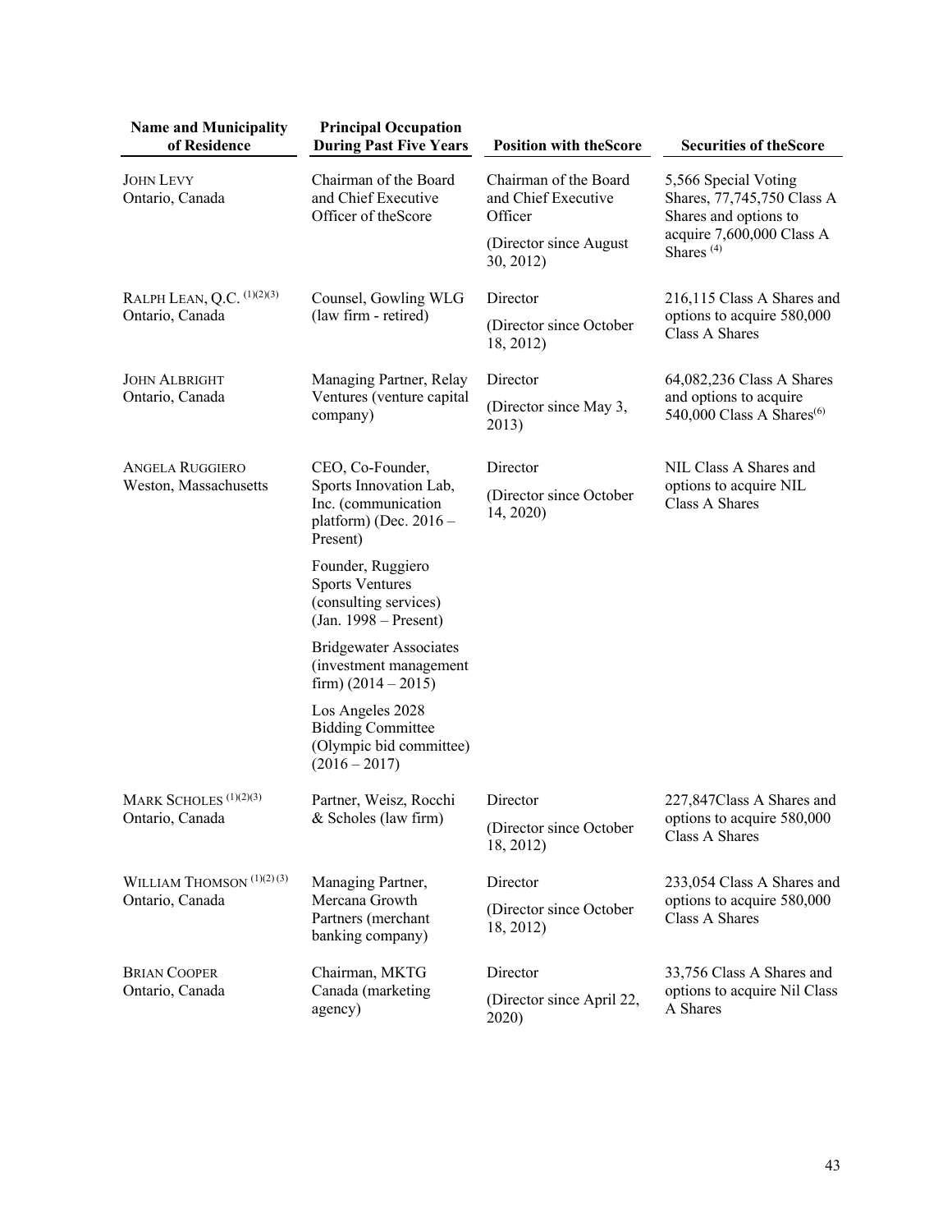| Name and Municipality of Residence | Principal Occupation During Past Five Years | Position with theScore | Securities of theScore |
|---|---|---|---|
| JOHN LEVY<br>Ontario, Canada | Chairman of the Board and Chief Executive Officer of theScore | Chairman of the Board and Chief Executive Officer<br>(Director since August 30, 2012) | 5,566 Special Voting Shares, 77,745,750 Class A Shares and options to acquire 7,600,000 Class A Shares [(4)] |
| RALPH LEAN, Q.C. [(1)(2)(3)]<br>Ontario, Canada | Counsel, Gowling WLG (law firm - retired) | Director<br>(Director since October 18, 2012) | 216,115 Class A Shares and options to acquire 580,000 Class A Shares |
| JOHN ALBRIGHT<br>Ontario, Canada | Managing Partner, Relay Ventures (venture capital company) | Director<br>(Director since May 3, 2013) | 64,082,236 Class A Shares and options to acquire 540,000 Class A Shares[(6)] |
| ANGELA RUGGIERO<br>Weston, Massachusetts | CEO, Co-Founder, Sports Innovation Lab, Inc. (communication platform) (Dec. 2016 – Present)<br>Founder, Ruggiero Sports Ventures (consulting services) (Jan. 1998 – Present)<br>Bridgewater Associates (investment management firm) (2014 – 2015)<br>Los Angeles 2028 Bidding Committee (Olympic bid committee) (2016 – 2017) | Director<br>(Director since October 14, 2020) | NIL Class A Shares and options to acquire NIL Class A Shares |
| MARK SCHOLES [(1)(2)(3)]<br>Ontario, Canada | Partner, Weisz, Rocchi & Scholes (law firm) | Director<br>(Director since October 18, 2012) | 227,847Class A Shares and options to acquire 580,000 Class A Shares |
| WILLIAM THOMSON [(1)(2)(3)]<br>Ontario, Canada | Managing Partner, Mercana Growth Partners (merchant banking company) | Director<br>(Director since October 18, 2012) | 233,054 Class A Shares and options to acquire 580,000 Class A Shares |
| BRIAN COOPER<br>Ontario, Canada | Chairman, MKTG Canada (marketing agency) | Director<br>(Director since April 22, 2020) | 33,756 Class A Shares and options to acquire Nil Class A Shares |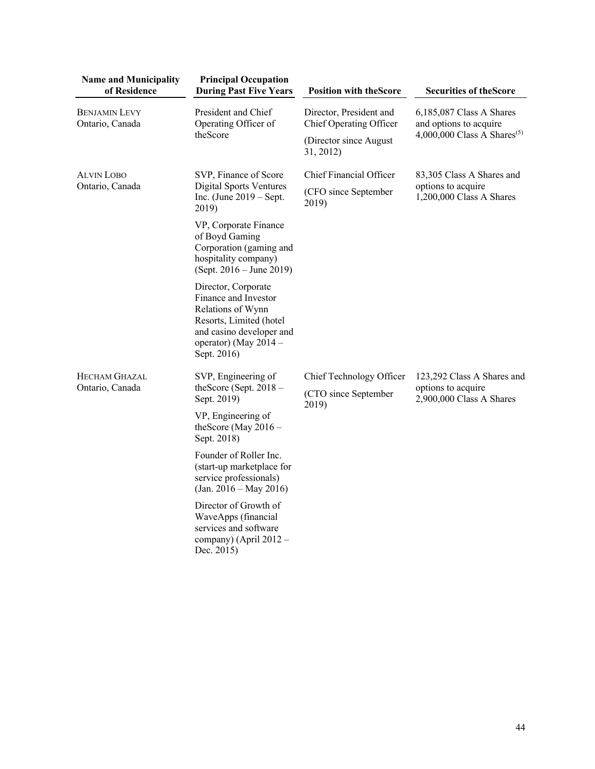| Name and Municipality of Residence | Principal Occupation During Past Five Years | Position with theScore | Securities of theScore |
|---|---|---|---|
| BENJAMIN LEVY<br>Ontario, Canada | President and Chief Operating Officer of theScore | Director, President and Chief Operating Officer<br>(Director since August 31, 2012) | 6,185,087 Class A Shares and options to acquire 4,000,000 Class A Shares(5) |
| ALVIN LOBO<br>Ontario, Canada | SVP, Finance of Score Digital Sports Ventures Inc. (June 2019 – Sept. 2019)<br>VP, Corporate Finance of Boyd Gaming Corporation (gaming and hospitality company) (Sept. 2016 – June 2019)<br>Director, Corporate Finance and Investor Relations of Wynn Resorts, Limited (hotel and casino developer and operator) (May 2014 – Sept. 2016) | Chief Financial Officer<br>(CFO since September 2019) | 83,305 Class A Shares and options to acquire 1,200,000 Class A Shares |
| HECHAM GHAZAL<br>Ontario, Canada | SVP, Engineering of theScore (Sept. 2018 – Sept. 2019)<br>VP, Engineering of theScore (May 2016 – Sept. 2018)<br>Founder of Roller Inc. (start-up marketplace for service professionals) (Jan. 2016 – May 2016)<br>Director of Growth of WaveApps (financial services and software company) (April 2012 – Dec. 2015) | Chief Technology Officer<br>(CTO since September 2019) | 123,292 Class A Shares and options to acquire 2,900,000 Class A Shares |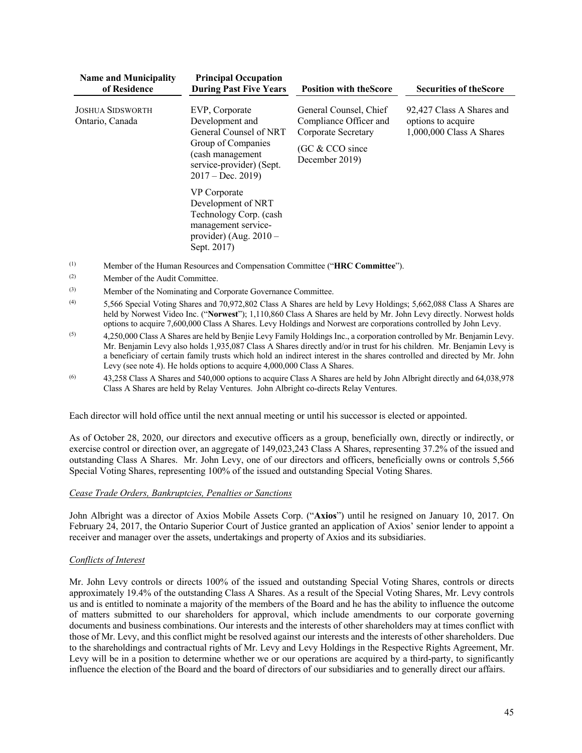| Name and Municipality of Residence | Principal Occupation During Past Five Years | Position with theScore | Securities of theScore |
|---|---|---|---|
| JOSHUA SIDSWORTH<br>Ontario, Canada | EVP, Corporate Development and General Counsel of NRT Group of Companies (cash management service-provider) (Sept. 2017 – Dec. 2019)<br><br>VP Corporate Development of NRT Technology Corp. (cash management service-provider) (Aug. 2010 – Sept. 2017) | General Counsel, Chief Compliance Officer and Corporate Secretary<br><br>(GC & CCO since December 2019) | 92,427 Class A Shares and options to acquire 1,000,000 Class A Shares |

(1) Member of the Human Resources and Compensation Committee ("**HRC Committee**").

(2) Member of the Audit Committee.

(3) Member of the Nominating and Corporate Governance Committee.

(4) 5,566 Special Voting Shares and 70,972,802 Class A Shares are held by Levy Holdings; 5,662,088 Class A Shares are held by Norwest Video Inc. ("**Norwest**"); 1,110,860 Class A Shares are held by Mr. John Levy directly. Norwest holds options to acquire 7,600,000 Class A Shares. Levy Holdings and Norwest are corporations controlled by John Levy.

(5) 4,250,000 Class A Shares are held by Benjie Levy Family Holdings Inc., a corporation controlled by Mr. Benjamin Levy. Mr. Benjamin Levy also holds 1,935,087 Class A Shares directly and/or in trust for his children. Mr. Benjamin Levy is a beneficiary of certain family trusts which hold an indirect interest in the shares controlled and directed by Mr. John Levy (see note 4). He holds options to acquire 4,000,000 Class A Shares.

(6) 43,258 Class A Shares and 540,000 options to acquire Class A Shares are held by John Albright directly and 64,038,978 Class A Shares are held by Relay Ventures. John Albright co-directs Relay Ventures.

Each director will hold office until the next annual meeting or until his successor is elected or appointed.

As of October 28, 2020, our directors and executive officers as a group, beneficially own, directly or indirectly, or exercise control or direction over, an aggregate of 149,023,243 Class A Shares, representing 37.2% of the issued and outstanding Class A Shares. Mr. John Levy, one of our directors and officers, beneficially owns or controls 5,566 Special Voting Shares, representing 100% of the issued and outstanding Special Voting Shares.

*Cease Trade Orders, Bankruptcies, Penalties or Sanctions*

John Albright was a director of Axios Mobile Assets Corp. ("**Axios**") until he resigned on January 10, 2017. On February 24, 2017, the Ontario Superior Court of Justice granted an application of Axios' senior lender to appoint a receiver and manager over the assets, undertakings and property of Axios and its subsidiaries.

*Conflicts of Interest*

Mr. John Levy controls or directs 100% of the issued and outstanding Special Voting Shares, controls or directs approximately 19.4% of the outstanding Class A Shares. As a result of the Special Voting Shares, Mr. Levy controls us and is entitled to nominate a majority of the members of the Board and he has the ability to influence the outcome of matters submitted to our shareholders for approval, which include amendments to our corporate governing documents and business combinations. Our interests and the interests of other shareholders may at times conflict with those of Mr. Levy, and this conflict might be resolved against our interests and the interests of other shareholders. Due to the shareholdings and contractual rights of Mr. Levy and Levy Holdings in the Respective Rights Agreement, Mr. Levy will be in a position to determine whether we or our operations are acquired by a third-party, to significantly influence the election of the Board and the board of directors of our subsidiaries and to generally direct our affairs.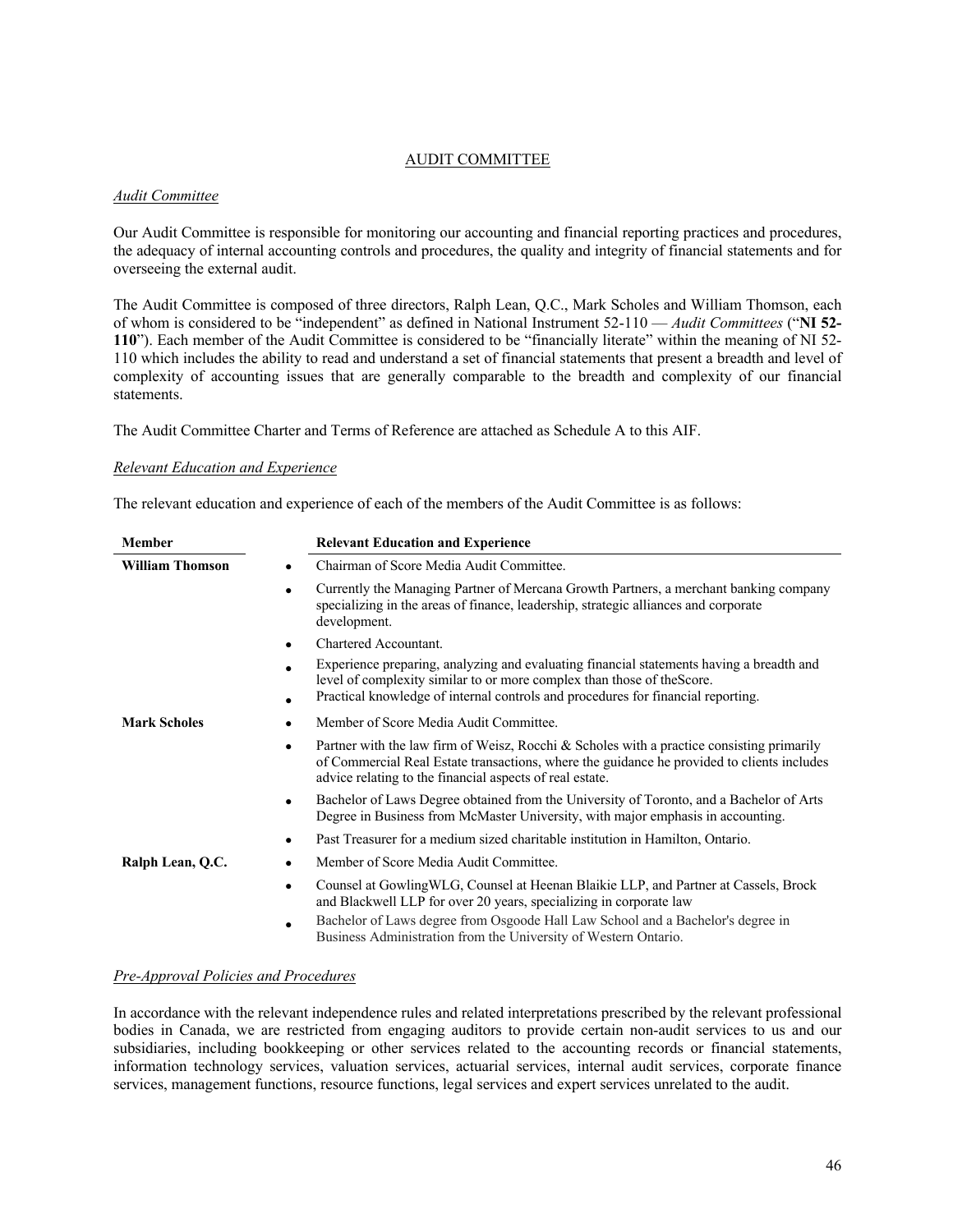## AUDIT COMMITTEE

*Audit Committee*

Our Audit Committee is responsible for monitoring our accounting and financial reporting practices and procedures, the adequacy of internal accounting controls and procedures, the quality and integrity of financial statements and for overseeing the external audit.

The Audit Committee is composed of three directors, Ralph Lean, Q.C., Mark Scholes and William Thomson, each of whom is considered to be "independent" as defined in National Instrument 52-110 — *Audit Committees* ("**NI 52-110**"). Each member of the Audit Committee is considered to be "financially literate" within the meaning of NI 52-110 which includes the ability to read and understand a set of financial statements that present a breadth and level of complexity of accounting issues that are generally comparable to the breadth and complexity of our financial statements.

The Audit Committee Charter and Terms of Reference are attached as Schedule A to this AIF.

*Relevant Education and Experience*

The relevant education and experience of each of the members of the Audit Committee is as follows:

| Member | Relevant Education and Experience |
|---|---|
| **William Thomson** | • Chairman of Score Media Audit Committee.<br>• Currently the Managing Partner of Mercana Growth Partners, a merchant banking company specializing in the areas of finance, leadership, strategic alliances and corporate development.<br>• Chartered Accountant.<br>• Experience preparing, analyzing and evaluating financial statements having a breadth and level of complexity similar to or more complex than those of theScore.<br>• Practical knowledge of internal controls and procedures for financial reporting. |
| **Mark Scholes** | • Member of Score Media Audit Committee.<br>• Partner with the law firm of Weisz, Rocchi & Scholes with a practice consisting primarily of Commercial Real Estate transactions, where the guidance he provided to clients includes advice relating to the financial aspects of real estate.<br>• Bachelor of Laws Degree obtained from the University of Toronto, and a Bachelor of Arts Degree in Business from McMaster University, with major emphasis in accounting.<br>• Past Treasurer for a medium sized charitable institution in Hamilton, Ontario. |
| **Ralph Lean, Q.C.** | • Member of Score Media Audit Committee.<br>• Counsel at GowlingWLG, Counsel at Heenan Blaikie LLP, and Partner at Cassels, Brock and Blackwell LLP for over 20 years, specializing in corporate law<br>• Bachelor of Laws degree from Osgoode Hall Law School and a Bachelor's degree in Business Administration from the University of Western Ontario. |

*Pre-Approval Policies and Procedures*

In accordance with the relevant independence rules and related interpretations prescribed by the relevant professional bodies in Canada, we are restricted from engaging auditors to provide certain non-audit services to us and our subsidiaries, including bookkeeping or other services related to the accounting records or financial statements, information technology services, valuation services, actuarial services, internal audit services, corporate finance services, management functions, resource functions, legal services and expert services unrelated to the audit.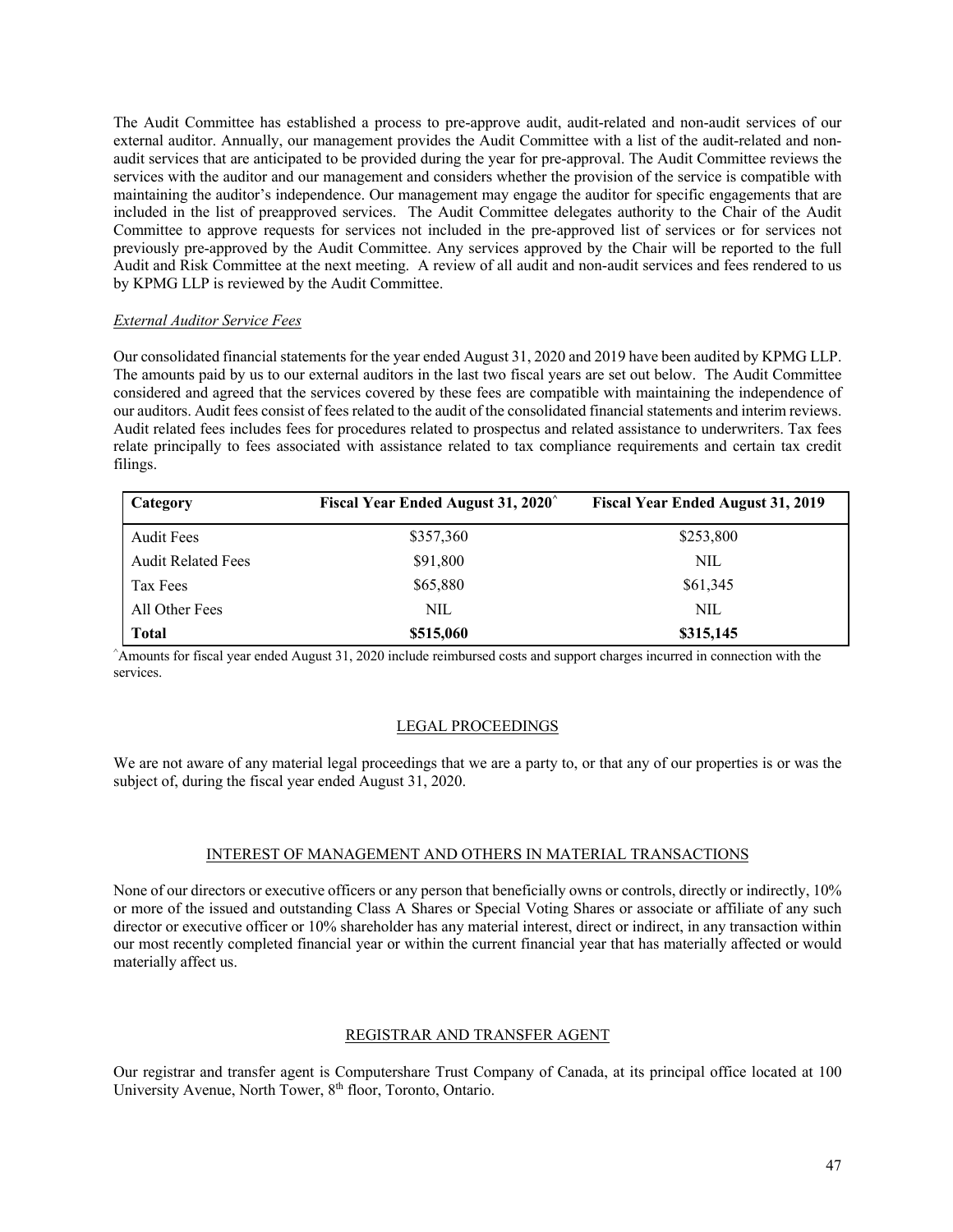The Audit Committee has established a process to pre-approve audit, audit-related and non-audit services of our external auditor. Annually, our management provides the Audit Committee with a list of the audit-related and non-audit services that are anticipated to be provided during the year for pre-approval. The Audit Committee reviews the services with the auditor and our management and considers whether the provision of the service is compatible with maintaining the auditor's independence. Our management may engage the auditor for specific engagements that are included in the list of preapproved services. The Audit Committee delegates authority to the Chair of the Audit Committee to approve requests for services not included in the pre-approved list of services or for services not previously pre-approved by the Audit Committee. Any services approved by the Chair will be reported to the full Audit and Risk Committee at the next meeting. A review of all audit and non-audit services and fees rendered to us by KPMG LLP is reviewed by the Audit Committee.

*External Auditor Service Fees*

Our consolidated financial statements for the year ended August 31, 2020 and 2019 have been audited by KPMG LLP. The amounts paid by us to our external auditors in the last two fiscal years are set out below. The Audit Committee considered and agreed that the services covered by these fees are compatible with maintaining the independence of our auditors. Audit fees consist of fees related to the audit of the consolidated financial statements and interim reviews. Audit related fees includes fees for procedures related to prospectus and related assistance to underwriters. Tax fees relate principally to fees associated with assistance related to tax compliance requirements and certain tax credit filings.

| Category | Fiscal Year Ended August 31, 2020^ | Fiscal Year Ended August 31, 2019 |
|---|---|---|
| Audit Fees | $357,360 | $253,800 |
| Audit Related Fees | $91,800 | NIL |
| Tax Fees | $65,880 | $61,345 |
| All Other Fees | NIL | NIL |
| **Total** | **$515,060** | **$315,145** |

^Amounts for fiscal year ended August 31, 2020 include reimbursed costs and support charges incurred in connection with the services.

## LEGAL PROCEEDINGS

We are not aware of any material legal proceedings that we are a party to, or that any of our properties is or was the subject of, during the fiscal year ended August 31, 2020.

## INTEREST OF MANAGEMENT AND OTHERS IN MATERIAL TRANSACTIONS

None of our directors or executive officers or any person that beneficially owns or controls, directly or indirectly, 10% or more of the issued and outstanding Class A Shares or Special Voting Shares or associate or affiliate of any such director or executive officer or 10% shareholder has any material interest, direct or indirect, in any transaction within our most recently completed financial year or within the current financial year that has materially affected or would materially affect us.

## REGISTRAR AND TRANSFER AGENT

Our registrar and transfer agent is Computershare Trust Company of Canada, at its principal office located at 100 University Avenue, North Tower, 8th floor, Toronto, Ontario.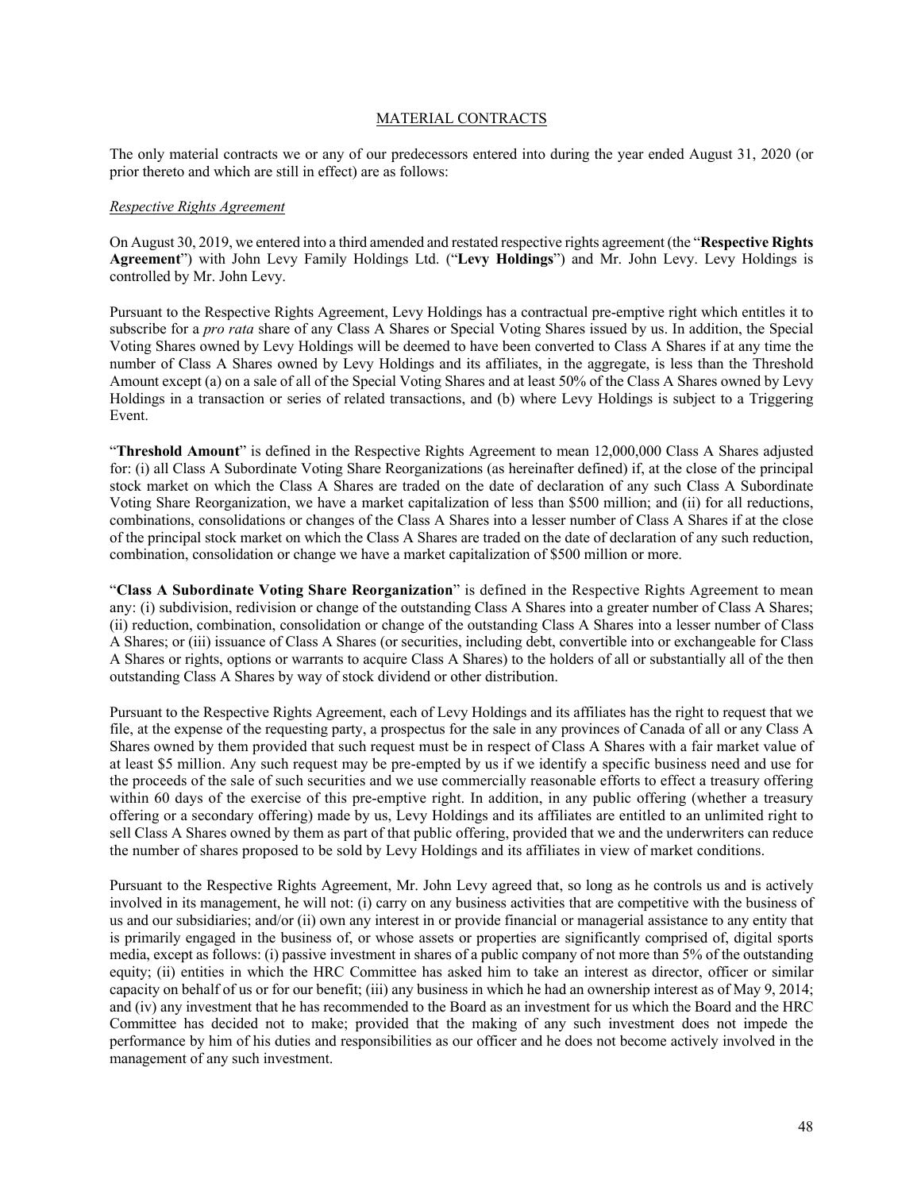## MATERIAL CONTRACTS

The only material contracts we or any of our predecessors entered into during the year ended August 31, 2020 (or prior thereto and which are still in effect) are as follows:

### *Respective Rights Agreement*

On August 30, 2019, we entered into a third amended and restated respective rights agreement (the "**Respective Rights Agreement**") with John Levy Family Holdings Ltd. ("**Levy Holdings**") and Mr. John Levy. Levy Holdings is controlled by Mr. John Levy.

Pursuant to the Respective Rights Agreement, Levy Holdings has a contractual pre-emptive right which entitles it to subscribe for a *pro rata* share of any Class A Shares or Special Voting Shares issued by us. In addition, the Special Voting Shares owned by Levy Holdings will be deemed to have been converted to Class A Shares if at any time the number of Class A Shares owned by Levy Holdings and its affiliates, in the aggregate, is less than the Threshold Amount except (a) on a sale of all of the Special Voting Shares and at least 50% of the Class A Shares owned by Levy Holdings in a transaction or series of related transactions, and (b) where Levy Holdings is subject to a Triggering Event.

"**Threshold Amount**" is defined in the Respective Rights Agreement to mean 12,000,000 Class A Shares adjusted for: (i) all Class A Subordinate Voting Share Reorganizations (as hereinafter defined) if, at the close of the principal stock market on which the Class A Shares are traded on the date of declaration of any such Class A Subordinate Voting Share Reorganization, we have a market capitalization of less than \$500 million; and (ii) for all reductions, combinations, consolidations or changes of the Class A Shares into a lesser number of Class A Shares if at the close of the principal stock market on which the Class A Shares are traded on the date of declaration of any such reduction, combination, consolidation or change we have a market capitalization of \$500 million or more.

"**Class A Subordinate Voting Share Reorganization**" is defined in the Respective Rights Agreement to mean any: (i) subdivision, redivision or change of the outstanding Class A Shares into a greater number of Class A Shares; (ii) reduction, combination, consolidation or change of the outstanding Class A Shares into a lesser number of Class A Shares; or (iii) issuance of Class A Shares (or securities, including debt, convertible into or exchangeable for Class A Shares or rights, options or warrants to acquire Class A Shares) to the holders of all or substantially all of the then outstanding Class A Shares by way of stock dividend or other distribution.

Pursuant to the Respective Rights Agreement, each of Levy Holdings and its affiliates has the right to request that we file, at the expense of the requesting party, a prospectus for the sale in any provinces of Canada of all or any Class A Shares owned by them provided that such request must be in respect of Class A Shares with a fair market value of at least \$5 million. Any such request may be pre-empted by us if we identify a specific business need and use for the proceeds of the sale of such securities and we use commercially reasonable efforts to effect a treasury offering within 60 days of the exercise of this pre-emptive right. In addition, in any public offering (whether a treasury offering or a secondary offering) made by us, Levy Holdings and its affiliates are entitled to an unlimited right to sell Class A Shares owned by them as part of that public offering, provided that we and the underwriters can reduce the number of shares proposed to be sold by Levy Holdings and its affiliates in view of market conditions.

Pursuant to the Respective Rights Agreement, Mr. John Levy agreed that, so long as he controls us and is actively involved in its management, he will not: (i) carry on any business activities that are competitive with the business of us and our subsidiaries; and/or (ii) own any interest in or provide financial or managerial assistance to any entity that is primarily engaged in the business of, or whose assets or properties are significantly comprised of, digital sports media, except as follows: (i) passive investment in shares of a public company of not more than 5% of the outstanding equity; (ii) entities in which the HRC Committee has asked him to take an interest as director, officer or similar capacity on behalf of us or for our benefit; (iii) any business in which he had an ownership interest as of May 9, 2014; and (iv) any investment that he has recommended to the Board as an investment for us which the Board and the HRC Committee has decided not to make; provided that the making of any such investment does not impede the performance by him of his duties and responsibilities as our officer and he does not become actively involved in the management of any such investment.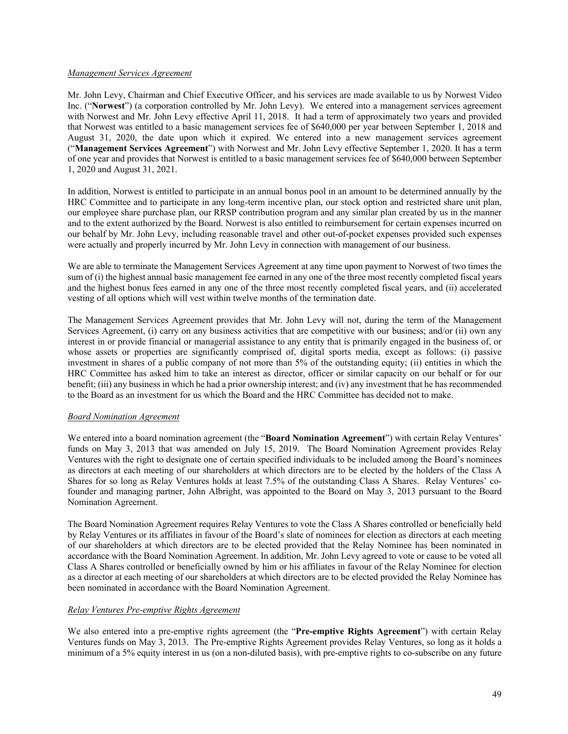*Management Services Agreement*

Mr. John Levy, Chairman and Chief Executive Officer, and his services are made available to us by Norwest Video Inc. ("**Norwest**") (a corporation controlled by Mr. John Levy). We entered into a management services agreement with Norwest and Mr. John Levy effective April 11, 2018. It had a term of approximately two years and provided that Norwest was entitled to a basic management services fee of $640,000 per year between September 1, 2018 and August 31, 2020, the date upon which it expired. We entered into a new management services agreement ("**Management Services Agreement**") with Norwest and Mr. John Levy effective September 1, 2020. It has a term of one year and provides that Norwest is entitled to a basic management services fee of $640,000 between September 1, 2020 and August 31, 2021.

In addition, Norwest is entitled to participate in an annual bonus pool in an amount to be determined annually by the HRC Committee and to participate in any long-term incentive plan, our stock option and restricted share unit plan, our employee share purchase plan, our RRSP contribution program and any similar plan created by us in the manner and to the extent authorized by the Board. Norwest is also entitled to reimbursement for certain expenses incurred on our behalf by Mr. John Levy, including reasonable travel and other out-of-pocket expenses provided such expenses were actually and properly incurred by Mr. John Levy in connection with management of our business.

We are able to terminate the Management Services Agreement at any time upon payment to Norwest of two times the sum of (i) the highest annual basic management fee earned in any one of the three most recently completed fiscal years and the highest bonus fees earned in any one of the three most recently completed fiscal years, and (ii) accelerated vesting of all options which will vest within twelve months of the termination date.

The Management Services Agreement provides that Mr. John Levy will not, during the term of the Management Services Agreement, (i) carry on any business activities that are competitive with our business; and/or (ii) own any interest in or provide financial or managerial assistance to any entity that is primarily engaged in the business of, or whose assets or properties are significantly comprised of, digital sports media, except as follows: (i) passive investment in shares of a public company of not more than 5% of the outstanding equity; (ii) entities in which the HRC Committee has asked him to take an interest as director, officer or similar capacity on our behalf or for our benefit; (iii) any business in which he had a prior ownership interest; and (iv) any investment that he has recommended to the Board as an investment for us which the Board and the HRC Committee has decided not to make.

*Board Nomination Agreement*

We entered into a board nomination agreement (the "**Board Nomination Agreement**") with certain Relay Ventures' funds on May 3, 2013 that was amended on July 15, 2019. The Board Nomination Agreement provides Relay Ventures with the right to designate one of certain specified individuals to be included among the Board's nominees as directors at each meeting of our shareholders at which directors are to be elected by the holders of the Class A Shares for so long as Relay Ventures holds at least 7.5% of the outstanding Class A Shares. Relay Ventures' co-founder and managing partner, John Albright, was appointed to the Board on May 3, 2013 pursuant to the Board Nomination Agreement.

The Board Nomination Agreement requires Relay Ventures to vote the Class A Shares controlled or beneficially held by Relay Ventures or its affiliates in favour of the Board's slate of nominees for election as directors at each meeting of our shareholders at which directors are to be elected provided that the Relay Nominee has been nominated in accordance with the Board Nomination Agreement. In addition, Mr. John Levy agreed to vote or cause to be voted all Class A Shares controlled or beneficially owned by him or his affiliates in favour of the Relay Nominee for election as a director at each meeting of our shareholders at which directors are to be elected provided the Relay Nominee has been nominated in accordance with the Board Nomination Agreement.

*Relay Ventures Pre-emptive Rights Agreement*

We also entered into a pre-emptive rights agreement (the "**Pre-emptive Rights Agreement**") with certain Relay Ventures funds on May 3, 2013. The Pre-emptive Rights Agreement provides Relay Ventures, so long as it holds a minimum of a 5% equity interest in us (on a non-diluted basis), with pre-emptive rights to co-subscribe on any future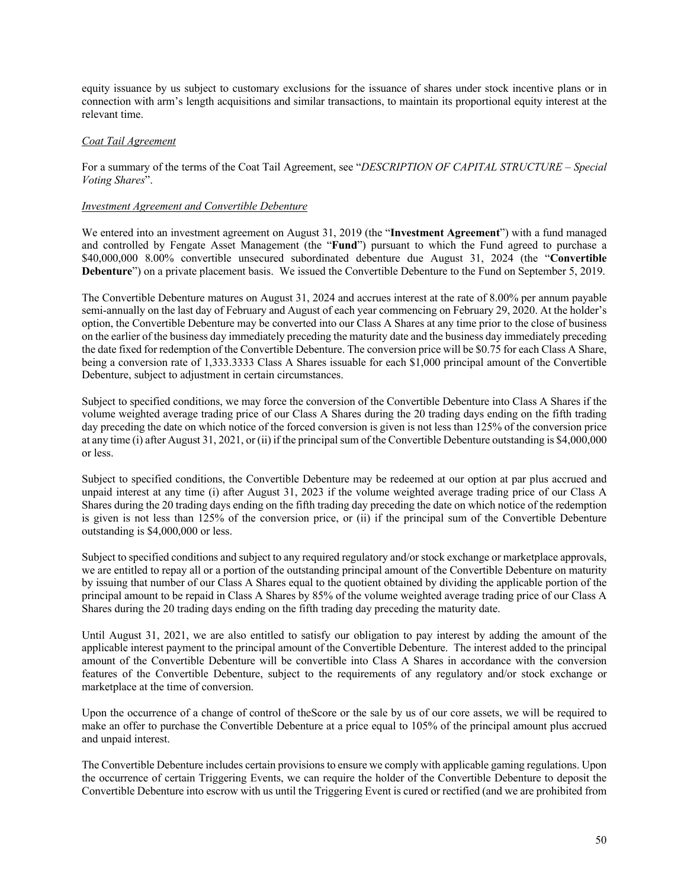equity issuance by us subject to customary exclusions for the issuance of shares under stock incentive plans or in connection with arm's length acquisitions and similar transactions, to maintain its proportional equity interest at the relevant time.

*Coat Tail Agreement*

For a summary of the terms of the Coat Tail Agreement, see "*DESCRIPTION OF CAPITAL STRUCTURE – Special Voting Shares*".

*Investment Agreement and Convertible Debenture*

We entered into an investment agreement on August 31, 2019 (the "**Investment Agreement**") with a fund managed and controlled by Fengate Asset Management (the "**Fund**") pursuant to which the Fund agreed to purchase a $40,000,000 8.00% convertible unsecured subordinated debenture due August 31, 2024 (the "**Convertible Debenture**") on a private placement basis. We issued the Convertible Debenture to the Fund on September 5, 2019.

The Convertible Debenture matures on August 31, 2024 and accrues interest at the rate of 8.00% per annum payable semi-annually on the last day of February and August of each year commencing on February 29, 2020. At the holder's option, the Convertible Debenture may be converted into our Class A Shares at any time prior to the close of business on the earlier of the business day immediately preceding the maturity date and the business day immediately preceding the date fixed for redemption of the Convertible Debenture. The conversion price will be $0.75 for each Class A Share, being a conversion rate of 1,333.3333 Class A Shares issuable for each $1,000 principal amount of the Convertible Debenture, subject to adjustment in certain circumstances.

Subject to specified conditions, we may force the conversion of the Convertible Debenture into Class A Shares if the volume weighted average trading price of our Class A Shares during the 20 trading days ending on the fifth trading day preceding the date on which notice of the forced conversion is given is not less than 125% of the conversion price at any time (i) after August 31, 2021, or (ii) if the principal sum of the Convertible Debenture outstanding is $4,000,000 or less.

Subject to specified conditions, the Convertible Debenture may be redeemed at our option at par plus accrued and unpaid interest at any time (i) after August 31, 2023 if the volume weighted average trading price of our Class A Shares during the 20 trading days ending on the fifth trading day preceding the date on which notice of the redemption is given is not less than 125% of the conversion price, or (ii) if the principal sum of the Convertible Debenture outstanding is $4,000,000 or less.

Subject to specified conditions and subject to any required regulatory and/or stock exchange or marketplace approvals, we are entitled to repay all or a portion of the outstanding principal amount of the Convertible Debenture on maturity by issuing that number of our Class A Shares equal to the quotient obtained by dividing the applicable portion of the principal amount to be repaid in Class A Shares by 85% of the volume weighted average trading price of our Class A Shares during the 20 trading days ending on the fifth trading day preceding the maturity date.

Until August 31, 2021, we are also entitled to satisfy our obligation to pay interest by adding the amount of the applicable interest payment to the principal amount of the Convertible Debenture. The interest added to the principal amount of the Convertible Debenture will be convertible into Class A Shares in accordance with the conversion features of the Convertible Debenture, subject to the requirements of any regulatory and/or stock exchange or marketplace at the time of conversion.

Upon the occurrence of a change of control of theScore or the sale by us of our core assets, we will be required to make an offer to purchase the Convertible Debenture at a price equal to 105% of the principal amount plus accrued and unpaid interest.

The Convertible Debenture includes certain provisions to ensure we comply with applicable gaming regulations. Upon the occurrence of certain Triggering Events, we can require the holder of the Convertible Debenture to deposit the Convertible Debenture into escrow with us until the Triggering Event is cured or rectified (and we are prohibited from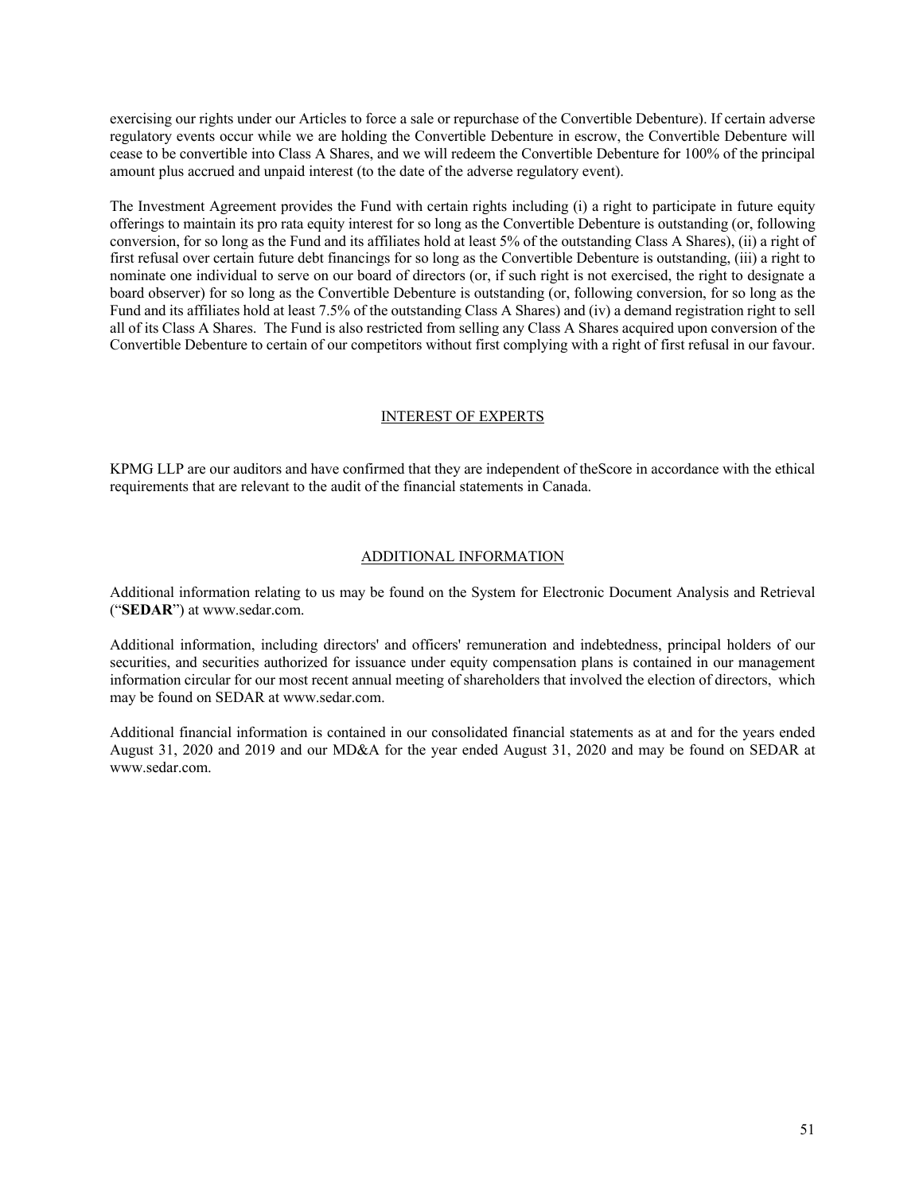exercising our rights under our Articles to force a sale or repurchase of the Convertible Debenture). If certain adverse regulatory events occur while we are holding the Convertible Debenture in escrow, the Convertible Debenture will cease to be convertible into Class A Shares, and we will redeem the Convertible Debenture for 100% of the principal amount plus accrued and unpaid interest (to the date of the adverse regulatory event).

The Investment Agreement provides the Fund with certain rights including (i) a right to participate in future equity offerings to maintain its pro rata equity interest for so long as the Convertible Debenture is outstanding (or, following conversion, for so long as the Fund and its affiliates hold at least 5% of the outstanding Class A Shares), (ii) a right of first refusal over certain future debt financings for so long as the Convertible Debenture is outstanding, (iii) a right to nominate one individual to serve on our board of directors (or, if such right is not exercised, the right to designate a board observer) for so long as the Convertible Debenture is outstanding (or, following conversion, for so long as the Fund and its affiliates hold at least 7.5% of the outstanding Class A Shares) and (iv) a demand registration right to sell all of its Class A Shares. The Fund is also restricted from selling any Class A Shares acquired upon conversion of the Convertible Debenture to certain of our competitors without first complying with a right of first refusal in our favour.

## INTEREST OF EXPERTS

KPMG LLP are our auditors and have confirmed that they are independent of theScore in accordance with the ethical requirements that are relevant to the audit of the financial statements in Canada.

## ADDITIONAL INFORMATION

Additional information relating to us may be found on the System for Electronic Document Analysis and Retrieval ("**SEDAR**") at www.sedar.com.

Additional information, including directors' and officers' remuneration and indebtedness, principal holders of our securities, and securities authorized for issuance under equity compensation plans is contained in our management information circular for our most recent annual meeting of shareholders that involved the election of directors, which may be found on SEDAR at www.sedar.com.

Additional financial information is contained in our consolidated financial statements as at and for the years ended August 31, 2020 and 2019 and our MD&A for the year ended August 31, 2020 and may be found on SEDAR at www.sedar.com.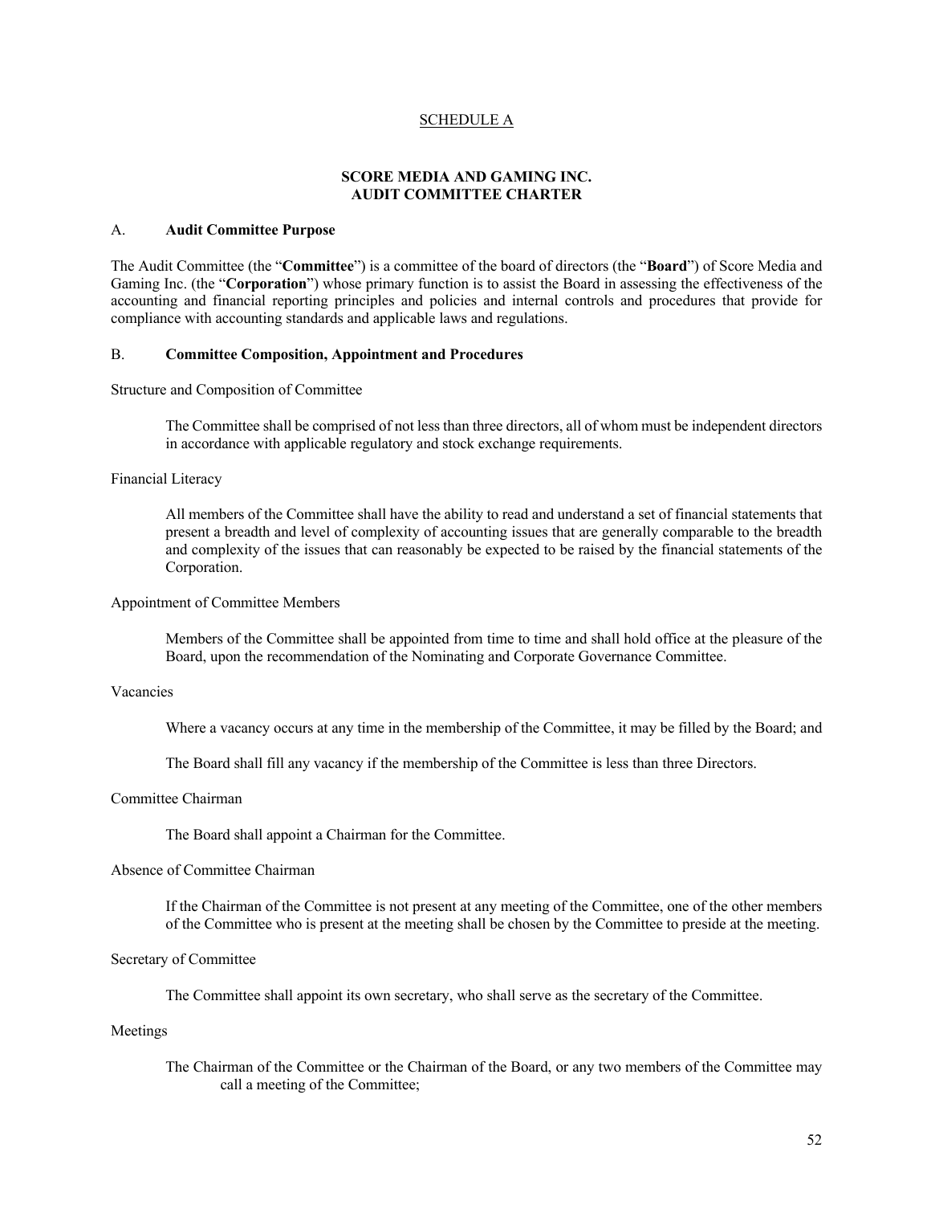SCHEDULE A

## SCORE MEDIA AND GAMING INC.
## AUDIT COMMITTEE CHARTER

### A. **Audit Committee Purpose**

The Audit Committee (the "**Committee**") is a committee of the board of directors (the "**Board**") of Score Media and Gaming Inc. (the "**Corporation**") whose primary function is to assist the Board in assessing the effectiveness of the accounting and financial reporting principles and policies and internal controls and procedures that provide for compliance with accounting standards and applicable laws and regulations.

### B. **Committee Composition, Appointment and Procedures**

Structure and Composition of Committee

> The Committee shall be comprised of not less than three directors, all of whom must be independent directors in accordance with applicable regulatory and stock exchange requirements.

Financial Literacy

> All members of the Committee shall have the ability to read and understand a set of financial statements that present a breadth and level of complexity of accounting issues that are generally comparable to the breadth and complexity of the issues that can reasonably be expected to be raised by the financial statements of the Corporation.

Appointment of Committee Members

> Members of the Committee shall be appointed from time to time and shall hold office at the pleasure of the Board, upon the recommendation of the Nominating and Corporate Governance Committee.

Vacancies

> Where a vacancy occurs at any time in the membership of the Committee, it may be filled by the Board; and
>
> The Board shall fill any vacancy if the membership of the Committee is less than three Directors.

Committee Chairman

> The Board shall appoint a Chairman for the Committee.

Absence of Committee Chairman

> If the Chairman of the Committee is not present at any meeting of the Committee, one of the other members of the Committee who is present at the meeting shall be chosen by the Committee to preside at the meeting.

Secretary of Committee

> The Committee shall appoint its own secretary, who shall serve as the secretary of the Committee.

Meetings

> The Chairman of the Committee or the Chairman of the Board, or any two members of the Committee may call a meeting of the Committee;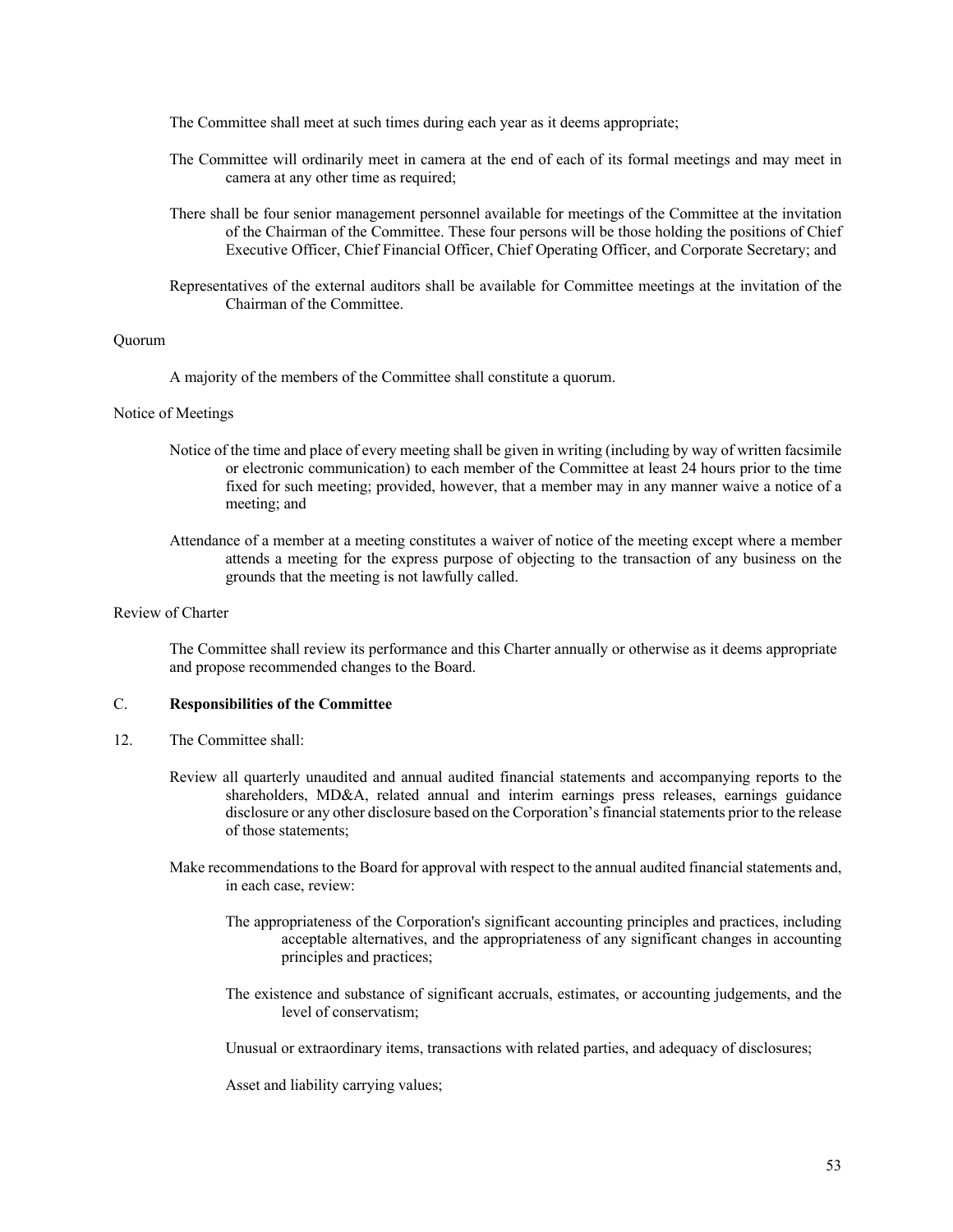The Committee shall meet at such times during each year as it deems appropriate;

The Committee will ordinarily meet in camera at the end of each of its formal meetings and may meet in camera at any other time as required;

There shall be four senior management personnel available for meetings of the Committee at the invitation of the Chairman of the Committee. These four persons will be those holding the positions of Chief Executive Officer, Chief Financial Officer, Chief Operating Officer, and Corporate Secretary; and

Representatives of the external auditors shall be available for Committee meetings at the invitation of the Chairman of the Committee.

Quorum

A majority of the members of the Committee shall constitute a quorum.

Notice of Meetings

Notice of the time and place of every meeting shall be given in writing (including by way of written facsimile or electronic communication) to each member of the Committee at least 24 hours prior to the time fixed for such meeting; provided, however, that a member may in any manner waive a notice of a meeting; and

Attendance of a member at a meeting constitutes a waiver of notice of the meeting except where a member attends a meeting for the express purpose of objecting to the transaction of any business on the grounds that the meeting is not lawfully called.

Review of Charter

The Committee shall review its performance and this Charter annually or otherwise as it deems appropriate and propose recommended changes to the Board.

C. **Responsibilities of the Committee**

12. The Committee shall:

Review all quarterly unaudited and annual audited financial statements and accompanying reports to the shareholders, MD&A, related annual and interim earnings press releases, earnings guidance disclosure or any other disclosure based on the Corporation's financial statements prior to the release of those statements;

Make recommendations to the Board for approval with respect to the annual audited financial statements and, in each case, review:

The appropriateness of the Corporation's significant accounting principles and practices, including acceptable alternatives, and the appropriateness of any significant changes in accounting principles and practices;

The existence and substance of significant accruals, estimates, or accounting judgements, and the level of conservatism;

Unusual or extraordinary items, transactions with related parties, and adequacy of disclosures;

Asset and liability carrying values;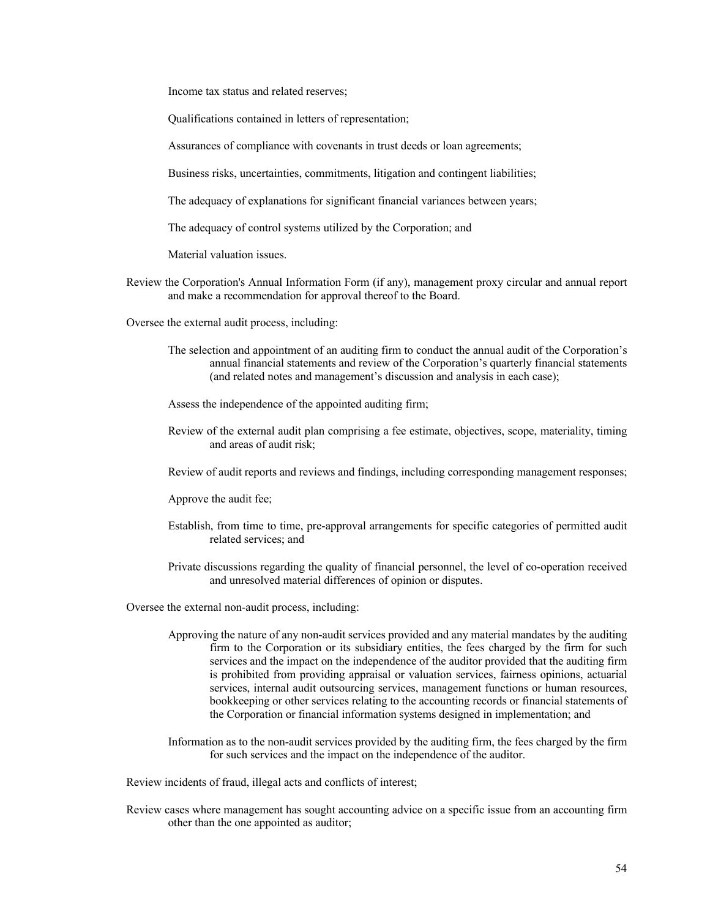Income tax status and related reserves;

Qualifications contained in letters of representation;

Assurances of compliance with covenants in trust deeds or loan agreements;

Business risks, uncertainties, commitments, litigation and contingent liabilities;

The adequacy of explanations for significant financial variances between years;

The adequacy of control systems utilized by the Corporation; and

Material valuation issues.

Review the Corporation's Annual Information Form (if any), management proxy circular and annual report and make a recommendation for approval thereof to the Board.

Oversee the external audit process, including:

The selection and appointment of an auditing firm to conduct the annual audit of the Corporation's annual financial statements and review of the Corporation's quarterly financial statements (and related notes and management's discussion and analysis in each case);

Assess the independence of the appointed auditing firm;

Review of the external audit plan comprising a fee estimate, objectives, scope, materiality, timing and areas of audit risk;

Review of audit reports and reviews and findings, including corresponding management responses;

Approve the audit fee;

Establish, from time to time, pre-approval arrangements for specific categories of permitted audit related services; and

Private discussions regarding the quality of financial personnel, the level of co-operation received and unresolved material differences of opinion or disputes.

Oversee the external non-audit process, including:

Approving the nature of any non-audit services provided and any material mandates by the auditing firm to the Corporation or its subsidiary entities, the fees charged by the firm for such services and the impact on the independence of the auditor provided that the auditing firm is prohibited from providing appraisal or valuation services, fairness opinions, actuarial services, internal audit outsourcing services, management functions or human resources, bookkeeping or other services relating to the accounting records or financial statements of the Corporation or financial information systems designed in implementation; and

Information as to the non-audit services provided by the auditing firm, the fees charged by the firm for such services and the impact on the independence of the auditor.

Review incidents of fraud, illegal acts and conflicts of interest;

Review cases where management has sought accounting advice on a specific issue from an accounting firm other than the one appointed as auditor;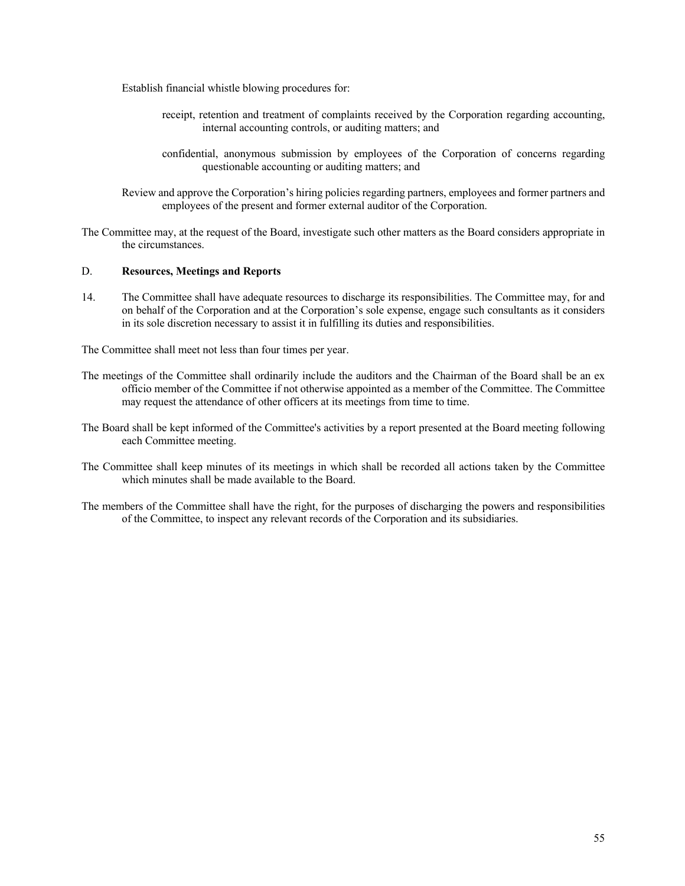Establish financial whistle blowing procedures for:

receipt, retention and treatment of complaints received by the Corporation regarding accounting, internal accounting controls, or auditing matters; and

confidential, anonymous submission by employees of the Corporation of concerns regarding questionable accounting or auditing matters; and

Review and approve the Corporation's hiring policies regarding partners, employees and former partners and employees of the present and former external auditor of the Corporation.

The Committee may, at the request of the Board, investigate such other matters as the Board considers appropriate in the circumstances.

## D. **Resources, Meetings and Reports**

14. The Committee shall have adequate resources to discharge its responsibilities. The Committee may, for and on behalf of the Corporation and at the Corporation's sole expense, engage such consultants as it considers in its sole discretion necessary to assist it in fulfilling its duties and responsibilities.

The Committee shall meet not less than four times per year.

The meetings of the Committee shall ordinarily include the auditors and the Chairman of the Board shall be an ex officio member of the Committee if not otherwise appointed as a member of the Committee. The Committee may request the attendance of other officers at its meetings from time to time.

The Board shall be kept informed of the Committee's activities by a report presented at the Board meeting following each Committee meeting.

The Committee shall keep minutes of its meetings in which shall be recorded all actions taken by the Committee which minutes shall be made available to the Board.

The members of the Committee shall have the right, for the purposes of discharging the powers and responsibilities of the Committee, to inspect any relevant records of the Corporation and its subsidiaries.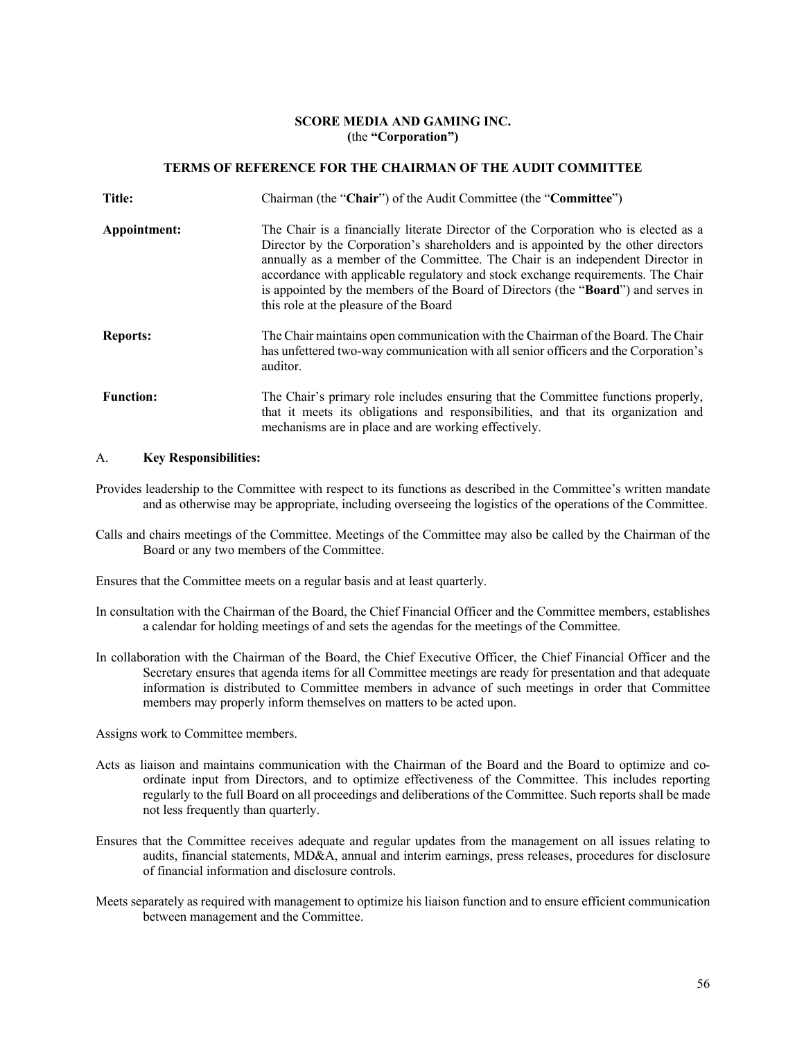**SCORE MEDIA AND GAMING INC.**
**(**the **"Corporation")**

**TERMS OF REFERENCE FOR THE CHAIRMAN OF THE AUDIT COMMITTEE**

| | |
|---|---|
| **Title:** | Chairman (the "**Chair**") of the Audit Committee (the "**Committee**") |
| **Appointment:** | The Chair is a financially literate Director of the Corporation who is elected as a Director by the Corporation's shareholders and is appointed by the other directors annually as a member of the Committee. The Chair is an independent Director in accordance with applicable regulatory and stock exchange requirements. The Chair is appointed by the members of the Board of Directors (the "**Board**") and serves in this role at the pleasure of the Board |
| **Reports:** | The Chair maintains open communication with the Chairman of the Board. The Chair has unfettered two-way communication with all senior officers and the Corporation's auditor. |
| **Function:** | The Chair's primary role includes ensuring that the Committee functions properly, that it meets its obligations and responsibilities, and that its organization and mechanisms are in place and are working effectively. |

A. **Key Responsibilities:**

Provides leadership to the Committee with respect to its functions as described in the Committee's written mandate and as otherwise may be appropriate, including overseeing the logistics of the operations of the Committee.

Calls and chairs meetings of the Committee. Meetings of the Committee may also be called by the Chairman of the Board or any two members of the Committee.

Ensures that the Committee meets on a regular basis and at least quarterly.

In consultation with the Chairman of the Board, the Chief Financial Officer and the Committee members, establishes a calendar for holding meetings of and sets the agendas for the meetings of the Committee.

In collaboration with the Chairman of the Board, the Chief Executive Officer, the Chief Financial Officer and the Secretary ensures that agenda items for all Committee meetings are ready for presentation and that adequate information is distributed to Committee members in advance of such meetings in order that Committee members may properly inform themselves on matters to be acted upon.

Assigns work to Committee members.

Acts as liaison and maintains communication with the Chairman of the Board and the Board to optimize and co-ordinate input from Directors, and to optimize effectiveness of the Committee. This includes reporting regularly to the full Board on all proceedings and deliberations of the Committee. Such reports shall be made not less frequently than quarterly.

Ensures that the Committee receives adequate and regular updates from the management on all issues relating to audits, financial statements, MD&A, annual and interim earnings, press releases, procedures for disclosure of financial information and disclosure controls.

Meets separately as required with management to optimize his liaison function and to ensure efficient communication between management and the Committee.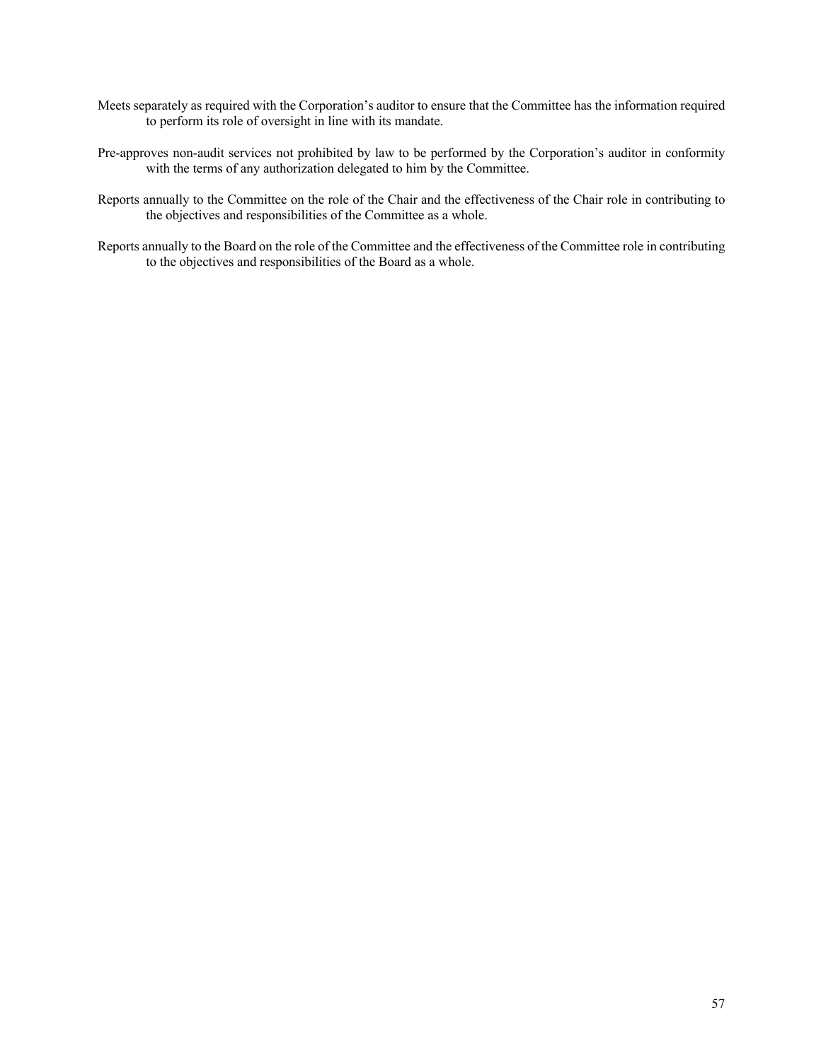Meets separately as required with the Corporation's auditor to ensure that the Committee has the information required to perform its role of oversight in line with its mandate.

Pre-approves non-audit services not prohibited by law to be performed by the Corporation's auditor in conformity with the terms of any authorization delegated to him by the Committee.

Reports annually to the Committee on the role of the Chair and the effectiveness of the Chair role in contributing to the objectives and responsibilities of the Committee as a whole.

Reports annually to the Board on the role of the Committee and the effectiveness of the Committee role in contributing to the objectives and responsibilities of the Board as a whole.